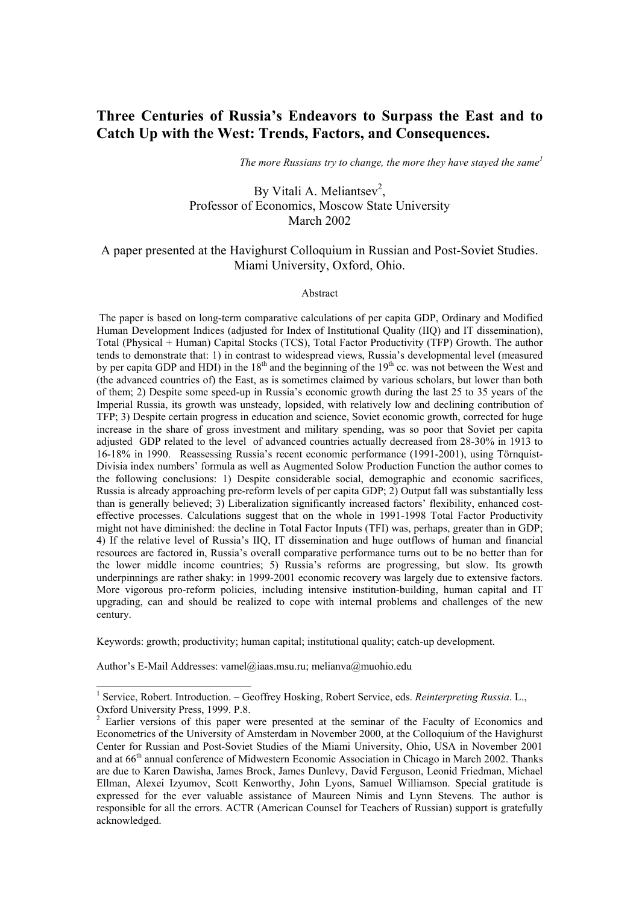# Three Centuries of Russia's Endeavors to Surpass the East and to Catch Up with the West: Trends, Factors, and Consequences.

*The more Russians try to change, the more they have stayed the same*[1]

By Vitali A. Meliantsev[2],
Professor of Economics, Moscow State University
March 2002

A paper presented at the Havighurst Colloquium in Russian and Post-Soviet Studies.
Miami University, Oxford, Ohio.

Abstract

The paper is based on long-term comparative calculations of per capita GDP, Ordinary and Modified Human Development Indices (adjusted for Index of Institutional Quality (IIQ) and IT dissemination), Total (Physical + Human) Capital Stocks (TCS), Total Factor Productivity (TFP) Growth. The author tends to demonstrate that: 1) in contrast to widespread views, Russia's developmental level (measured by per capita GDP and HDI) in the 18th and the beginning of the 19th cc. was not between the West and (the advanced countries of) the East, as is sometimes claimed by various scholars, but lower than both of them; 2) Despite some speed-up in Russia's economic growth during the last 25 to 35 years of the Imperial Russia, its growth was unsteady, lopsided, with relatively low and declining contribution of TFP; 3) Despite certain progress in education and science, Soviet economic growth, corrected for huge increase in the share of gross investment and military spending, was so poor that Soviet per capita adjusted GDP related to the level of advanced countries actually decreased from 28-30% in 1913 to 16-18% in 1990. Reassessing Russia's recent economic performance (1991-2001), using Törnquist-Divisia index numbers' formula as well as Augmented Solow Production Function the author comes to the following conclusions: 1) Despite considerable social, demographic and economic sacrifices, Russia is already approaching pre-reform levels of per capita GDP; 2) Output fall was substantially less than is generally believed; 3) Liberalization significantly increased factors' flexibility, enhanced cost-effective processes. Calculations suggest that on the whole in 1991-1998 Total Factor Productivity might not have diminished: the decline in Total Factor Inputs (TFI) was, perhaps, greater than in GDP; 4) If the relative level of Russia's IIQ, IT dissemination and huge outflows of human and financial resources are factored in, Russia's overall comparative performance turns out to be no better than for the lower middle income countries; 5) Russia's reforms are progressing, but slow. Its growth underpinnings are rather shaky: in 1999-2001 economic recovery was largely due to extensive factors. More vigorous pro-reform policies, including intensive institution-building, human capital and IT upgrading, can and should be realized to cope with internal problems and challenges of the new century.

Keywords: growth; productivity; human capital; institutional quality; catch-up development.

Author's E-Mail Addresses: vamel@iaas.msu.ru; melianva@muohio.edu

---

[1] Service, Robert. Introduction. – Geoffrey Hosking, Robert Service, eds. *Reinterpreting Russia*. L., Oxford University Press, 1999. P.8.

[2] Earlier versions of this paper were presented at the seminar of the Faculty of Economics and Econometrics of the University of Amsterdam in November 2000, at the Colloquium of the Havighurst Center for Russian and Post-Soviet Studies of the Miami University, Ohio, USA in November 2001 and at 66th annual conference of Midwestern Economic Association in Chicago in March 2002. Thanks are due to Karen Dawisha, James Brock, James Dunlevy, David Ferguson, Leonid Friedman, Michael Ellman, Alexei Izyumov, Scott Kenworthy, John Lyons, Samuel Williamson. Special gratitude is expressed for the ever valuable assistance of Maureen Nimis and Lynn Stevens. The author is responsible for all the errors. ACTR (American Counsel for Teachers of Russian) support is gratefully acknowledged.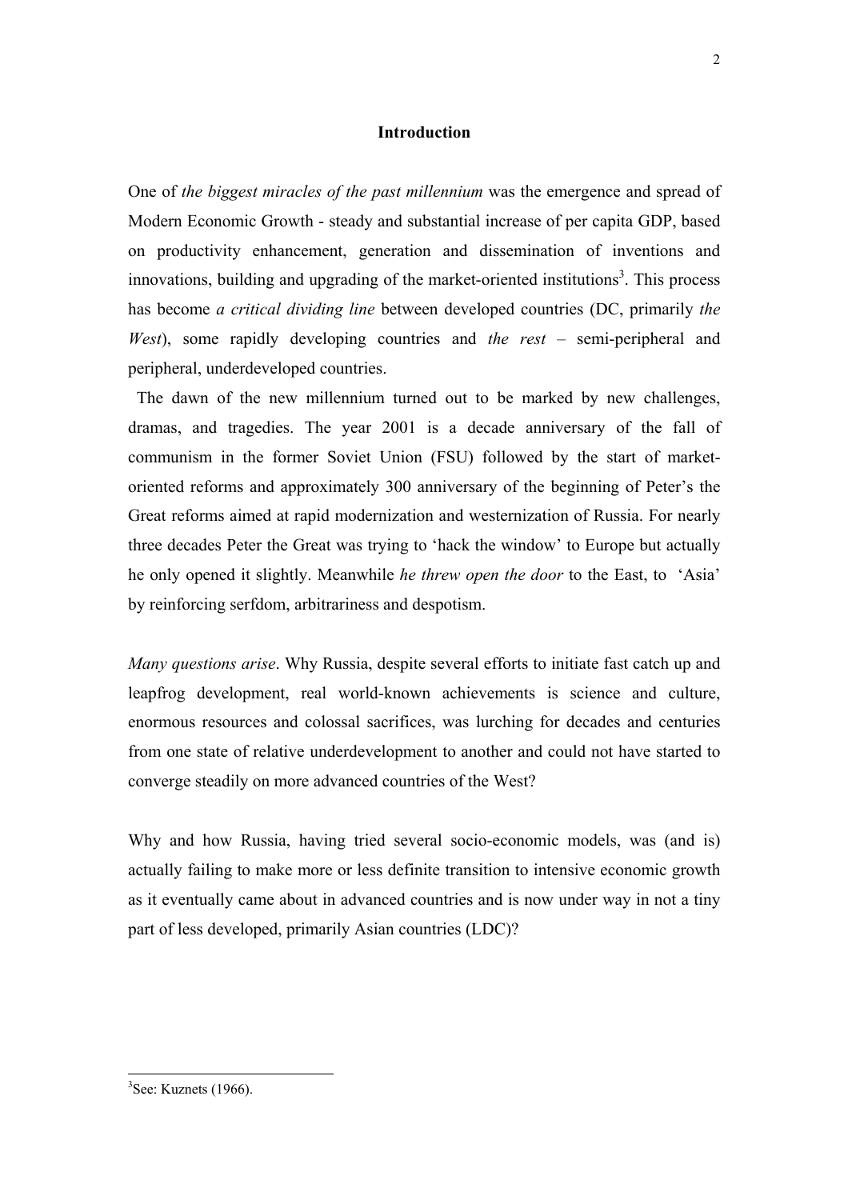## Introduction

One of *the biggest miracles of the past millennium* was the emergence and spread of Modern Economic Growth - steady and substantial increase of per capita GDP, based on productivity enhancement, generation and dissemination of inventions and innovations, building and upgrading of the market-oriented institutions[3]. This process has become *a critical dividing line* between developed countries (DC, primarily *the West*), some rapidly developing countries and *the rest* – semi-peripheral and peripheral, underdeveloped countries.

The dawn of the new millennium turned out to be marked by new challenges, dramas, and tragedies. The year 2001 is a decade anniversary of the fall of communism in the former Soviet Union (FSU) followed by the start of market-oriented reforms and approximately 300 anniversary of the beginning of Peter's the Great reforms aimed at rapid modernization and westernization of Russia. For nearly three decades Peter the Great was trying to 'hack the window' to Europe but actually he only opened it slightly. Meanwhile *he threw open the door* to the East, to 'Asia' by reinforcing serfdom, arbitrariness and despotism.

*Many questions arise*. Why Russia, despite several efforts to initiate fast catch up and leapfrog development, real world-known achievements is science and culture, enormous resources and colossal sacrifices, was lurching for decades and centuries from one state of relative underdevelopment to another and could not have started to converge steadily on more advanced countries of the West?

Why and how Russia, having tried several socio-economic models, was (and is) actually failing to make more or less definite transition to intensive economic growth as it eventually came about in advanced countries and is now under way in not a tiny part of less developed, primarily Asian countries (LDC)?

---

[3] See: Kuznets (1966).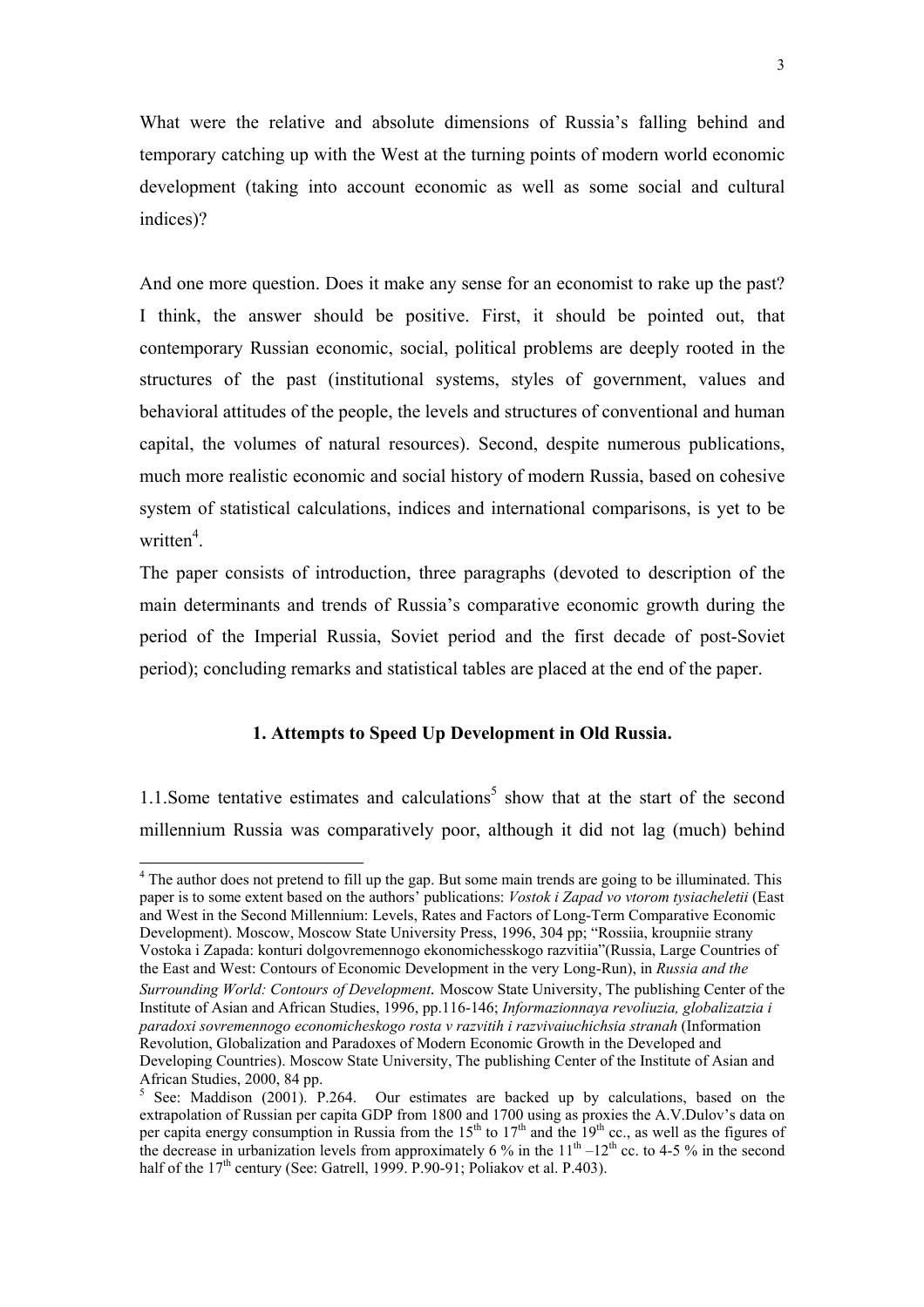What were the relative and absolute dimensions of Russia's falling behind and temporary catching up with the West at the turning points of modern world economic development (taking into account economic as well as some social and cultural indices)?

And one more question. Does it make any sense for an economist to rake up the past? I think, the answer should be positive. First, it should be pointed out, that contemporary Russian economic, social, political problems are deeply rooted in the structures of the past (institutional systems, styles of government, values and behavioral attitudes of the people, the levels and structures of conventional and human capital, the volumes of natural resources). Second, despite numerous publications, much more realistic economic and social history of modern Russia, based on cohesive system of statistical calculations, indices and international comparisons, is yet to be written[4].

The paper consists of introduction, three paragraphs (devoted to description of the main determinants and trends of Russia's comparative economic growth during the period of the Imperial Russia, Soviet period and the first decade of post-Soviet period); concluding remarks and statistical tables are placed at the end of the paper.

### 1. Attempts to Speed Up Development in Old Russia.

1.1.Some tentative estimates and calculations[5] show that at the start of the second millennium Russia was comparatively poor, although it did not lag (much) behind

---

[4] The author does not pretend to fill up the gap. But some main trends are going to be illuminated. This paper is to some extent based on the authors' publications: *Vostok i Zapad vo vtorom tysiacheletii* (East and West in the Second Millennium: Levels, Rates and Factors of Long-Term Comparative Economic Development). Moscow, Moscow State University Press, 1996, 304 pp; "Rossiia, kroupniie strany Vostoka i Zapada: konturi dolgovremennogo ekonomichesskogo razvitiia"(Russia, Large Countries of the East and West: Contours of Economic Development in the very Long-Run), in *Russia and the Surrounding World: Contours of Development.* Moscow State University, The publishing Center of the Institute of Asian and African Studies, 1996, pp.116-146; *Informazionnaya revoliuzia, globalizatzia i paradoxi sovremennogo economicheskogo rosta v razvitih i razvivaiuchichsia stranah* (Information Revolution, Globalization and Paradoxes of Modern Economic Growth in the Developed and Developing Countries). Moscow State University, The publishing Center of the Institute of Asian and African Studies, 2000, 84 pp.

[5] See: Maddison (2001). P.264. Our estimates are backed up by calculations, based on the extrapolation of Russian per capita GDP from 1800 and 1700 using as proxies the A.V.Dulov's data on per capita energy consumption in Russia from the 15th to 17th and the 19th cc., as well as the figures of the decrease in urbanization levels from approximately 6 % in the 11th –12th cc. to 4-5 % in the second half of the 17th century (See: Gatrell, 1999. P.90-91; Poliakov et al. P.403).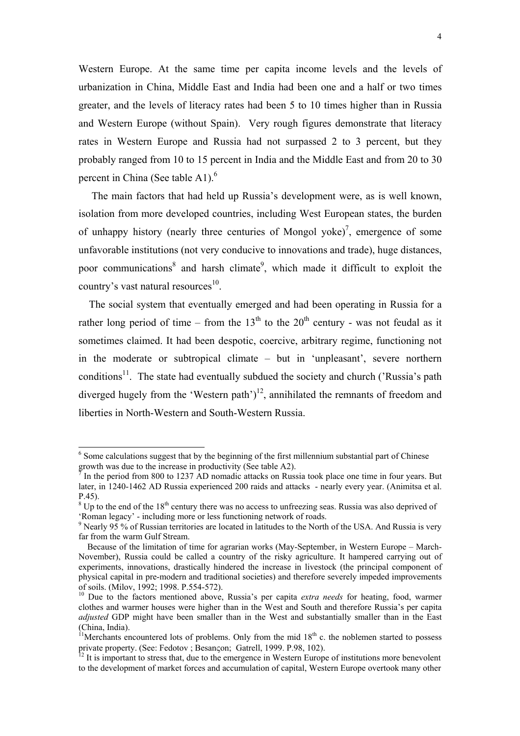Western Europe. At the same time per capita income levels and the levels of urbanization in China, Middle East and India had been one and a half or two times greater, and the levels of literacy rates had been 5 to 10 times higher than in Russia and Western Europe (without Spain). Very rough figures demonstrate that literacy rates in Western Europe and Russia had not surpassed 2 to 3 percent, but they probably ranged from 10 to 15 percent in India and the Middle East and from 20 to 30 percent in China (See table A1).[6]

The main factors that had held up Russia's development were, as is well known, isolation from more developed countries, including West European states, the burden of unhappy history (nearly three centuries of Mongol yoke)[7], emergence of some unfavorable institutions (not very conducive to innovations and trade), huge distances, poor communications[8] and harsh climate[9], which made it difficult to exploit the country's vast natural resources[10].

The social system that eventually emerged and had been operating in Russia for a rather long period of time – from the 13[th] to the 20[th] century - was not feudal as it sometimes claimed. It had been despotic, coercive, arbitrary regime, functioning not in the moderate or subtropical climate – but in 'unpleasant', severe northern conditions[11]. The state had eventually subdued the society and church ('Russia's path diverged hugely from the 'Western path')[12], annihilated the remnants of freedom and liberties in North-Western and South-Western Russia.

---

[6] Some calculations suggest that by the beginning of the first millennium substantial part of Chinese growth was due to the increase in productivity (See table A2).

[7] In the period from 800 to 1237 AD nomadic attacks on Russia took place one time in four years. But later, in 1240-1462 AD Russia experienced 200 raids and attacks - nearly every year. (Animitsa et al. P.45).

[8] Up to the end of the 18[th] century there was no access to unfreezing seas. Russia was also deprived of 'Roman legacy' - including more or less functioning network of roads.

[9] Nearly 95 % of Russian territories are located in latitudes to the North of the USA. And Russia is very far from the warm Gulf Stream.

Because of the limitation of time for agrarian works (May-September, in Western Europe – March-November), Russia could be called a country of the risky agriculture. It hampered carrying out of experiments, innovations, drastically hindered the increase in livestock (the principal component of physical capital in pre-modern and traditional societies) and therefore severely impeded improvements of soils. (Milov, 1992; 1998. P.554-572).

[10] Due to the factors mentioned above, Russia's per capita *extra needs* for heating, food, warmer clothes and warmer houses were higher than in the West and South and therefore Russia's per capita *adjusted* GDP might have been smaller than in the West and substantially smaller than in the East (China, India).

[11] Merchants encountered lots of problems. Only from the mid 18[th] c. the noblemen started to possess private property. (See: Fedotov ; Besançon; Gatrell, 1999. P.98, 102).

[12] It is important to stress that, due to the emergence in Western Europe of institutions more benevolent to the development of market forces and accumulation of capital, Western Europe overtook many other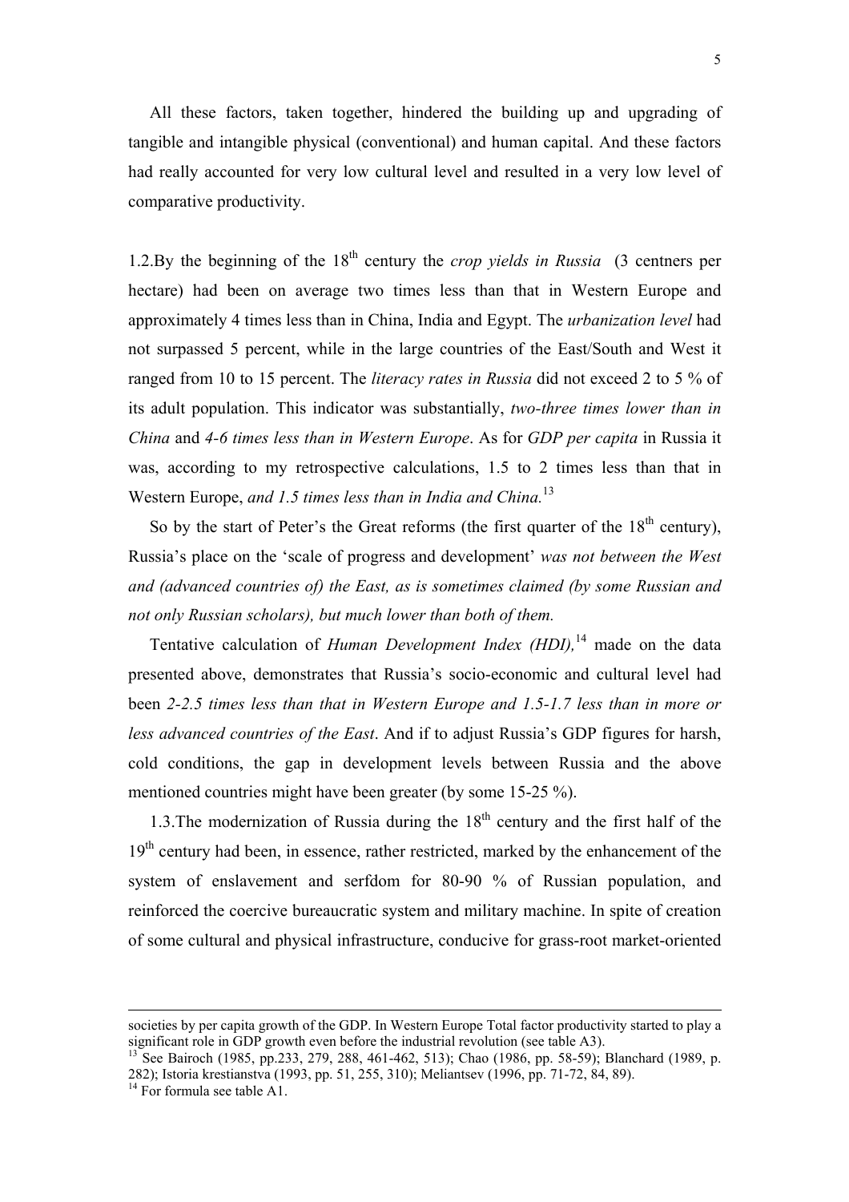All these factors, taken together, hindered the building up and upgrading of tangible and intangible physical (conventional) and human capital. And these factors had really accounted for very low cultural level and resulted in a very low level of comparative productivity.

1.2.By the beginning of the 18th century the *crop yields in Russia* (3 centners per hectare) had been on average two times less than that in Western Europe and approximately 4 times less than in China, India and Egypt. The *urbanization level* had not surpassed 5 percent, while in the large countries of the East/South and West it ranged from 10 to 15 percent. The *literacy rates in Russia* did not exceed 2 to 5 % of its adult population. This indicator was substantially, *two-three times lower than in China* and *4-6 times less than in Western Europe*. As for *GDP per capita* in Russia it was, according to my retrospective calculations, 1.5 to 2 times less than that in Western Europe, *and 1.5 times less than in India and China.*[13]

So by the start of Peter's the Great reforms (the first quarter of the 18th century), Russia's place on the 'scale of progress and development' *was not between the West and (advanced countries of) the East, as is sometimes claimed (by some Russian and not only Russian scholars), but much lower than both of them.*

Tentative calculation of *Human Development Index (HDI),*[14] made on the data presented above, demonstrates that Russia's socio-economic and cultural level had been *2-2.5 times less than that in Western Europe and 1.5-1.7 less than in more or less advanced countries of the East*. And if to adjust Russia's GDP figures for harsh, cold conditions, the gap in development levels between Russia and the above mentioned countries might have been greater (by some 15-25 %).

1.3.The modernization of Russia during the 18th century and the first half of the 19th century had been, in essence, rather restricted, marked by the enhancement of the system of enslavement and serfdom for 80-90 % of Russian population, and reinforced the coercive bureaucratic system and military machine. In spite of creation of some cultural and physical infrastructure, conducive for grass-root market-oriented

---

societies by per capita growth of the GDP. In Western Europe Total factor productivity started to play a significant role in GDP growth even before the industrial revolution (see table A3).

[13] See Bairoch (1985, pp.233, 279, 288, 461-462, 513); Chao (1986, pp. 58-59); Blanchard (1989, p. 282); Istoria krestianstva (1993, pp. 51, 255, 310); Meliantsev (1996, pp. 71-72, 84, 89).

[14] For formula see table A1.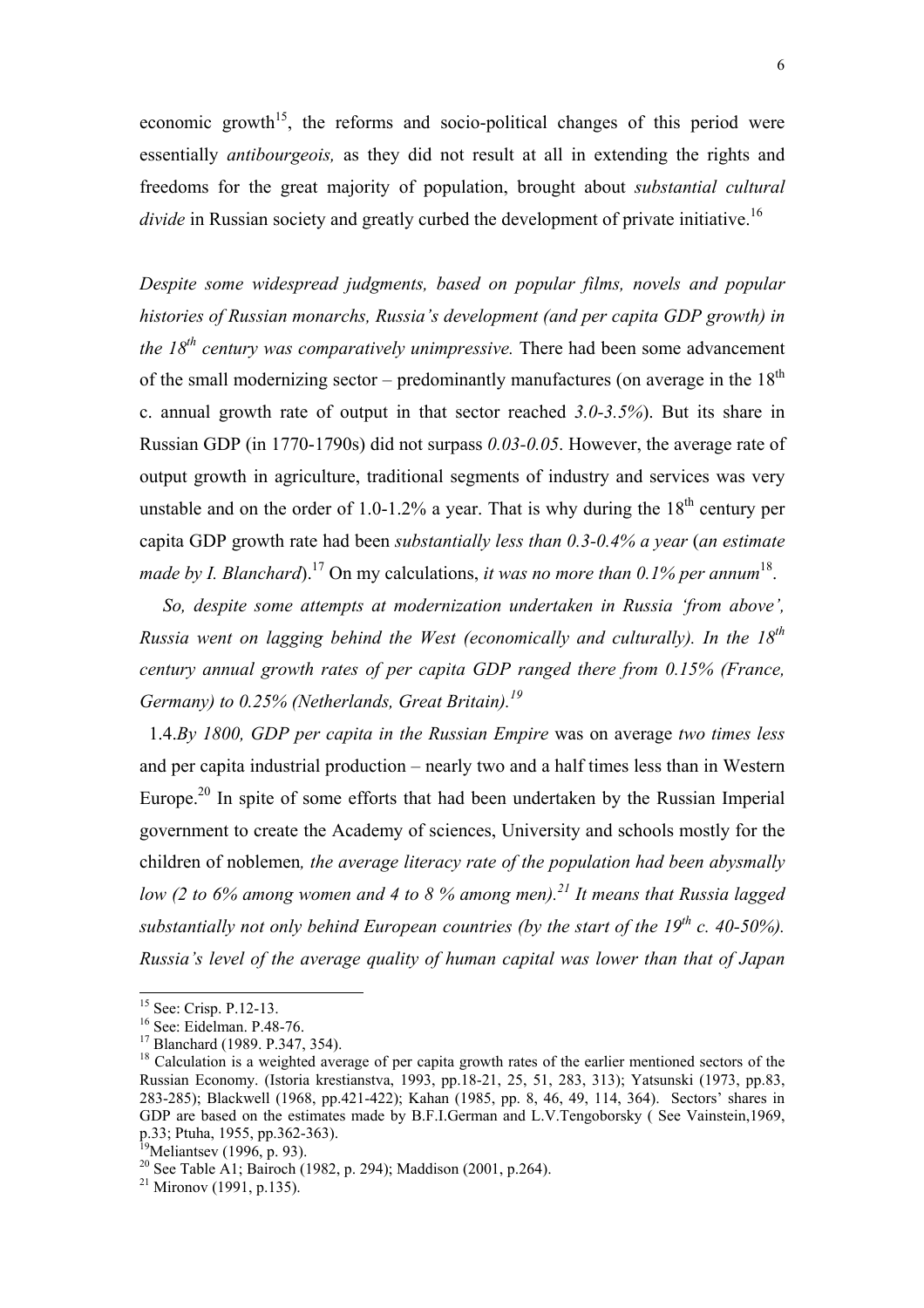economic growth[15], the reforms and socio-political changes of this period were essentially *antibourgeois,* as they did not result at all in extending the rights and freedoms for the great majority of population, brought about *substantial cultural divide* in Russian society and greatly curbed the development of private initiative.[16]

*Despite some widespread judgments, based on popular films, novels and popular histories of Russian monarchs, Russia's development (and per capita GDP growth) in the 18th century was comparatively unimpressive.* There had been some advancement of the small modernizing sector – predominantly manufactures (on average in the 18th c. annual growth rate of output in that sector reached *3.0-3.5%*). But its share in Russian GDP (in 1770-1790s) did not surpass *0.03-0.05*. However, the average rate of output growth in agriculture, traditional segments of industry and services was very unstable and on the order of 1.0-1.2% a year. That is why during the 18th century per capita GDP growth rate had been *substantially less than 0.3-0.4% a year* (*an estimate made by I. Blanchard*).[17] On my calculations, *it was no more than 0.1% per annum*[18].

*So, despite some attempts at modernization undertaken in Russia 'from above', Russia went on lagging behind the West (economically and culturally). In the 18th century annual growth rates of per capita GDP ranged there from 0.15% (France, Germany) to 0.25% (Netherlands, Great Britain).[19]*

1.4.*By 1800, GDP per capita in the Russian Empire* was on average *two times less* and per capita industrial production – nearly two and a half times less than in Western Europe.[20] In spite of some efforts that had been undertaken by the Russian Imperial government to create the Academy of sciences, University and schools mostly for the children of noblemen*, the average literacy rate of the population had been abysmally low (2 to 6% among women and 4 to 8 % among men).[21] It means that Russia lagged substantially not only behind European countries (by the start of the 19th c. 40-50%). Russia's level of the average quality of human capital was lower than that of Japan*

---

[15] See: Crisp. P.12-13.

[16] See: Eidelman. P.48-76.

[17] Blanchard (1989. P.347, 354).

[18] Calculation is a weighted average of per capita growth rates of the earlier mentioned sectors of the Russian Economy. (Istoria krestianstva, 1993, pp.18-21, 25, 51, 283, 313); Yatsunski (1973, pp.83, 283-285); Blackwell (1968, pp.421-422); Kahan (1985, pp. 8, 46, 49, 114, 364). Sectors' shares in GDP are based on the estimates made by B.F.I.German and L.V.Tengoborsky ( See Vainstein,1969, p.33; Ptuha, 1955, pp.362-363).

[19] Meliantsev (1996, p. 93).

[20] See Table A1; Bairoch (1982, p. 294); Maddison (2001, p.264).

[21] Mironov (1991, p.135).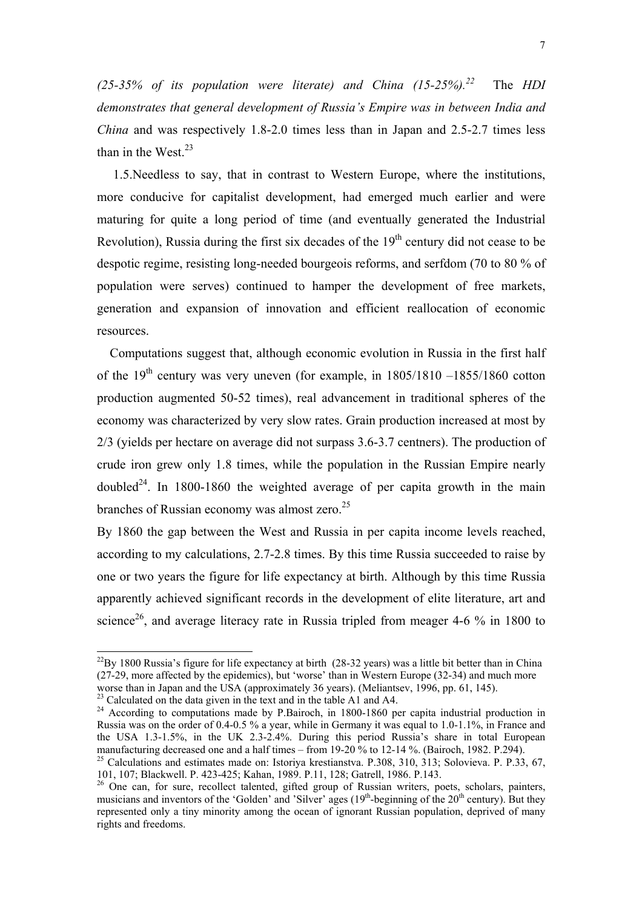*(25-35% of its population were literate) and China (15-25%).*[22] The *HDI demonstrates that general development of Russia's Empire was in between India and China* and was respectively 1.8-2.0 times less than in Japan and 2.5-2.7 times less than in the West.[23]

1.5.Needless to say, that in contrast to Western Europe, where the institutions, more conducive for capitalist development, had emerged much earlier and were maturing for quite a long period of time (and eventually generated the Industrial Revolution), Russia during the first six decades of the 19th century did not cease to be despotic regime, resisting long-needed bourgeois reforms, and serfdom (70 to 80 % of population were serves) continued to hamper the development of free markets, generation and expansion of innovation and efficient reallocation of economic resources.

Computations suggest that, although economic evolution in Russia in the first half of the 19th century was very uneven (for example, in 1805/1810 –1855/1860 cotton production augmented 50-52 times), real advancement in traditional spheres of the economy was characterized by very slow rates. Grain production increased at most by 2/3 (yields per hectare on average did not surpass 3.6-3.7 centners). The production of crude iron grew only 1.8 times, while the population in the Russian Empire nearly doubled[24]. In 1800-1860 the weighted average of per capita growth in the main branches of Russian economy was almost zero.[25]

By 1860 the gap between the West and Russia in per capita income levels reached, according to my calculations, 2.7-2.8 times. By this time Russia succeeded to raise by one or two years the figure for life expectancy at birth. Although by this time Russia apparently achieved significant records in the development of elite literature, art and science[26], and average literacy rate in Russia tripled from meager 4-6 % in 1800 to

---

[22]By 1800 Russia's figure for life expectancy at birth (28-32 years) was a little bit better than in China (27-29, more affected by the epidemics), but 'worse' than in Western Europe (32-34) and much more worse than in Japan and the USA (approximately 36 years). (Meliantsev, 1996, pp. 61, 145).

[23] Calculated on the data given in the text and in the table A1 and A4.

[24] According to computations made by P.Bairoch, in 1800-1860 per capita industrial production in Russia was on the order of 0.4-0.5 % a year, while in Germany it was equal to 1.0-1.1%, in France and the USA 1.3-1.5%, in the UK 2.3-2.4%. During this period Russia's share in total European manufacturing decreased one and a half times – from 19-20 % to 12-14 %. (Bairoch, 1982. P.294).

[25] Calculations and estimates made on: Istoriya krestianstva. P.308, 310, 313; Solovieva. P. P.33, 67, 101, 107; Blackwell. P. 423-425; Kahan, 1989. P.11, 128; Gatrell, 1986. P.143.

[26] One can, for sure, recollect talented, gifted group of Russian writers, poets, scholars, painters, musicians and inventors of the 'Golden' and 'Silver' ages (19th-beginning of the 20th century). But they represented only a tiny minority among the ocean of ignorant Russian population, deprived of many rights and freedoms.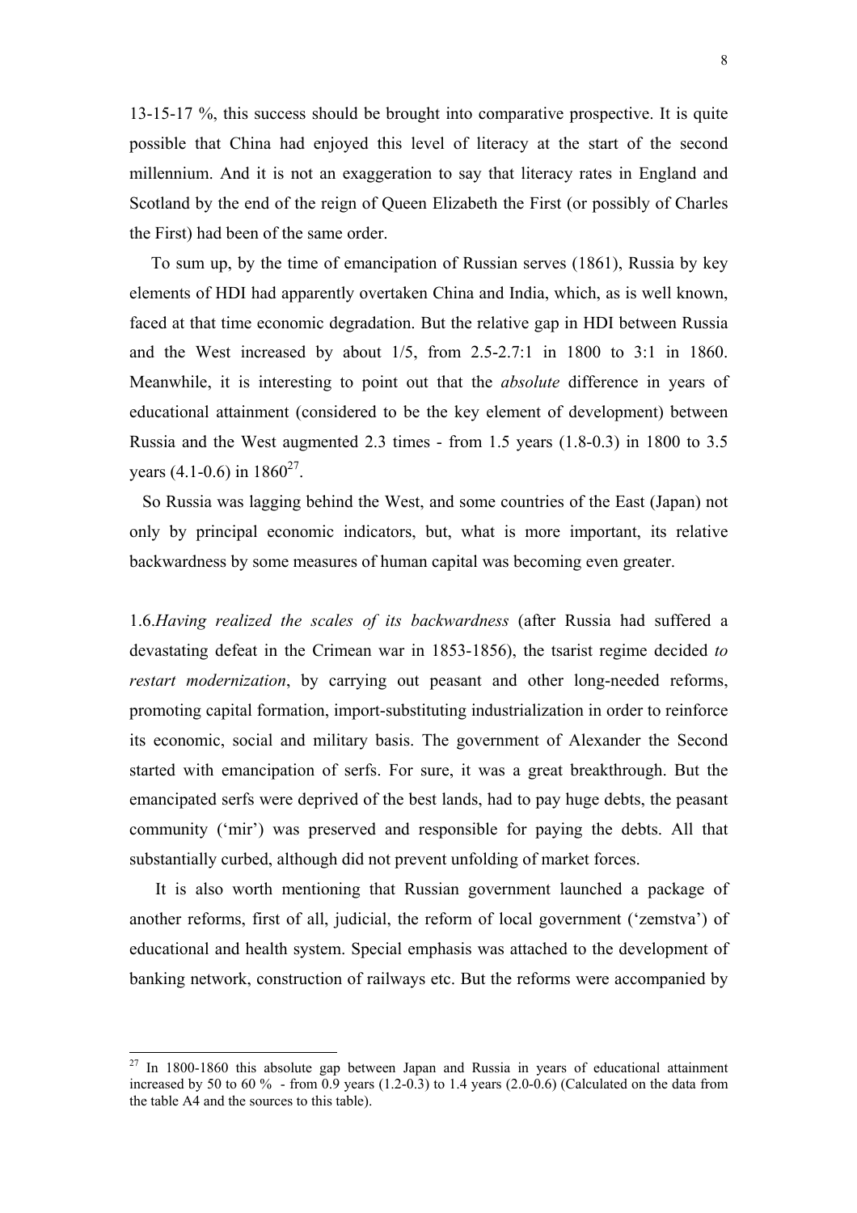13-15-17 %, this success should be brought into comparative prospective. It is quite possible that China had enjoyed this level of literacy at the start of the second millennium. And it is not an exaggeration to say that literacy rates in England and Scotland by the end of the reign of Queen Elizabeth the First (or possibly of Charles the First) had been of the same order.

To sum up, by the time of emancipation of Russian serves (1861), Russia by key elements of HDI had apparently overtaken China and India, which, as is well known, faced at that time economic degradation. But the relative gap in HDI between Russia and the West increased by about 1/5, from 2.5-2.7:1 in 1800 to 3:1 in 1860. Meanwhile, it is interesting to point out that the *absolute* difference in years of educational attainment (considered to be the key element of development) between Russia and the West augmented 2.3 times - from 1.5 years (1.8-0.3) in 1800 to 3.5 years (4.1-0.6) in 1860[27].

So Russia was lagging behind the West, and some countries of the East (Japan) not only by principal economic indicators, but, what is more important, its relative backwardness by some measures of human capital was becoming even greater.

1.6.*Having realized the scales of its backwardness* (after Russia had suffered a devastating defeat in the Crimean war in 1853-1856), the tsarist regime decided *to restart modernization*, by carrying out peasant and other long-needed reforms, promoting capital formation, import-substituting industrialization in order to reinforce its economic, social and military basis. The government of Alexander the Second started with emancipation of serfs. For sure, it was a great breakthrough. But the emancipated serfs were deprived of the best lands, had to pay huge debts, the peasant community ('mir') was preserved and responsible for paying the debts. All that substantially curbed, although did not prevent unfolding of market forces.

It is also worth mentioning that Russian government launched a package of another reforms, first of all, judicial, the reform of local government ('zemstva') of educational and health system. Special emphasis was attached to the development of banking network, construction of railways etc. But the reforms were accompanied by

---

[27] In 1800-1860 this absolute gap between Japan and Russia in years of educational attainment increased by 50 to 60 % - from 0.9 years (1.2-0.3) to 1.4 years (2.0-0.6) (Calculated on the data from the table A4 and the sources to this table).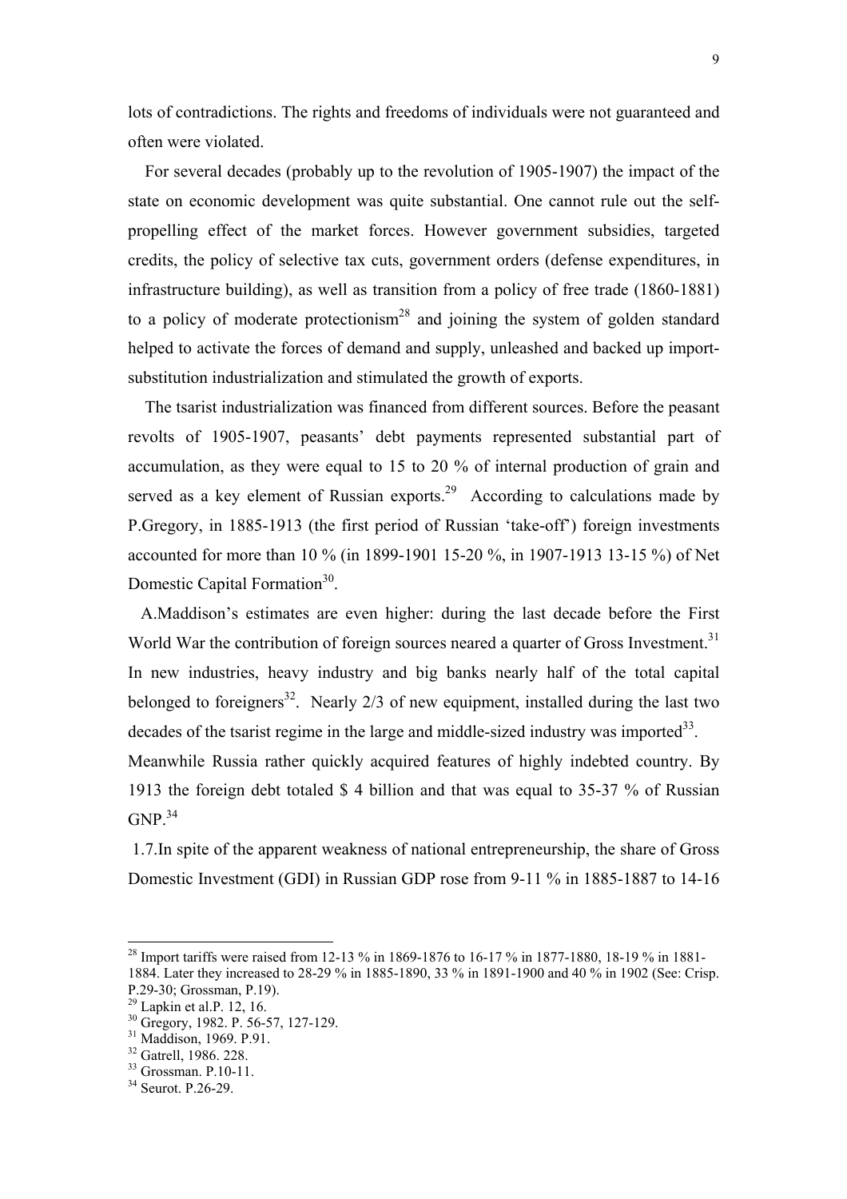lots of contradictions. The rights and freedoms of individuals were not guaranteed and often were violated.

For several decades (probably up to the revolution of 1905-1907) the impact of the state on economic development was quite substantial. One cannot rule out the self-propelling effect of the market forces. However government subsidies, targeted credits, the policy of selective tax cuts, government orders (defense expenditures, in infrastructure building), as well as transition from a policy of free trade (1860-1881) to a policy of moderate protectionism[28] and joining the system of golden standard helped to activate the forces of demand and supply, unleashed and backed up import-substitution industrialization and stimulated the growth of exports.

The tsarist industrialization was financed from different sources. Before the peasant revolts of 1905-1907, peasants' debt payments represented substantial part of accumulation, as they were equal to 15 to 20 % of internal production of grain and served as a key element of Russian exports.[29] According to calculations made by P.Gregory, in 1885-1913 (the first period of Russian 'take-off') foreign investments accounted for more than 10 % (in 1899-1901 15-20 %, in 1907-1913 13-15 %) of Net Domestic Capital Formation[30].

A.Maddison's estimates are even higher: during the last decade before the First World War the contribution of foreign sources neared a quarter of Gross Investment.[31] In new industries, heavy industry and big banks nearly half of the total capital belonged to foreigners[32]. Nearly 2/3 of new equipment, installed during the last two decades of the tsarist regime in the large and middle-sized industry was imported[33]. Meanwhile Russia rather quickly acquired features of highly indebted country. By 1913 the foreign debt totaled $ 4 billion and that was equal to 35-37 % of Russian GNP.[34]

1.7.In spite of the apparent weakness of national entrepreneurship, the share of Gross Domestic Investment (GDI) in Russian GDP rose from 9-11 % in 1885-1887 to 14-16

---

[28] Import tariffs were raised from 12-13 % in 1869-1876 to 16-17 % in 1877-1880, 18-19 % in 1881-1884. Later they increased to 28-29 % in 1885-1890, 33 % in 1891-1900 and 40 % in 1902 (See: Crisp. P.29-30; Grossman, P.19).

[29] Lapkin et al.P. 12, 16.

[30] Gregory, 1982. P. 56-57, 127-129.

[31] Maddison, 1969. P.91.

[32] Gatrell, 1986. 228.

[33] Grossman. P.10-11.

[34] Seurot. P.26-29.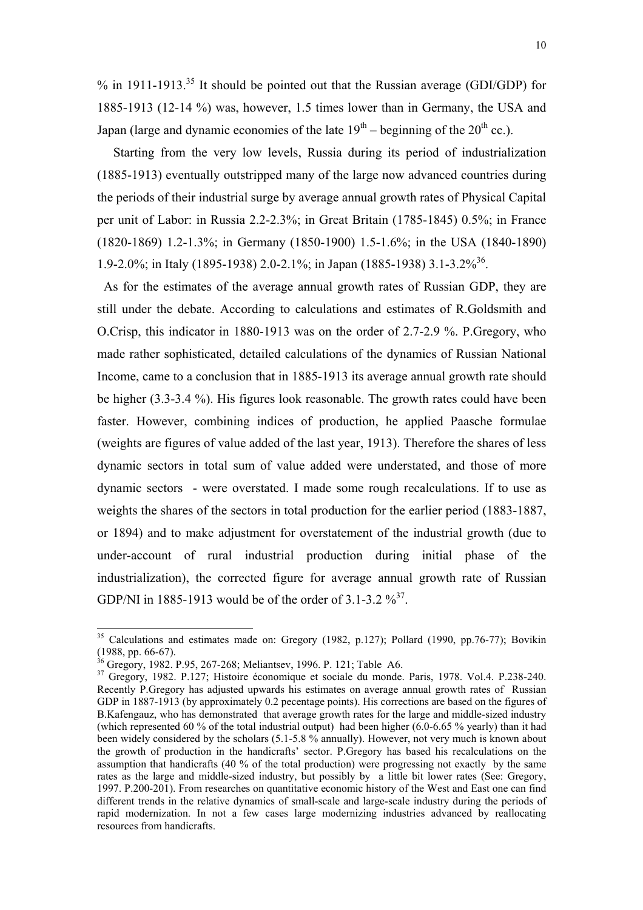% in 1911-1913.[35] It should be pointed out that the Russian average (GDI/GDP) for 1885-1913 (12-14 %) was, however, 1.5 times lower than in Germany, the USA and Japan (large and dynamic economies of the late 19th – beginning of the 20th cc.).

Starting from the very low levels, Russia during its period of industrialization (1885-1913) eventually outstripped many of the large now advanced countries during the periods of their industrial surge by average annual growth rates of Physical Capital per unit of Labor: in Russia 2.2-2.3%; in Great Britain (1785-1845) 0.5%; in France (1820-1869) 1.2-1.3%; in Germany (1850-1900) 1.5-1.6%; in the USA (1840-1890) 1.9-2.0%; in Italy (1895-1938) 2.0-2.1%; in Japan (1885-1938) 3.1-3.2%[36].

As for the estimates of the average annual growth rates of Russian GDP, they are still under the debate. According to calculations and estimates of R.Goldsmith and O.Crisp, this indicator in 1880-1913 was on the order of 2.7-2.9 %. P.Gregory, who made rather sophisticated, detailed calculations of the dynamics of Russian National Income, came to a conclusion that in 1885-1913 its average annual growth rate should be higher (3.3-3.4 %). His figures look reasonable. The growth rates could have been faster. However, combining indices of production, he applied Paasche formulae (weights are figures of value added of the last year, 1913). Therefore the shares of less dynamic sectors in total sum of value added were understated, and those of more dynamic sectors - were overstated. I made some rough recalculations. If to use as weights the shares of the sectors in total production for the earlier period (1883-1887, or 1894) and to make adjustment for overstatement of the industrial growth (due to under-account of rural industrial production during initial phase of the industrialization), the corrected figure for average annual growth rate of Russian GDP/NI in 1885-1913 would be of the order of 3.1-3.2 %[37].

---

[35] Calculations and estimates made on: Gregory (1982, p.127); Pollard (1990, pp.76-77); Bovikin (1988, pp. 66-67).

[36] Gregory, 1982. P.95, 267-268; Meliantsev, 1996. P. 121; Table A6.

[37] Gregory, 1982. P.127; Histoire économique et sociale du monde. Paris, 1978. Vol.4. P.238-240. Recently P.Gregory has adjusted upwards his estimates on average annual growth rates of Russian GDP in 1887-1913 (by approximately 0.2 pecentage points). His corrections are based on the figures of B.Kafengauz, who has demonstrated that average growth rates for the large and middle-sized industry (which represented 60 % of the total industrial output) had been higher (6.0-6.65 % yearly) than it had been widely considered by the scholars (5.1-5.8 % annually). However, not very much is known about the growth of production in the handicrafts' sector. P.Gregory has based his recalculations on the assumption that handicrafts (40 % of the total production) were progressing not exactly by the same rates as the large and middle-sized industry, but possibly by a little bit lower rates (See: Gregory, 1997. P.200-201). From researches on quantitative economic history of the West and East one can find different trends in the relative dynamics of small-scale and large-scale industry during the periods of rapid modernization. In not a few cases large modernizing industries advanced by reallocating resources from handicrafts.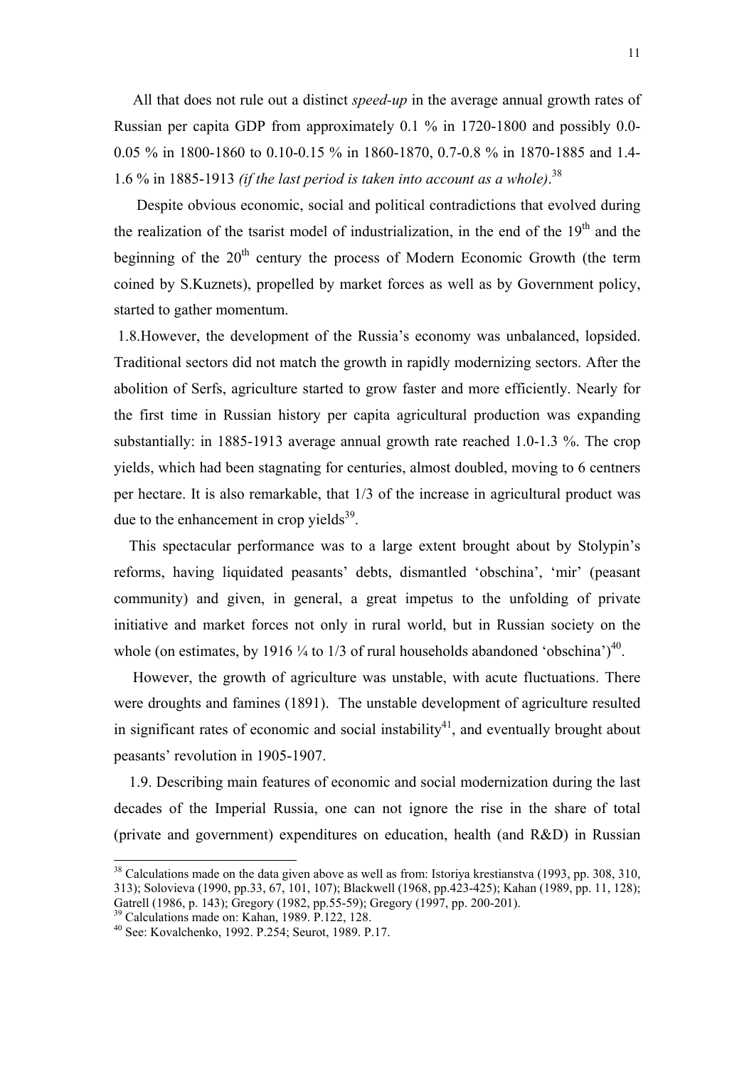All that does not rule out a distinct *speed-up* in the average annual growth rates of Russian per capita GDP from approximately 0.1 % in 1720-1800 and possibly 0.0-0.05 % in 1800-1860 to 0.10-0.15 % in 1860-1870, 0.7-0.8 % in 1870-1885 and 1.4-1.6 % in 1885-1913 *(if the last period is taken into account as a whole)*.[38]

Despite obvious economic, social and political contradictions that evolved during the realization of the tsarist model of industrialization, in the end of the 19th and the beginning of the 20th century the process of Modern Economic Growth (the term coined by S.Kuznets), propelled by market forces as well as by Government policy, started to gather momentum.

1.8.However, the development of the Russia's economy was unbalanced, lopsided. Traditional sectors did not match the growth in rapidly modernizing sectors. After the abolition of Serfs, agriculture started to grow faster and more efficiently. Nearly for the first time in Russian history per capita agricultural production was expanding substantially: in 1885-1913 average annual growth rate reached 1.0-1.3 %. The crop yields, which had been stagnating for centuries, almost doubled, moving to 6 centners per hectare. It is also remarkable, that 1/3 of the increase in agricultural product was due to the enhancement in crop yields[39].

This spectacular performance was to a large extent brought about by Stolypin's reforms, having liquidated peasants' debts, dismantled 'obschina', 'mir' (peasant community) and given, in general, a great impetus to the unfolding of private initiative and market forces not only in rural world, but in Russian society on the whole (on estimates, by 1916 ¼ to 1/3 of rural households abandoned 'obschina')[40].

However, the growth of agriculture was unstable, with acute fluctuations. There were droughts and famines (1891). The unstable development of agriculture resulted in significant rates of economic and social instability[41], and eventually brought about peasants' revolution in 1905-1907.

1.9. Describing main features of economic and social modernization during the last decades of the Imperial Russia, one can not ignore the rise in the share of total (private and government) expenditures on education, health (and R&D) in Russian

---

[38] Calculations made on the data given above as well as from: Istoriya krestianstva (1993, pp. 308, 310, 313); Solovieva (1990, pp.33, 67, 101, 107); Blackwell (1968, pp.423-425); Kahan (1989, pp. 11, 128); Gatrell (1986, p. 143); Gregory (1982, pp.55-59); Gregory (1997, pp. 200-201).

[39] Calculations made on: Kahan, 1989. P.122, 128.

[40] See: Kovalchenko, 1992. P.254; Seurot, 1989. P.17.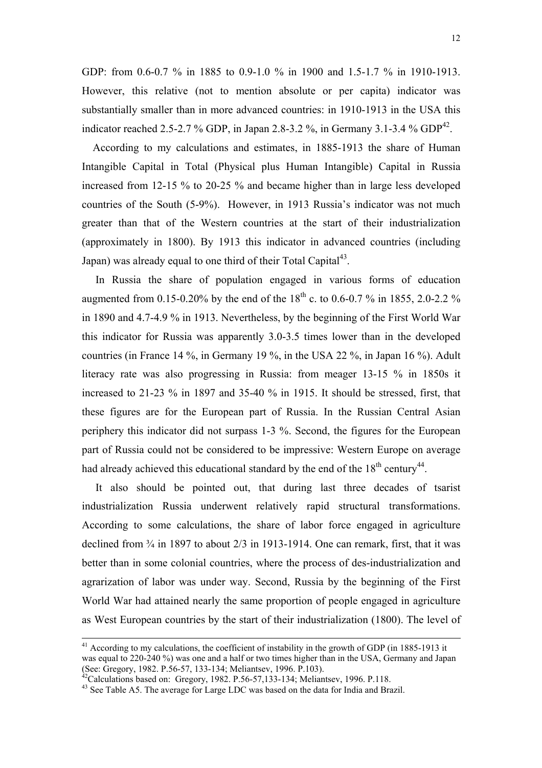GDP: from 0.6-0.7 % in 1885 to 0.9-1.0 % in 1900 and 1.5-1.7 % in 1910-1913. However, this relative (not to mention absolute or per capita) indicator was substantially smaller than in more advanced countries: in 1910-1913 in the USA this indicator reached 2.5-2.7 % GDP, in Japan 2.8-3.2 %, in Germany 3.1-3.4 % GDP[42].

According to my calculations and estimates, in 1885-1913 the share of Human Intangible Capital in Total (Physical plus Human Intangible) Capital in Russia increased from 12-15 % to 20-25 % and became higher than in large less developed countries of the South (5-9%). However, in 1913 Russia's indicator was not much greater than that of the Western countries at the start of their industrialization (approximately in 1800). By 1913 this indicator in advanced countries (including Japan) was already equal to one third of their Total Capital[43].

In Russia the share of population engaged in various forms of education augmented from 0.15-0.20% by the end of the 18th c. to 0.6-0.7 % in 1855, 2.0-2.2 % in 1890 and 4.7-4.9 % in 1913. Nevertheless, by the beginning of the First World War this indicator for Russia was apparently 3.0-3.5 times lower than in the developed countries (in France 14 %, in Germany 19 %, in the USA 22 %, in Japan 16 %). Adult literacy rate was also progressing in Russia: from meager 13-15 % in 1850s it increased to 21-23 % in 1897 and 35-40 % in 1915. It should be stressed, first, that these figures are for the European part of Russia. In the Russian Central Asian periphery this indicator did not surpass 1-3 %. Second, the figures for the European part of Russia could not be considered to be impressive: Western Europe on average had already achieved this educational standard by the end of the 18th century[44].

It also should be pointed out, that during last three decades of tsarist industrialization Russia underwent relatively rapid structural transformations. According to some calculations, the share of labor force engaged in agriculture declined from ¾ in 1897 to about 2/3 in 1913-1914. One can remark, first, that it was better than in some colonial countries, where the process of des-industrialization and agrarization of labor was under way. Second, Russia by the beginning of the First World War had attained nearly the same proportion of people engaged in agriculture as West European countries by the start of their industrialization (1800). The level of

---

[41] According to my calculations, the coefficient of instability in the growth of GDP (in 1885-1913 it was equal to 220-240 %) was one and a half or two times higher than in the USA, Germany and Japan (See: Gregory, 1982. P.56-57, 133-134; Meliantsev, 1996. P.103).

[42] Calculations based on: Gregory, 1982. P.56-57,133-134; Meliantsev, 1996. P.118.

[43] See Table A5. The average for Large LDC was based on the data for India and Brazil.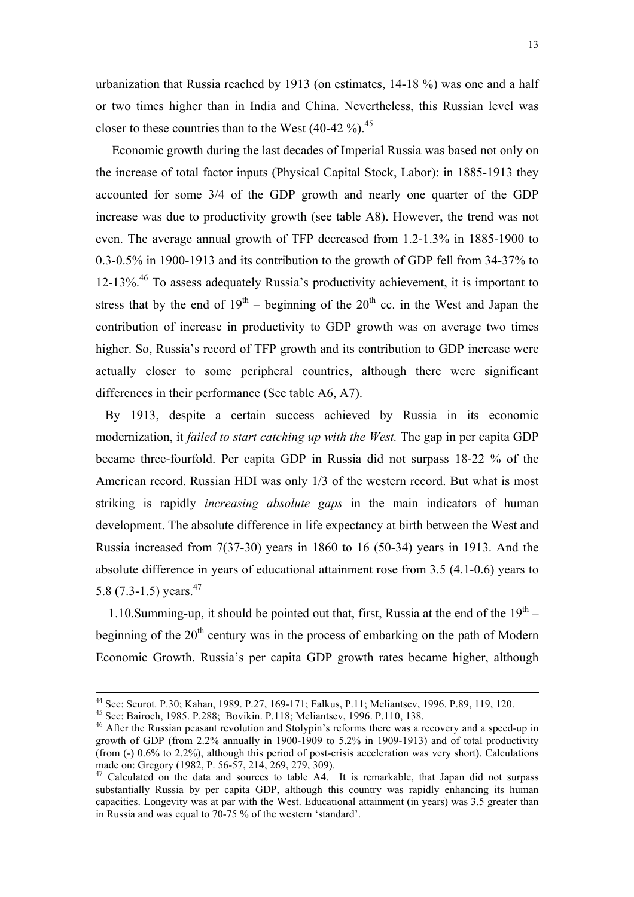urbanization that Russia reached by 1913 (on estimates, 14-18 %) was one and a half or two times higher than in India and China. Nevertheless, this Russian level was closer to these countries than to the West (40-42 %).[45]

Economic growth during the last decades of Imperial Russia was based not only on the increase of total factor inputs (Physical Capital Stock, Labor): in 1885-1913 they accounted for some 3/4 of the GDP growth and nearly one quarter of the GDP increase was due to productivity growth (see table A8). However, the trend was not even. The average annual growth of TFP decreased from 1.2-1.3% in 1885-1900 to 0.3-0.5% in 1900-1913 and its contribution to the growth of GDP fell from 34-37% to 12-13%.[46] To assess adequately Russia's productivity achievement, it is important to stress that by the end of 19th – beginning of the 20th cc. in the West and Japan the contribution of increase in productivity to GDP growth was on average two times higher. So, Russia's record of TFP growth and its contribution to GDP increase were actually closer to some peripheral countries, although there were significant differences in their performance (See table A6, A7).

By 1913, despite a certain success achieved by Russia in its economic modernization, it *failed to start catching up with the West.* The gap in per capita GDP became three-fourfold. Per capita GDP in Russia did not surpass 18-22 % of the American record. Russian HDI was only 1/3 of the western record. But what is most striking is rapidly *increasing absolute gaps* in the main indicators of human development. The absolute difference in life expectancy at birth between the West and Russia increased from 7(37-30) years in 1860 to 16 (50-34) years in 1913. And the absolute difference in years of educational attainment rose from 3.5 (4.1-0.6) years to 5.8 (7.3-1.5) years.[47]

1.10.Summing-up, it should be pointed out that, first, Russia at the end of the 19th – beginning of the 20th century was in the process of embarking on the path of Modern Economic Growth. Russia's per capita GDP growth rates became higher, although

---

[44] See: Seurot. P.30; Kahan, 1989. P.27, 169-171; Falkus, P.11; Meliantsev, 1996. P.89, 119, 120.

[45] See: Bairoch, 1985. P.288; Bovikin. P.118; Meliantsev, 1996. P.110, 138.

[46] After the Russian peasant revolution and Stolypin's reforms there was a recovery and a speed-up in growth of GDP (from 2.2% annually in 1900-1909 to 5.2% in 1909-1913) and of total productivity (from (-) 0.6% to 2.2%), although this period of post-crisis acceleration was very short). Calculations made on: Gregory (1982, P. 56-57, 214, 269, 279, 309).

[47] Calculated on the data and sources to table A4. It is remarkable, that Japan did not surpass substantially Russia by per capita GDP, although this country was rapidly enhancing its human capacities. Longevity was at par with the West. Educational attainment (in years) was 3.5 greater than in Russia and was equal to 70-75 % of the western 'standard'.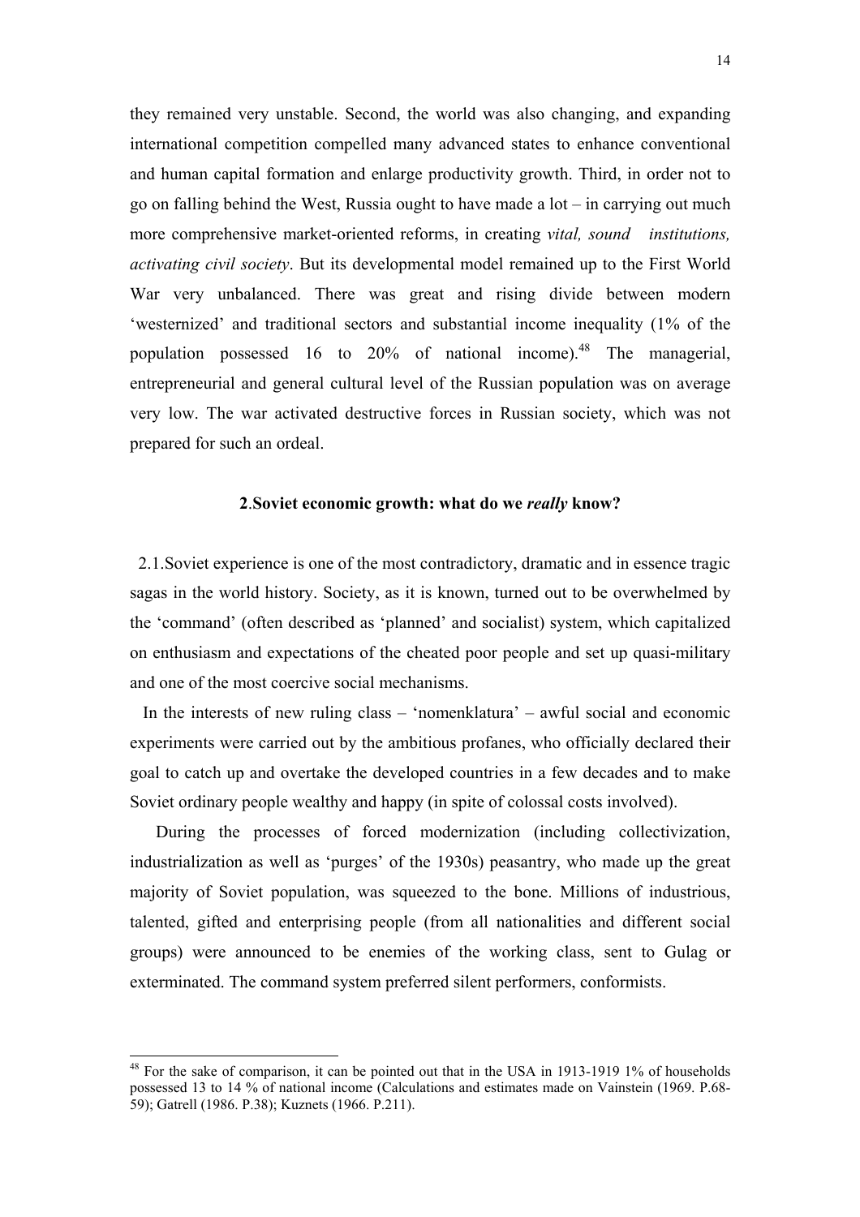they remained very unstable. Second, the world was also changing, and expanding international competition compelled many advanced states to enhance conventional and human capital formation and enlarge productivity growth. Third, in order not to go on falling behind the West, Russia ought to have made a lot – in carrying out much more comprehensive market-oriented reforms, in creating *vital, sound institutions, activating civil society*. But its developmental model remained up to the First World War very unbalanced. There was great and rising divide between modern 'westernized' and traditional sectors and substantial income inequality (1% of the population possessed 16 to 20% of national income).[48] The managerial, entrepreneurial and general cultural level of the Russian population was on average very low. The war activated destructive forces in Russian society, which was not prepared for such an ordeal.

## 2.Soviet economic growth: what do we *really* know?

2.1.Soviet experience is one of the most contradictory, dramatic and in essence tragic sagas in the world history. Society, as it is known, turned out to be overwhelmed by the 'command' (often described as 'planned' and socialist) system, which capitalized on enthusiasm and expectations of the cheated poor people and set up quasi-military and one of the most coercive social mechanisms.

In the interests of new ruling class – 'nomenklatura' – awful social and economic experiments were carried out by the ambitious profanes, who officially declared their goal to catch up and overtake the developed countries in a few decades and to make Soviet ordinary people wealthy and happy (in spite of colossal costs involved).

During the processes of forced modernization (including collectivization, industrialization as well as 'purges' of the 1930s) peasantry, who made up the great majority of Soviet population, was squeezed to the bone. Millions of industrious, talented, gifted and enterprising people (from all nationalities and different social groups) were announced to be enemies of the working class, sent to Gulag or exterminated. The command system preferred silent performers, conformists.

---

[48] For the sake of comparison, it can be pointed out that in the USA in 1913-1919 1% of households possessed 13 to 14 % of national income (Calculations and estimates made on Vainstein (1969. P.68-59); Gatrell (1986. P.38); Kuznets (1966. P.211).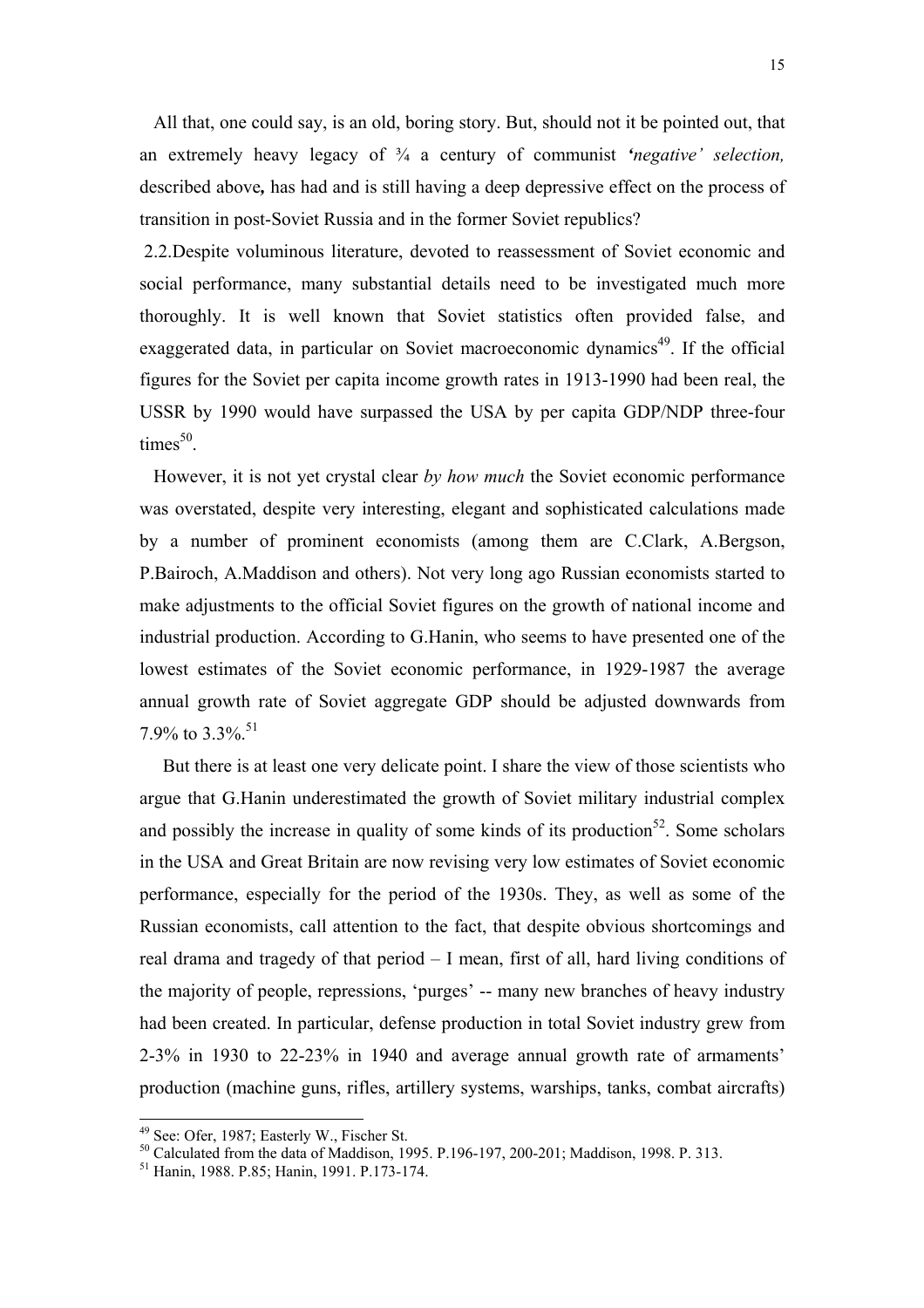All that, one could say, is an old, boring story. But, should not it be pointed out, that an extremely heavy legacy of ¾ a century of communist *'negative' selection,* described above*,* has had and is still having a deep depressive effect on the process of transition in post-Soviet Russia and in the former Soviet republics?

2.2.Despite voluminous literature, devoted to reassessment of Soviet economic and social performance, many substantial details need to be investigated much more thoroughly. It is well known that Soviet statistics often provided false, and exaggerated data, in particular on Soviet macroeconomic dynamics[49]. If the official figures for the Soviet per capita income growth rates in 1913-1990 had been real, the USSR by 1990 would have surpassed the USA by per capita GDP/NDP three-four times[50].

However, it is not yet crystal clear *by how much* the Soviet economic performance was overstated, despite very interesting, elegant and sophisticated calculations made by a number of prominent economists (among them are C.Clark, A.Bergson, P.Bairoch, A.Maddison and others). Not very long ago Russian economists started to make adjustments to the official Soviet figures on the growth of national income and industrial production. According to G.Hanin, who seems to have presented one of the lowest estimates of the Soviet economic performance, in 1929-1987 the average annual growth rate of Soviet aggregate GDP should be adjusted downwards from 7.9% to 3.3%.[51]

But there is at least one very delicate point. I share the view of those scientists who argue that G.Hanin underestimated the growth of Soviet military industrial complex and possibly the increase in quality of some kinds of its production[52]. Some scholars in the USA and Great Britain are now revising very low estimates of Soviet economic performance, especially for the period of the 1930s. They, as well as some of the Russian economists, call attention to the fact, that despite obvious shortcomings and real drama and tragedy of that period – I mean, first of all, hard living conditions of the majority of people, repressions, 'purges' -- many new branches of heavy industry had been created. In particular, defense production in total Soviet industry grew from 2-3% in 1930 to 22-23% in 1940 and average annual growth rate of armaments' production (machine guns, rifles, artillery systems, warships, tanks, combat aircrafts)

---

[49] See: Ofer, 1987; Easterly W., Fischer St.

[50] Calculated from the data of Maddison, 1995. P.196-197, 200-201; Maddison, 1998. P. 313.

[51] Hanin, 1988. P.85; Hanin, 1991. P.173-174.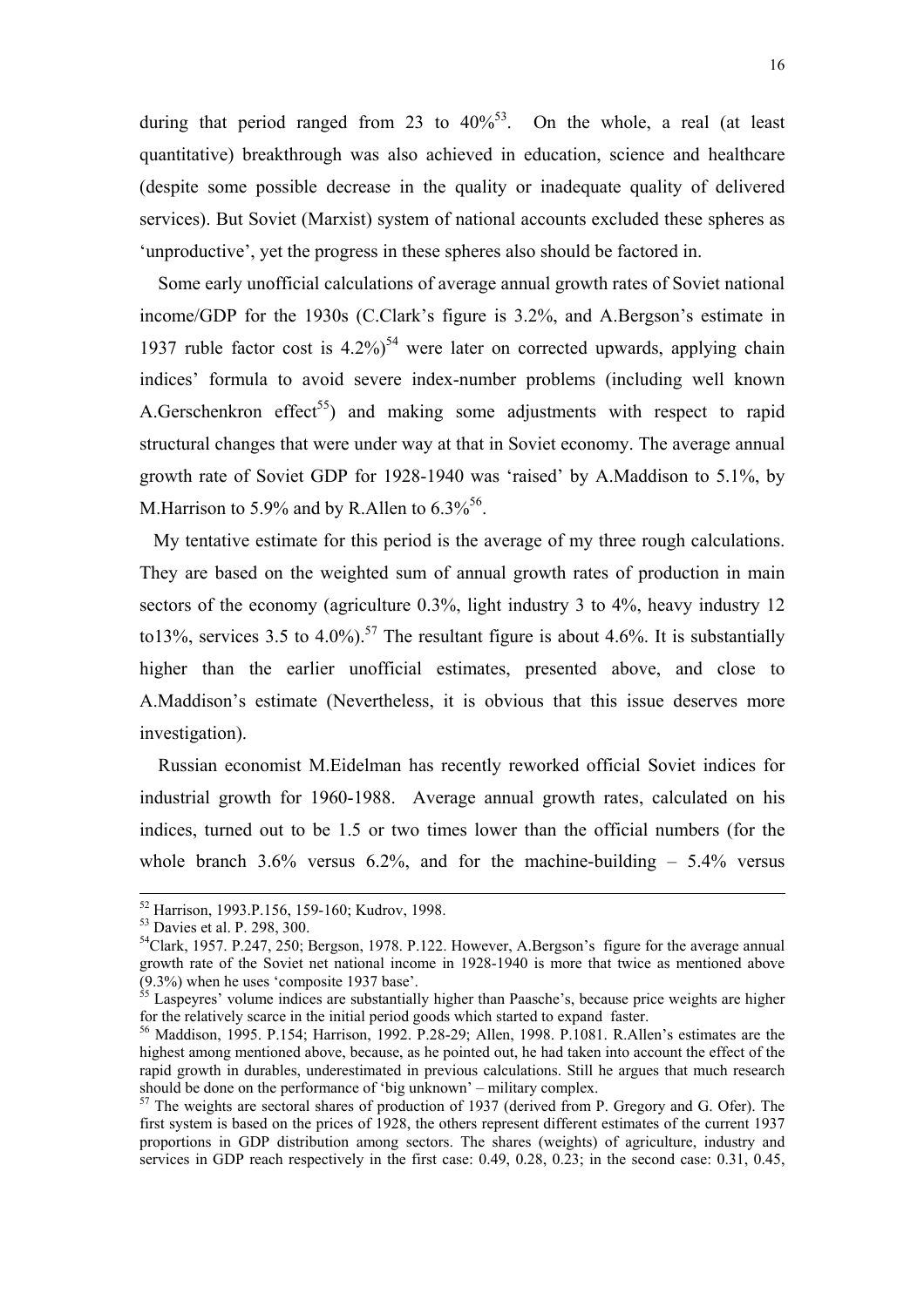during that period ranged from 23 to 40%[53]. On the whole, a real (at least quantitative) breakthrough was also achieved in education, science and healthcare (despite some possible decrease in the quality or inadequate quality of delivered services). But Soviet (Marxist) system of national accounts excluded these spheres as 'unproductive', yet the progress in these spheres also should be factored in.

Some early unofficial calculations of average annual growth rates of Soviet national income/GDP for the 1930s (C.Clark's figure is 3.2%, and A.Bergson's estimate in 1937 ruble factor cost is 4.2%)[54] were later on corrected upwards, applying chain indices' formula to avoid severe index-number problems (including well known A.Gerschenkron effect[55]) and making some adjustments with respect to rapid structural changes that were under way at that in Soviet economy. The average annual growth rate of Soviet GDP for 1928-1940 was 'raised' by A.Maddison to 5.1%, by M.Harrison to 5.9% and by R.Allen to 6.3%[56].

My tentative estimate for this period is the average of my three rough calculations. They are based on the weighted sum of annual growth rates of production in main sectors of the economy (agriculture 0.3%, light industry 3 to 4%, heavy industry 12 to13%, services 3.5 to 4.0%).[57] The resultant figure is about 4.6%. It is substantially higher than the earlier unofficial estimates, presented above, and close to A.Maddison's estimate (Nevertheless, it is obvious that this issue deserves more investigation).

Russian economist M.Eidelman has recently reworked official Soviet indices for industrial growth for 1960-1988. Average annual growth rates, calculated on his indices, turned out to be 1.5 or two times lower than the official numbers (for the whole branch 3.6% versus 6.2%, and for the machine-building – 5.4% versus

---

[52] Harrison, 1993.P.156, 159-160; Kudrov, 1998.

[53] Davies et al. P. 298, 300.

[54] Clark, 1957. P.247, 250; Bergson, 1978. P.122. However, A.Bergson's figure for the average annual growth rate of the Soviet net national income in 1928-1940 is more that twice as mentioned above (9.3%) when he uses 'composite 1937 base'.

[55] Laspeyres' volume indices are substantially higher than Paasche's, because price weights are higher for the relatively scarce in the initial period goods which started to expand faster.

[56] Maddison, 1995. P.154; Harrison, 1992. P.28-29; Allen, 1998. P.1081. R.Allen's estimates are the highest among mentioned above, because, as he pointed out, he had taken into account the effect of the rapid growth in durables, underestimated in previous calculations. Still he argues that much research should be done on the performance of 'big unknown' – military complex.

[57] The weights are sectoral shares of production of 1937 (derived from P. Gregory and G. Ofer). The first system is based on the prices of 1928, the others represent different estimates of the current 1937 proportions in GDP distribution among sectors. The shares (weights) of agriculture, industry and services in GDP reach respectively in the first case: 0.49, 0.28, 0.23; in the second case: 0.31, 0.45,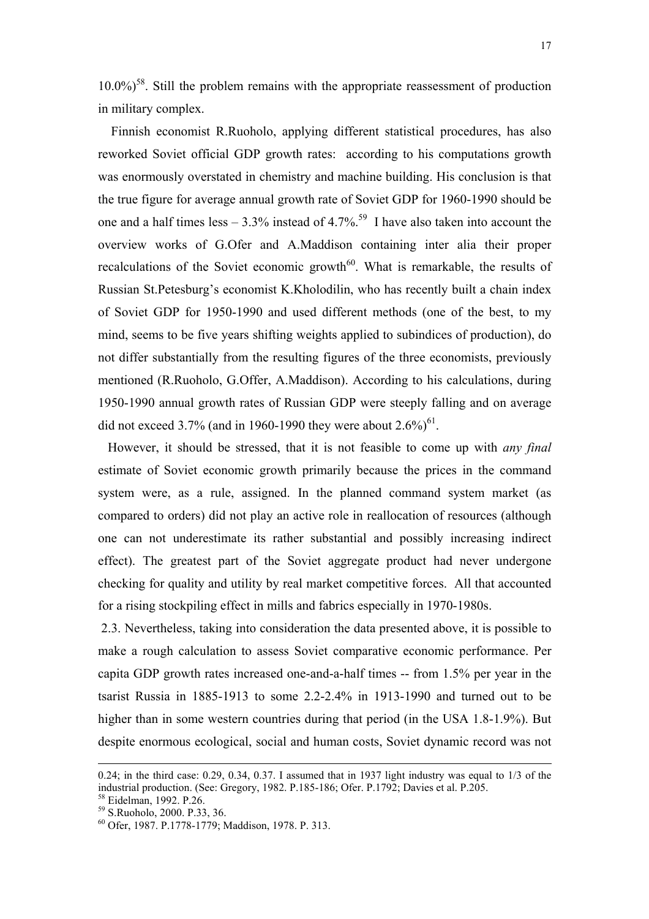10.0%)[58]. Still the problem remains with the appropriate reassessment of production in military complex.

Finnish economist R.Ruoholo, applying different statistical procedures, has also reworked Soviet official GDP growth rates: according to his computations growth was enormously overstated in chemistry and machine building. His conclusion is that the true figure for average annual growth rate of Soviet GDP for 1960-1990 should be one and a half times less – 3.3% instead of 4.7%.[59] I have also taken into account the overview works of G.Ofer and A.Maddison containing inter alia their proper recalculations of the Soviet economic growth[60]. What is remarkable, the results of Russian St.Petesburg's economist K.Kholodilin, who has recently built a chain index of Soviet GDP for 1950-1990 and used different methods (one of the best, to my mind, seems to be five years shifting weights applied to subindices of production), do not differ substantially from the resulting figures of the three economists, previously mentioned (R.Ruoholo, G.Offer, A.Maddison). According to his calculations, during 1950-1990 annual growth rates of Russian GDP were steeply falling and on average did not exceed 3.7% (and in 1960-1990 they were about 2.6%)[61].

However, it should be stressed, that it is not feasible to come up with *any final* estimate of Soviet economic growth primarily because the prices in the command system were, as a rule, assigned. In the planned command system market (as compared to orders) did not play an active role in reallocation of resources (although one can not underestimate its rather substantial and possibly increasing indirect effect). The greatest part of the Soviet aggregate product had never undergone checking for quality and utility by real market competitive forces. All that accounted for a rising stockpiling effect in mills and fabrics especially in 1970-1980s.

2.3. Nevertheless, taking into consideration the data presented above, it is possible to make a rough calculation to assess Soviet comparative economic performance. Per capita GDP growth rates increased one-and-a-half times -- from 1.5% per year in the tsarist Russia in 1885-1913 to some 2.2-2.4% in 1913-1990 and turned out to be higher than in some western countries during that period (in the USA 1.8-1.9%). But despite enormous ecological, social and human costs, Soviet dynamic record was not

---

0.24; in the third case: 0.29, 0.34, 0.37. I assumed that in 1937 light industry was equal to 1/3 of the industrial production. (See: Gregory, 1982. P.185-186; Ofer. P.1792; Davies et al. P.205.

[58] Eidelman, 1992. P.26.

[59] S.Ruoholo, 2000. P.33, 36.

[60] Ofer, 1987. P.1778-1779; Maddison, 1978. P. 313.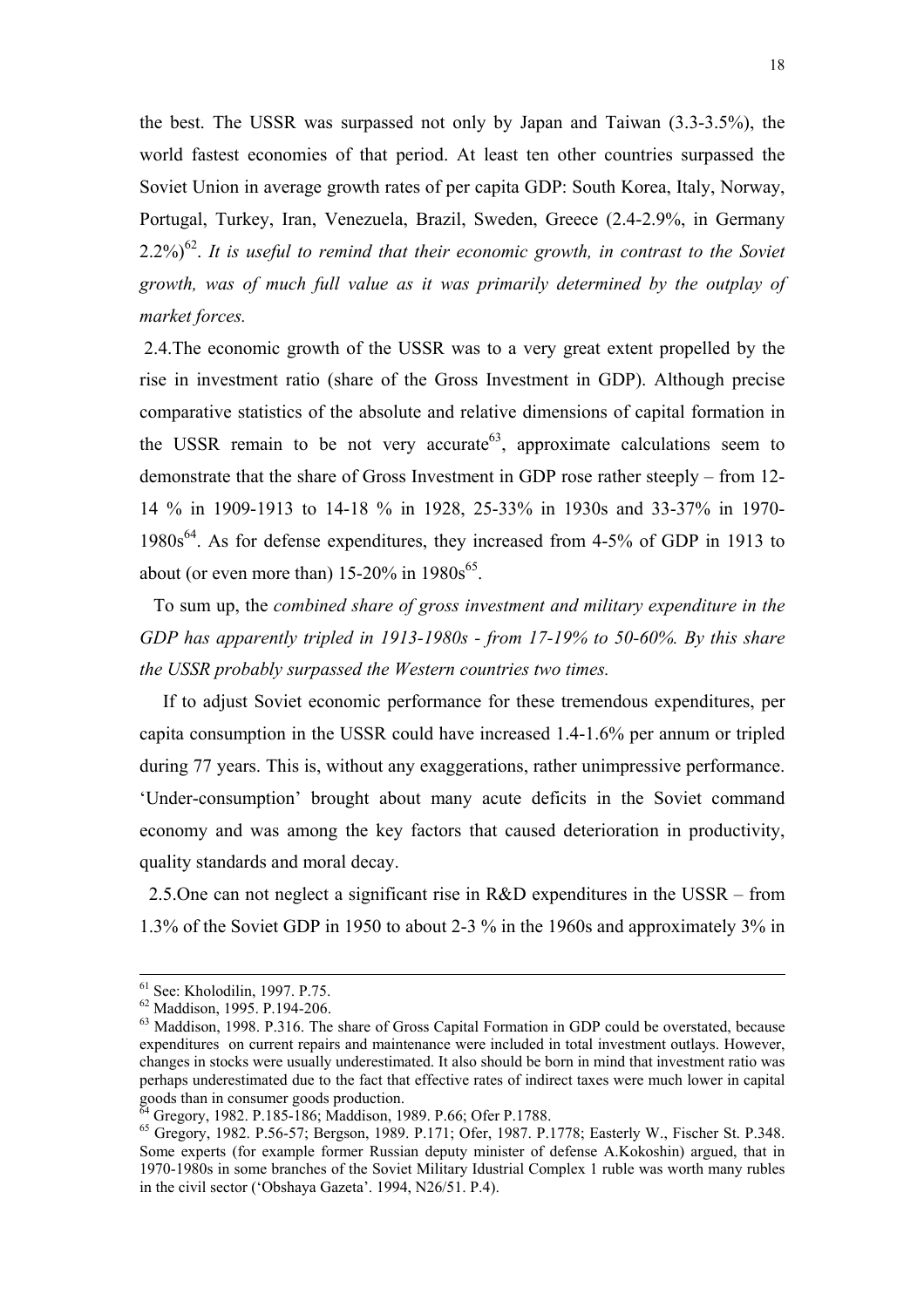the best. The USSR was surpassed not only by Japan and Taiwan (3.3-3.5%), the world fastest economies of that period. At least ten other countries surpassed the Soviet Union in average growth rates of per capita GDP: South Korea, Italy, Norway, Portugal, Turkey, Iran, Venezuela, Brazil, Sweden, Greece (2.4-2.9%, in Germany 2.2%)[62]. *It is useful to remind that their economic growth, in contrast to the Soviet growth, was of much full value as it was primarily determined by the outplay of market forces.*

2.4.The economic growth of the USSR was to a very great extent propelled by the rise in investment ratio (share of the Gross Investment in GDP). Although precise comparative statistics of the absolute and relative dimensions of capital formation in the USSR remain to be not very accurate[63], approximate calculations seem to demonstrate that the share of Gross Investment in GDP rose rather steeply – from 12-14 % in 1909-1913 to 14-18 % in 1928, 25-33% in 1930s and 33-37% in 1970-1980s[64]. As for defense expenditures, they increased from 4-5% of GDP in 1913 to about (or even more than) 15-20% in 1980s[65].

To sum up, the *combined share of gross investment and military expenditure in the GDP has apparently tripled in 1913-1980s - from 17-19% to 50-60%. By this share the USSR probably surpassed the Western countries two times.*

If to adjust Soviet economic performance for these tremendous expenditures, per capita consumption in the USSR could have increased 1.4-1.6% per annum or tripled during 77 years. This is, without any exaggerations, rather unimpressive performance. 'Under-consumption' brought about many acute deficits in the Soviet command economy and was among the key factors that caused deterioration in productivity, quality standards and moral decay.

2.5.One can not neglect a significant rise in R&D expenditures in the USSR – from 1.3% of the Soviet GDP in 1950 to about 2-3 % in the 1960s and approximately 3% in

---

[61] See: Kholodilin, 1997. P.75.

[62] Maddison, 1995. P.194-206.

[63] Maddison, 1998. P.316. The share of Gross Capital Formation in GDP could be overstated, because expenditures on current repairs and maintenance were included in total investment outlays. However, changes in stocks were usually underestimated. It also should be born in mind that investment ratio was perhaps underestimated due to the fact that effective rates of indirect taxes were much lower in capital goods than in consumer goods production.

[64] Gregory, 1982. P.185-186; Maddison, 1989. P.66; Ofer P.1788.

[65] Gregory, 1982. P.56-57; Bergson, 1989. P.171; Ofer, 1987. P.1778; Easterly W., Fischer St. P.348. Some experts (for example former Russian deputy minister of defense A.Kokoshin) argued, that in 1970-1980s in some branches of the Soviet Military Idustrial Complex 1 ruble was worth many rubles in the civil sector ('Obshaya Gazeta'. 1994, N26/51. P.4).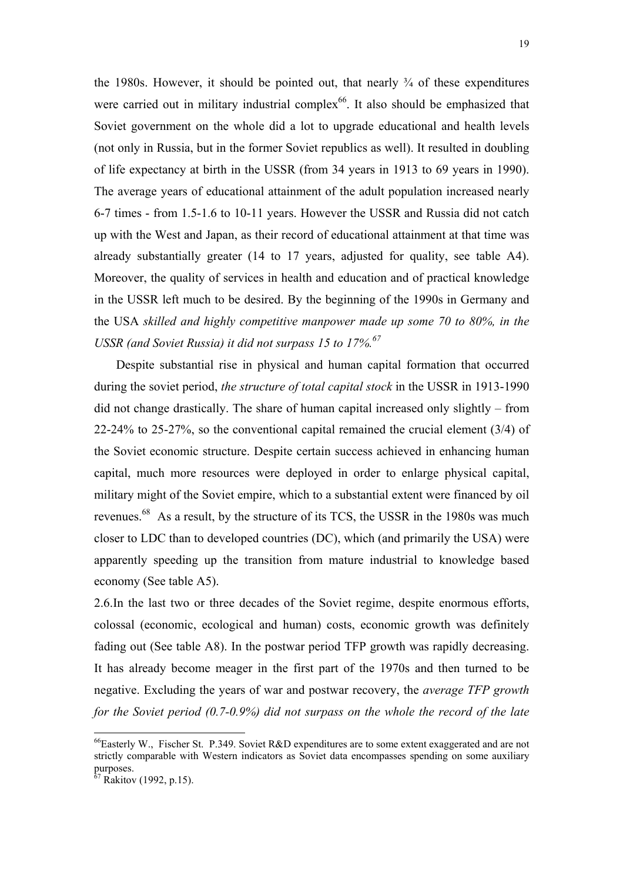the 1980s. However, it should be pointed out, that nearly ¾ of these expenditures were carried out in military industrial complex[66]. It also should be emphasized that Soviet government on the whole did a lot to upgrade educational and health levels (not only in Russia, but in the former Soviet republics as well). It resulted in doubling of life expectancy at birth in the USSR (from 34 years in 1913 to 69 years in 1990). The average years of educational attainment of the adult population increased nearly 6-7 times - from 1.5-1.6 to 10-11 years. However the USSR and Russia did not catch up with the West and Japan, as their record of educational attainment at that time was already substantially greater (14 to 17 years, adjusted for quality, see table A4). Moreover, the quality of services in health and education and of practical knowledge in the USSR left much to be desired. By the beginning of the 1990s in Germany and the USA *skilled and highly competitive manpower made up some 70 to 80%, in the USSR (and Soviet Russia) it did not surpass 15 to 17%.*[67]

Despite substantial rise in physical and human capital formation that occurred during the soviet period, *the structure of total capital stock* in the USSR in 1913-1990 did not change drastically. The share of human capital increased only slightly – from 22-24% to 25-27%, so the conventional capital remained the crucial element (3/4) of the Soviet economic structure. Despite certain success achieved in enhancing human capital, much more resources were deployed in order to enlarge physical capital, military might of the Soviet empire, which to a substantial extent were financed by oil revenues.[68] As a result, by the structure of its TCS, the USSR in the 1980s was much closer to LDC than to developed countries (DC), which (and primarily the USA) were apparently speeding up the transition from mature industrial to knowledge based economy (See table A5).

2.6.In the last two or three decades of the Soviet regime, despite enormous efforts, colossal (economic, ecological and human) costs, economic growth was definitely fading out (See table A8). In the postwar period TFP growth was rapidly decreasing. It has already become meager in the first part of the 1970s and then turned to be negative. Excluding the years of war and postwar recovery, the *average TFP growth for the Soviet period (0.7-0.9%) did not surpass on the whole the record of the late*

---

[66]Easterly W., Fischer St. P.349. Soviet R&D expenditures are to some extent exaggerated and are not strictly comparable with Western indicators as Soviet data encompasses spending on some auxiliary purposes.

[67] Rakitov (1992, p.15).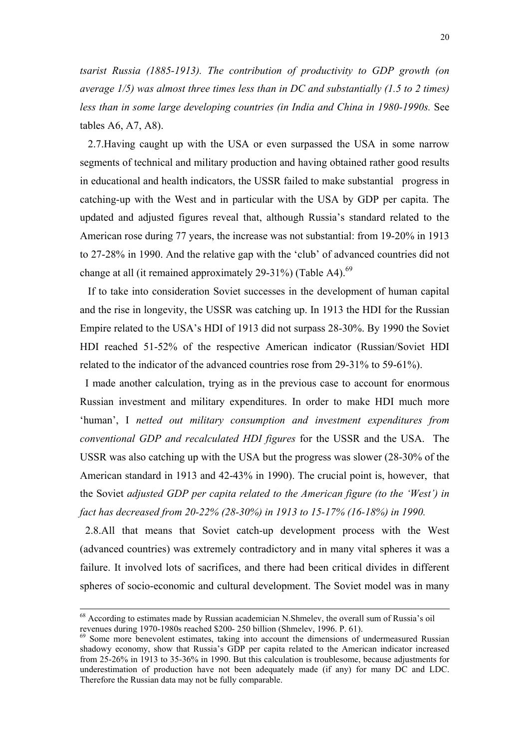*tsarist Russia (1885-1913). The contribution of productivity to GDP growth (on average 1/5) was almost three times less than in DC and substantially (1.5 to 2 times) less than in some large developing countries (in India and China in 1980-1990s.* See tables A6, A7, A8).

2.7.Having caught up with the USA or even surpassed the USA in some narrow segments of technical and military production and having obtained rather good results in educational and health indicators, the USSR failed to make substantial progress in catching-up with the West and in particular with the USA by GDP per capita. The updated and adjusted figures reveal that, although Russia's standard related to the American rose during 77 years, the increase was not substantial: from 19-20% in 1913 to 27-28% in 1990. And the relative gap with the 'club' of advanced countries did not change at all (it remained approximately 29-31%) (Table A4).[69]

If to take into consideration Soviet successes in the development of human capital and the rise in longevity, the USSR was catching up. In 1913 the HDI for the Russian Empire related to the USA's HDI of 1913 did not surpass 28-30%. By 1990 the Soviet HDI reached 51-52% of the respective American indicator (Russian/Soviet HDI related to the indicator of the advanced countries rose from 29-31% to 59-61%).

I made another calculation, trying as in the previous case to account for enormous Russian investment and military expenditures. In order to make HDI much more 'human', I *netted out military consumption and investment expenditures from conventional GDP and recalculated HDI figures* for the USSR and the USA. The USSR was also catching up with the USA but the progress was slower (28-30% of the American standard in 1913 and 42-43% in 1990). The crucial point is, however, that the Soviet *adjusted GDP per capita related to the American figure (to the 'West') in fact has decreased from 20-22% (28-30%) in 1913 to 15-17% (16-18%) in 1990.*

2.8.All that means that Soviet catch-up development process with the West (advanced countries) was extremely contradictory and in many vital spheres it was a failure. It involved lots of sacrifices, and there had been critical divides in different spheres of socio-economic and cultural development. The Soviet model was in many

---

[68] According to estimates made by Russian academician N.Shmelev, the overall sum of Russia's oil revenues during 1970-1980s reached $200- 250 billion (Shmelev, 1996. P. 61).

[69] Some more benevolent estimates, taking into account the dimensions of undermeasured Russian shadowy economy, show that Russia's GDP per capita related to the American indicator increased from 25-26% in 1913 to 35-36% in 1990. But this calculation is troublesome, because adjustments for underestimation of production have not been adequately made (if any) for many DC and LDC. Therefore the Russian data may not be fully comparable.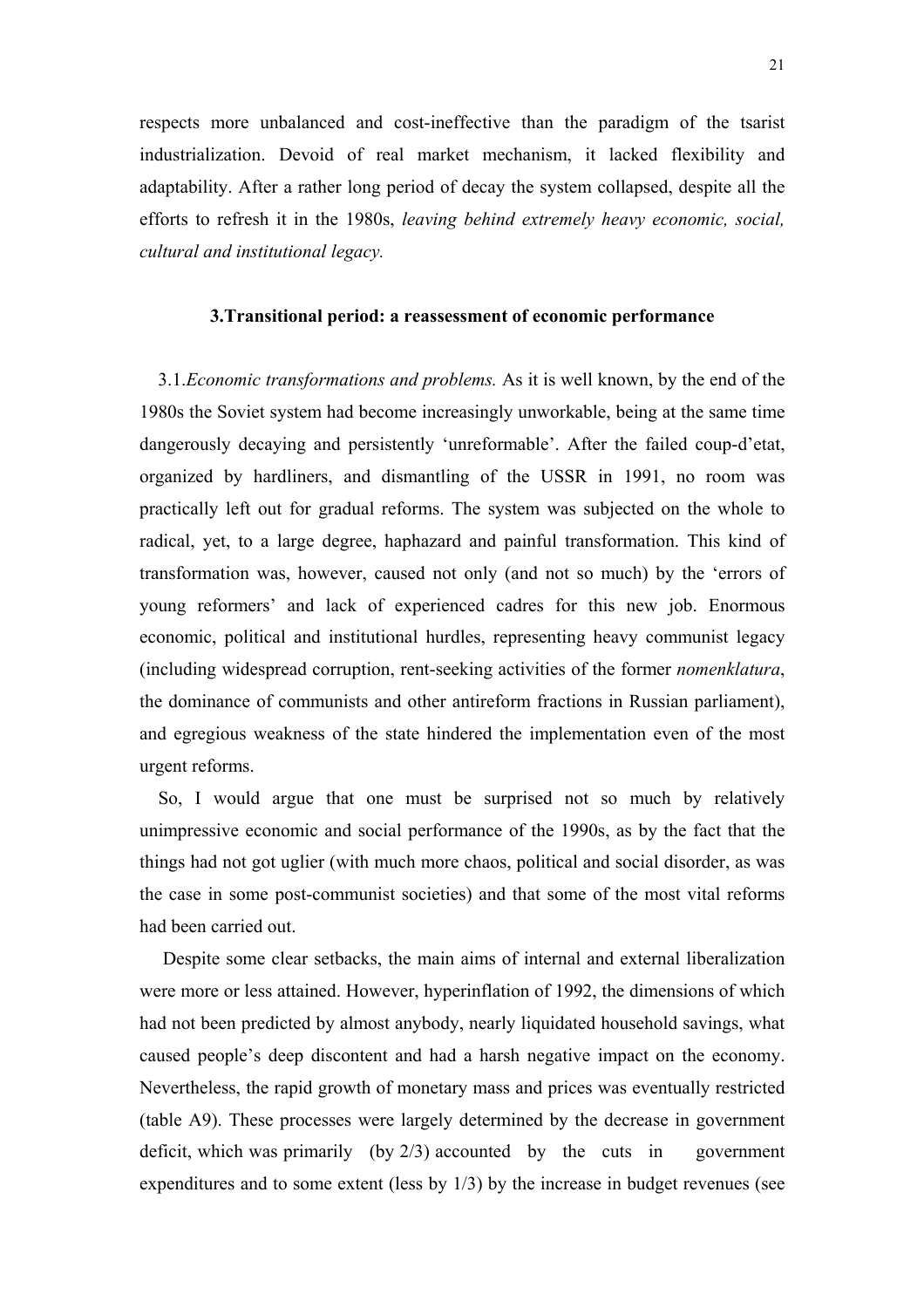respects more unbalanced and cost-ineffective than the paradigm of the tsarist industrialization. Devoid of real market mechanism, it lacked flexibility and adaptability. After a rather long period of decay the system collapsed, despite all the efforts to refresh it in the 1980s, *leaving behind extremely heavy economic, social, cultural and institutional legacy.*

## 3.Transitional period: a reassessment of economic performance

3.1.*Economic transformations and problems.* As it is well known, by the end of the 1980s the Soviet system had become increasingly unworkable, being at the same time dangerously decaying and persistently 'unreformable'. After the failed coup-d'etat, organized by hardliners, and dismantling of the USSR in 1991, no room was practically left out for gradual reforms. The system was subjected on the whole to radical, yet, to a large degree, haphazard and painful transformation. This kind of transformation was, however, caused not only (and not so much) by the 'errors of young reformers' and lack of experienced cadres for this new job. Enormous economic, political and institutional hurdles, representing heavy communist legacy (including widespread corruption, rent-seeking activities of the former *nomenklatura*, the dominance of communists and other antireform fractions in Russian parliament), and egregious weakness of the state hindered the implementation even of the most urgent reforms.

So, I would argue that one must be surprised not so much by relatively unimpressive economic and social performance of the 1990s, as by the fact that the things had not got uglier (with much more chaos, political and social disorder, as was the case in some post-communist societies) and that some of the most vital reforms had been carried out.

Despite some clear setbacks, the main aims of internal and external liberalization were more or less attained. However, hyperinflation of 1992, the dimensions of which had not been predicted by almost anybody, nearly liquidated household savings, what caused people's deep discontent and had a harsh negative impact on the economy. Nevertheless, the rapid growth of monetary mass and prices was eventually restricted (table A9). These processes were largely determined by the decrease in government deficit, which was primarily (by 2/3) accounted by the cuts in government expenditures and to some extent (less by 1/3) by the increase in budget revenues (see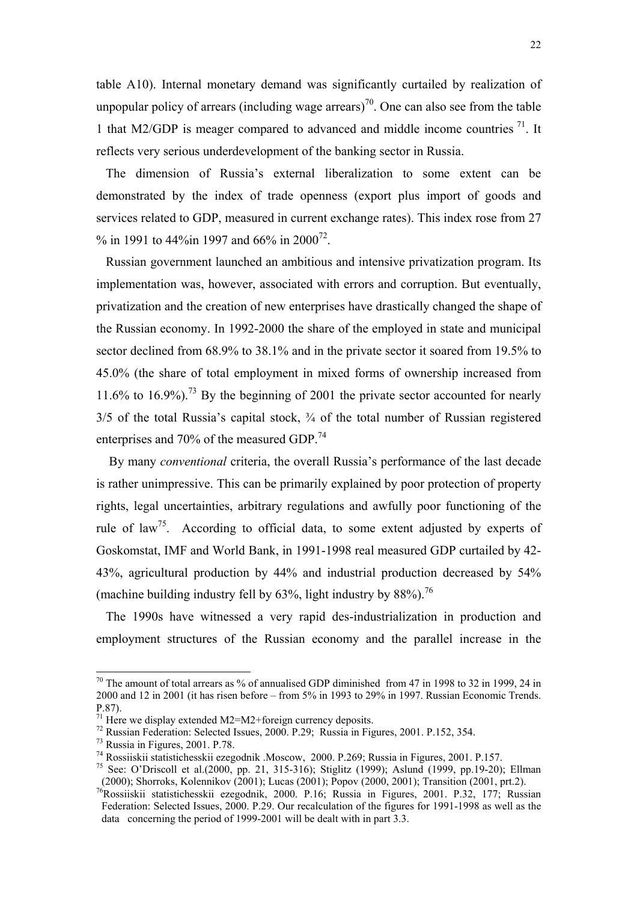table A10). Internal monetary demand was significantly curtailed by realization of unpopular policy of arrears (including wage arrears)[70]. One can also see from the table 1 that M2/GDP is meager compared to advanced and middle income countries [71]. It reflects very serious underdevelopment of the banking sector in Russia.

The dimension of Russia's external liberalization to some extent can be demonstrated by the index of trade openness (export plus import of goods and services related to GDP, measured in current exchange rates). This index rose from 27 % in 1991 to 44%in 1997 and 66% in 2000[72].

Russian government launched an ambitious and intensive privatization program. Its implementation was, however, associated with errors and corruption. But eventually, privatization and the creation of new enterprises have drastically changed the shape of the Russian economy. In 1992-2000 the share of the employed in state and municipal sector declined from 68.9% to 38.1% and in the private sector it soared from 19.5% to 45.0% (the share of total employment in mixed forms of ownership increased from 11.6% to 16.9%).[73] By the beginning of 2001 the private sector accounted for nearly 3/5 of the total Russia's capital stock, ¾ of the total number of Russian registered enterprises and 70% of the measured GDP.[74]

By many *conventional* criteria, the overall Russia's performance of the last decade is rather unimpressive. This can be primarily explained by poor protection of property rights, legal uncertainties, arbitrary regulations and awfully poor functioning of the rule of law[75]. According to official data, to some extent adjusted by experts of Goskomstat, IMF and World Bank, in 1991-1998 real measured GDP curtailed by 42-43%, agricultural production by 44% and industrial production decreased by 54% (machine building industry fell by 63%, light industry by 88%).[76]

The 1990s have witnessed a very rapid des-industrialization in production and employment structures of the Russian economy and the parallel increase in the

---

[70] The amount of total arrears as % of annualised GDP diminished from 47 in 1998 to 32 in 1999, 24 in 2000 and 12 in 2001 (it has risen before – from 5% in 1993 to 29% in 1997. Russian Economic Trends. P.87).

[71] Here we display extended M2=M2+foreign currency deposits.

[72] Russian Federation: Selected Issues, 2000. P.29; Russia in Figures, 2001. P.152, 354.

[73] Russia in Figures, 2001. P.78.

[74] Rossiiskii statistichesskii ezegodnik .Moscow, 2000. P.269; Russia in Figures, 2001. P.157.

[75] See: O'Driscoll et al.(2000, pp. 21, 315-316); Stiglitz (1999); Aslund (1999, pp.19-20); Ellman (2000); Shorroks, Kolennikov (2001); Lucas (2001); Popov (2000, 2001); Transition (2001, prt.2).

[76] Rossiiskii statistichesskii ezegodnik, 2000. P.16; Russia in Figures, 2001. P.32, 177; Russian Federation: Selected Issues, 2000. P.29. Our recalculation of the figures for 1991-1998 as well as the data concerning the period of 1999-2001 will be dealt with in part 3.3.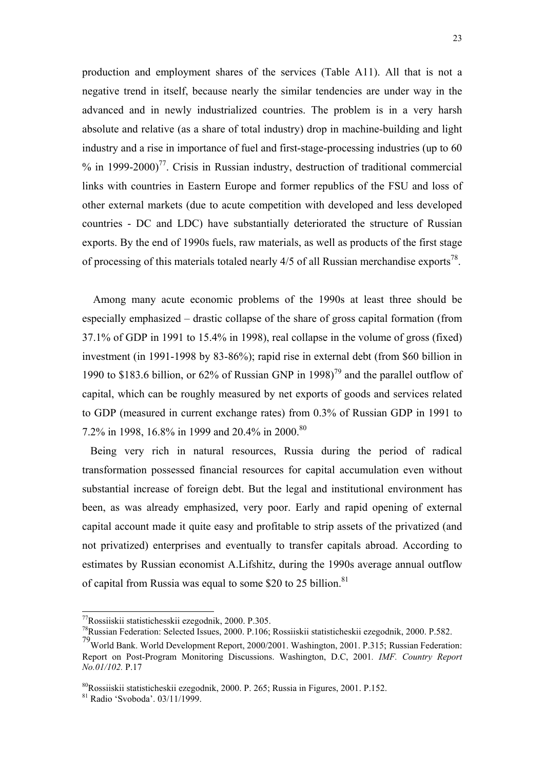production and employment shares of the services (Table A11). All that is not a negative trend in itself, because nearly the similar tendencies are under way in the advanced and in newly industrialized countries. The problem is in a very harsh absolute and relative (as a share of total industry) drop in machine-building and light industry and a rise in importance of fuel and first-stage-processing industries (up to 60 % in 1999-2000)[77]. Crisis in Russian industry, destruction of traditional commercial links with countries in Eastern Europe and former republics of the FSU and loss of other external markets (due to acute competition with developed and less developed countries - DC and LDC) have substantially deteriorated the structure of Russian exports. By the end of 1990s fuels, raw materials, as well as products of the first stage of processing of this materials totaled nearly 4/5 of all Russian merchandise exports[78].

Among many acute economic problems of the 1990s at least three should be especially emphasized – drastic collapse of the share of gross capital formation (from 37.1% of GDP in 1991 to 15.4% in 1998), real collapse in the volume of gross (fixed) investment (in 1991-1998 by 83-86%); rapid rise in external debt (from $60 billion in 1990 to $183.6 billion, or 62% of Russian GNP in 1998)[79] and the parallel outflow of capital, which can be roughly measured by net exports of goods and services related to GDP (measured in current exchange rates) from 0.3% of Russian GDP in 1991 to 7.2% in 1998, 16.8% in 1999 and 20.4% in 2000.[80]

Being very rich in natural resources, Russia during the period of radical transformation possessed financial resources for capital accumulation even without substantial increase of foreign debt. But the legal and institutional environment has been, as was already emphasized, very poor. Early and rapid opening of external capital account made it quite easy and profitable to strip assets of the privatized (and not privatized) enterprises and eventually to transfer capitals abroad. According to estimates by Russian economist A.Lifshitz, during the 1990s average annual outflow of capital from Russia was equal to some $20 to 25 billion.[81]

---

[77] Rossiiskii statistichesskii ezegodnik, 2000. P.305.

[78] Russian Federation: Selected Issues, 2000. P.106; Rossiiskii statisticheskii ezegodnik, 2000. P.582.

[79] World Bank. World Development Report, 2000/2001. Washington, 2001. P.315; Russian Federation: Report on Post-Program Monitoring Discussions. Washington, D.C, 2001. *IMF. Country Report No.01/102.* P.17

[80] Rossiiskii statisticheskii ezegodnik, 2000. P. 265; Russia in Figures, 2001. P.152.

[81] Radio 'Svoboda'. 03/11/1999.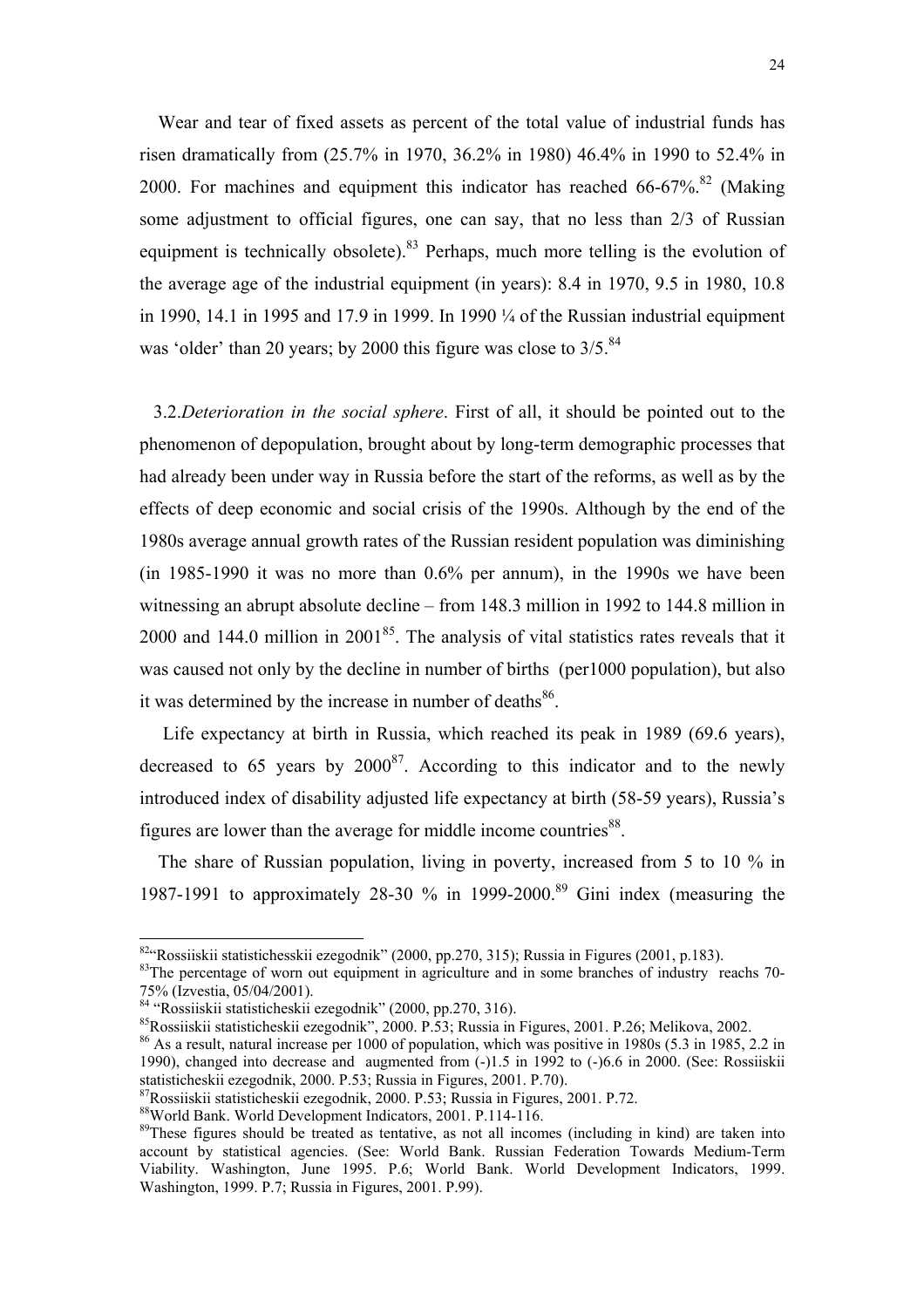Wear and tear of fixed assets as percent of the total value of industrial funds has risen dramatically from (25.7% in 1970, 36.2% in 1980) 46.4% in 1990 to 52.4% in 2000. For machines and equipment this indicator has reached 66-67%.[82] (Making some adjustment to official figures, one can say, that no less than 2/3 of Russian equipment is technically obsolete).[83] Perhaps, much more telling is the evolution of the average age of the industrial equipment (in years): 8.4 in 1970, 9.5 in 1980, 10.8 in 1990, 14.1 in 1995 and 17.9 in 1999. In 1990 ¼ of the Russian industrial equipment was 'older' than 20 years; by 2000 this figure was close to 3/5.[84]

3.2.*Deterioration in the social sphere*. First of all, it should be pointed out to the phenomenon of depopulation, brought about by long-term demographic processes that had already been under way in Russia before the start of the reforms, as well as by the effects of deep economic and social crisis of the 1990s. Although by the end of the 1980s average annual growth rates of the Russian resident population was diminishing (in 1985-1990 it was no more than 0.6% per annum), in the 1990s we have been witnessing an abrupt absolute decline – from 148.3 million in 1992 to 144.8 million in 2000 and 144.0 million in 2001[85]. The analysis of vital statistics rates reveals that it was caused not only by the decline in number of births (per1000 population), but also it was determined by the increase in number of deaths[86].

Life expectancy at birth in Russia, which reached its peak in 1989 (69.6 years), decreased to 65 years by 2000[87]. According to this indicator and to the newly introduced index of disability adjusted life expectancy at birth (58-59 years), Russia's figures are lower than the average for middle income countries[88].

The share of Russian population, living in poverty, increased from 5 to 10 % in 1987-1991 to approximately 28-30 % in 1999-2000.[89] Gini index (measuring the

---

[82] "Rossiiskii statistichesskii ezegodnik" (2000, pp.270, 315); Russia in Figures (2001, p.183).

[83] The percentage of worn out equipment in agriculture and in some branches of industry reachs 70-75% (Izvestia, 05/04/2001).

[84] "Rossiiskii statisticheskii ezegodnik" (2000, pp.270, 316).

[85] Rossiiskii statisticheskii ezegodnik", 2000. P.53; Russia in Figures, 2001. P.26; Melikova, 2002.

[86] As a result, natural increase per 1000 of population, which was positive in 1980s (5.3 in 1985, 2.2 in 1990), changed into decrease and augmented from (-)1.5 in 1992 to (-)6.6 in 2000. (See: Rossiiskii statisticheskii ezegodnik, 2000. P.53; Russia in Figures, 2001. P.70).

[87] Rossiiskii statisticheskii ezegodnik, 2000. P.53; Russia in Figures, 2001. P.72.

[88] World Bank. World Development Indicators, 2001. P.114-116.

[89] These figures should be treated as tentative, as not all incomes (including in kind) are taken into account by statistical agencies. (See: World Bank. Russian Federation Towards Medium-Term Viability. Washington, June 1995. P.6; World Bank. World Development Indicators, 1999. Washington, 1999. P.7; Russia in Figures, 2001. P.99).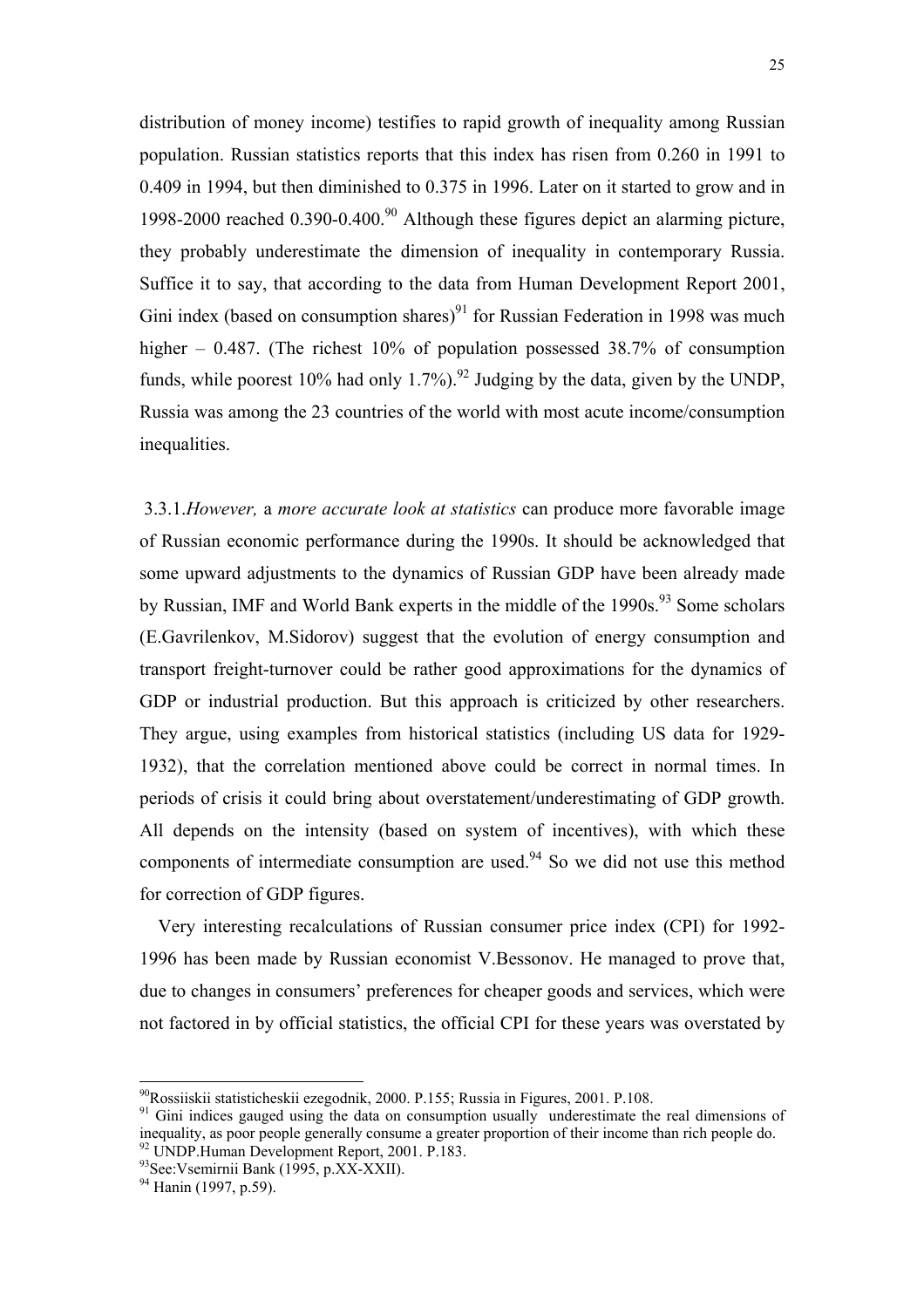distribution of money income) testifies to rapid growth of inequality among Russian population. Russian statistics reports that this index has risen from 0.260 in 1991 to 0.409 in 1994, but then diminished to 0.375 in 1996. Later on it started to grow and in 1998-2000 reached 0.390-0.400.[90] Although these figures depict an alarming picture, they probably underestimate the dimension of inequality in contemporary Russia. Suffice it to say, that according to the data from Human Development Report 2001, Gini index (based on consumption shares)[91] for Russian Federation in 1998 was much higher – 0.487. (The richest 10% of population possessed 38.7% of consumption funds, while poorest 10% had only 1.7%).[92] Judging by the data, given by the UNDP, Russia was among the 23 countries of the world with most acute income/consumption inequalities.

3.3.1.*However,* a *more accurate look at statistics* can produce more favorable image of Russian economic performance during the 1990s. It should be acknowledged that some upward adjustments to the dynamics of Russian GDP have been already made by Russian, IMF and World Bank experts in the middle of the 1990s.[93] Some scholars (E.Gavrilenkov, M.Sidorov) suggest that the evolution of energy consumption and transport freight-turnover could be rather good approximations for the dynamics of GDP or industrial production. But this approach is criticized by other researchers. They argue, using examples from historical statistics (including US data for 1929-1932), that the correlation mentioned above could be correct in normal times. In periods of crisis it could bring about overstatement/underestimating of GDP growth. All depends on the intensity (based on system of incentives), with which these components of intermediate consumption are used.[94] So we did not use this method for correction of GDP figures.

Very interesting recalculations of Russian consumer price index (CPI) for 1992-1996 has been made by Russian economist V.Bessonov. He managed to prove that, due to changes in consumers' preferences for cheaper goods and services, which were not factored in by official statistics, the official CPI for these years was overstated by

---

[90] Rossiiskii statisticheskii ezegodnik, 2000. P.155; Russia in Figures, 2001. P.108.

[91] Gini indices gauged using the data on consumption usually underestimate the real dimensions of inequality, as poor people generally consume a greater proportion of their income than rich people do.

[92] UNDP.Human Development Report, 2001. P.183.

[93] See:Vsemirnii Bank (1995, p.XX-XXII).

[94] Hanin (1997, p.59).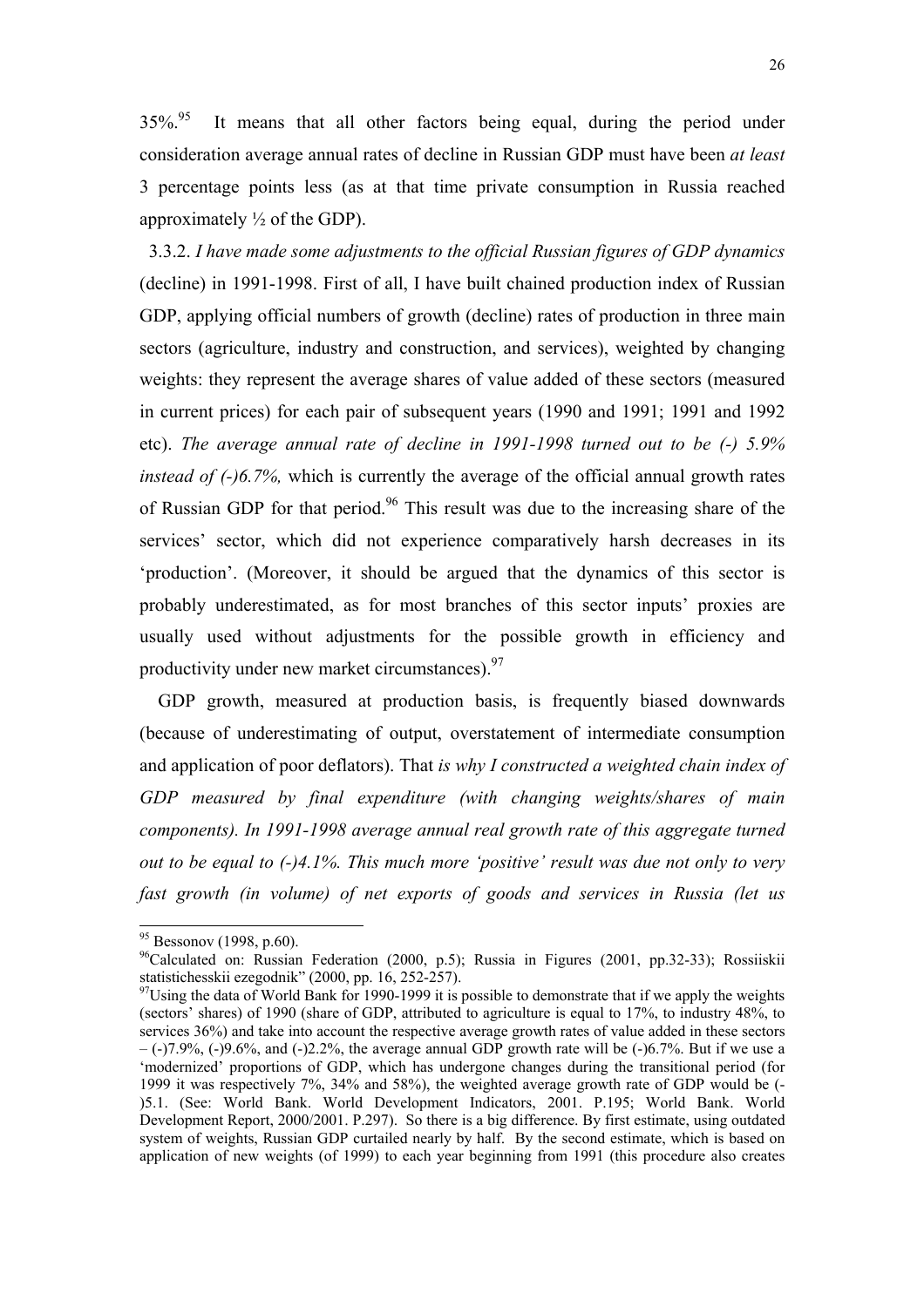35%.[95] It means that all other factors being equal, during the period under consideration average annual rates of decline in Russian GDP must have been *at least* 3 percentage points less (as at that time private consumption in Russia reached approximately ½ of the GDP).

3.3.2. *I have made some adjustments to the official Russian figures of GDP dynamics* (decline) in 1991-1998. First of all, I have built chained production index of Russian GDP, applying official numbers of growth (decline) rates of production in three main sectors (agriculture, industry and construction, and services), weighted by changing weights: they represent the average shares of value added of these sectors (measured in current prices) for each pair of subsequent years (1990 and 1991; 1991 and 1992 etc). *The average annual rate of decline in 1991-1998 turned out to be (-) 5.9% instead of (-)6.7%,* which is currently the average of the official annual growth rates of Russian GDP for that period.[96] This result was due to the increasing share of the services' sector, which did not experience comparatively harsh decreases in its 'production'. (Moreover, it should be argued that the dynamics of this sector is probably underestimated, as for most branches of this sector inputs' proxies are usually used without adjustments for the possible growth in efficiency and productivity under new market circumstances).[97]

GDP growth, measured at production basis, is frequently biased downwards (because of underestimating of output, overstatement of intermediate consumption and application of poor deflators). That *is why I constructed a weighted chain index of GDP measured by final expenditure (with changing weights/shares of main components). In 1991-1998 average annual real growth rate of this aggregate turned out to be equal to (-)4.1%. This much more 'positive' result was due not only to very fast growth (in volume) of net exports of goods and services in Russia (let us*

---

[95] Bessonov (1998, p.60).

[96] Calculated on: Russian Federation (2000, p.5); Russia in Figures (2001, pp.32-33); Rossiiskii statistichesskii ezegodnik" (2000, pp. 16, 252-257).

[97] Using the data of World Bank for 1990-1999 it is possible to demonstrate that if we apply the weights (sectors' shares) of 1990 (share of GDP, attributed to agriculture is equal to 17%, to industry 48%, to services 36%) and take into account the respective average growth rates of value added in these sectors – (-)7.9%, (-)9.6%, and (-)2.2%, the average annual GDP growth rate will be (-)6.7%. But if we use a 'modernized' proportions of GDP, which has undergone changes during the transitional period (for 1999 it was respectively 7%, 34% and 58%), the weighted average growth rate of GDP would be (-)5.1. (See: World Bank. World Development Indicators, 2001. P.195; World Bank. World Development Report, 2000/2001. P.297). So there is a big difference. By first estimate, using outdated system of weights, Russian GDP curtailed nearly by half. By the second estimate, which is based on application of new weights (of 1999) to each year beginning from 1991 (this procedure also creates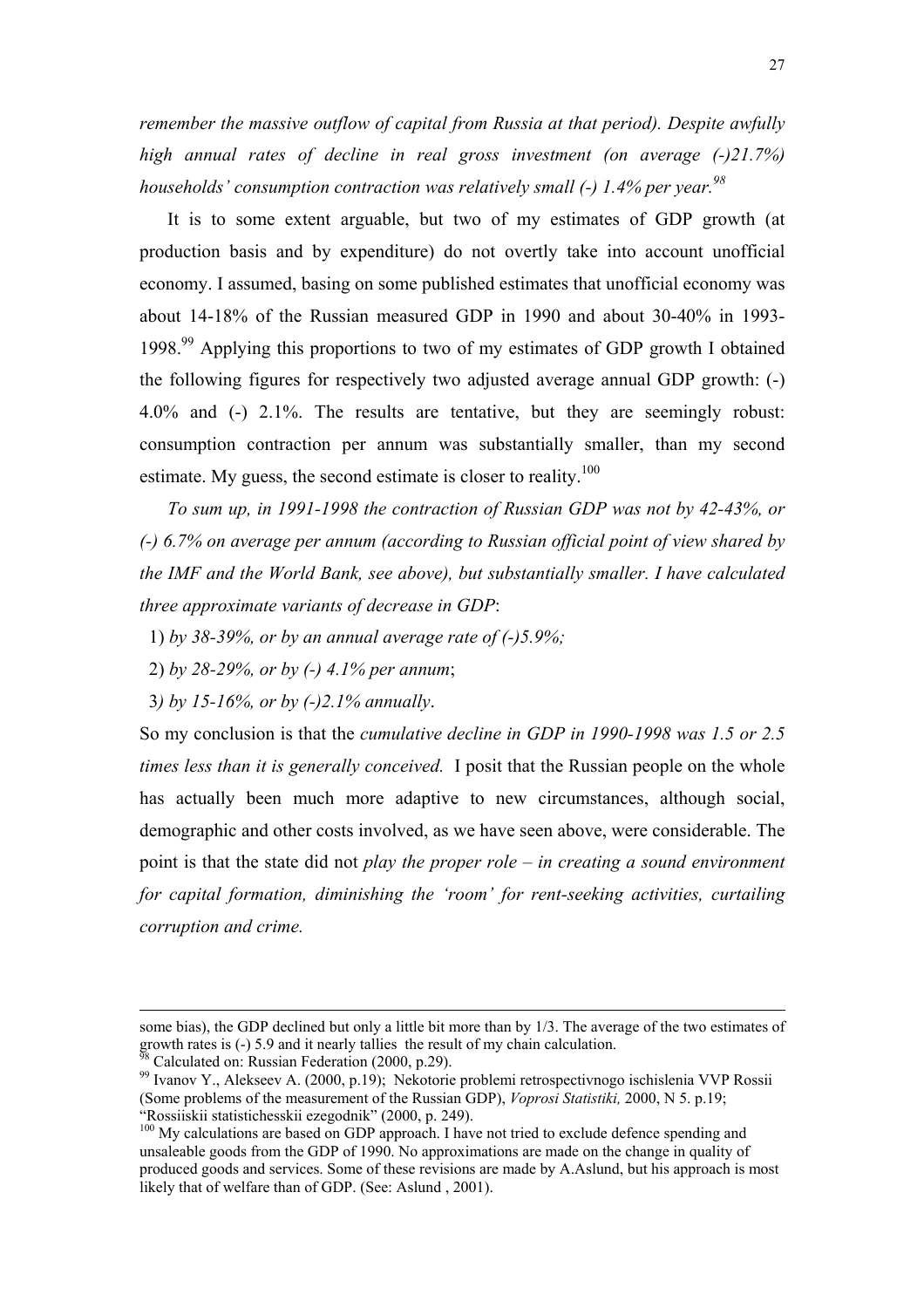*remember the massive outflow of capital from Russia at that period). Despite awfully high annual rates of decline in real gross investment (on average (-)21.7%) households' consumption contraction was relatively small (-) 1.4% per year.*[98]

It is to some extent arguable, but two of my estimates of GDP growth (at production basis and by expenditure) do not overtly take into account unofficial economy. I assumed, basing on some published estimates that unofficial economy was about 14-18% of the Russian measured GDP in 1990 and about 30-40% in 1993-1998.[99] Applying this proportions to two of my estimates of GDP growth I obtained the following figures for respectively two adjusted average annual GDP growth: (-) 4.0% and (-) 2.1%. The results are tentative, but they are seemingly robust: consumption contraction per annum was substantially smaller, than my second estimate. My guess, the second estimate is closer to reality.[100]

*To sum up, in 1991-1998 the contraction of Russian GDP was not by 42-43%, or (-) 6.7% on average per annum (according to Russian official point of view shared by the IMF and the World Bank, see above), but substantially smaller. I have calculated three approximate variants of decrease in GDP*:

1) *by 38-39%, or by an annual average rate of (-)5.9%;*
2) *by 28-29%, or by (-) 4.1% per annum*;
3*) by 15-16%, or by (-)2.1% annually*.

So my conclusion is that the *cumulative decline in GDP in 1990-1998 was 1.5 or 2.5 times less than it is generally conceived.* I posit that the Russian people on the whole has actually been much more adaptive to new circumstances, although social, demographic and other costs involved, as we have seen above, were considerable. The point is that the state did not *play the proper role – in creating a sound environment for capital formation, diminishing the 'room' for rent-seeking activities, curtailing corruption and crime.*

---

some bias), the GDP declined but only a little bit more than by 1/3. The average of the two estimates of growth rates is (-) 5.9 and it nearly tallies the result of my chain calculation.

[98] Calculated on: Russian Federation (2000, p.29).

[99] Ivanov Y., Alekseev A. (2000, p.19); Nekotorie problemi retrospectivnogo ischislenia VVP Rossii (Some problems of the measurement of the Russian GDP), *Voprosi Statistiki,* 2000, N 5. p.19; "Rossiiskii statistichesskii ezegodnik" (2000, p. 249).

[100] My calculations are based on GDP approach. I have not tried to exclude defence spending and unsaleable goods from the GDP of 1990. No approximations are made on the change in quality of produced goods and services. Some of these revisions are made by A.Aslund, but his approach is most likely that of welfare than of GDP. (See: Aslund , 2001).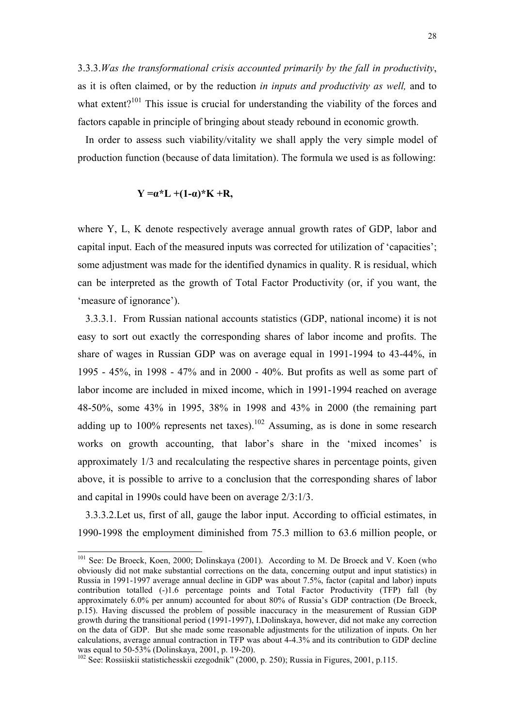3.3.3.*Was the transformational crisis accounted primarily by the fall in productivity*, as it is often claimed, or by the reduction *in inputs and productivity as well,* and to what extent?[101] This issue is crucial for understanding the viability of the forces and factors capable in principle of bringing about steady rebound in economic growth.

In order to assess such viability/vitality we shall apply the very simple model of production function (because of data limitation). The formula we used is as following:

$$\mathbf{Y = \alpha * L + (1\text{-}\alpha) * K + R,}$$

where Y, L, K denote respectively average annual growth rates of GDP, labor and capital input. Each of the measured inputs was corrected for utilization of 'capacities'; some adjustment was made for the identified dynamics in quality. R is residual, which can be interpreted as the growth of Total Factor Productivity (or, if you want, the 'measure of ignorance').

3.3.3.1. From Russian national accounts statistics (GDP, national income) it is not easy to sort out exactly the corresponding shares of labor income and profits. The share of wages in Russian GDP was on average equal in 1991-1994 to 43-44%, in 1995 - 45%, in 1998 - 47% and in 2000 - 40%. But profits as well as some part of labor income are included in mixed income, which in 1991-1994 reached on average 48-50%, some 43% in 1995, 38% in 1998 and 43% in 2000 (the remaining part adding up to 100% represents net taxes).[102] Assuming, as is done in some research works on growth accounting, that labor's share in the 'mixed incomes' is approximately 1/3 and recalculating the respective shares in percentage points, given above, it is possible to arrive to a conclusion that the corresponding shares of labor and capital in 1990s could have been on average 2/3:1/3.

3.3.3.2.Let us, first of all, gauge the labor input. According to official estimates, in 1990-1998 the employment diminished from 75.3 million to 63.6 million people, or

---

[101] See: De Broeck, Koen, 2000; Dolinskaya (2001). According to M. De Broeck and V. Koen (who obviously did not make substantial corrections on the data, concerning output and input statistics) in Russia in 1991-1997 average annual decline in GDP was about 7.5%, factor (capital and labor) inputs contribution totalled (-)1.6 percentage points and Total Factor Productivity (TFP) fall (by approximately 6.0% per annum) accounted for about 80% of Russia's GDP contraction (De Broeck, p.15). Having discussed the problem of possible inaccuracy in the measurement of Russian GDP growth during the transitional period (1991-1997), I.Dolinskaya, however, did not make any correction on the data of GDP. But she made some reasonable adjustments for the utilization of inputs. On her calculations, average annual contraction in TFP was about 4-4.3% and its contribution to GDP decline was equal to 50-53% (Dolinskaya, 2001, p. 19-20).

[102] See: Rossiiskii statistichesskii ezegodnik" (2000, p. 250); Russia in Figures, 2001, p.115.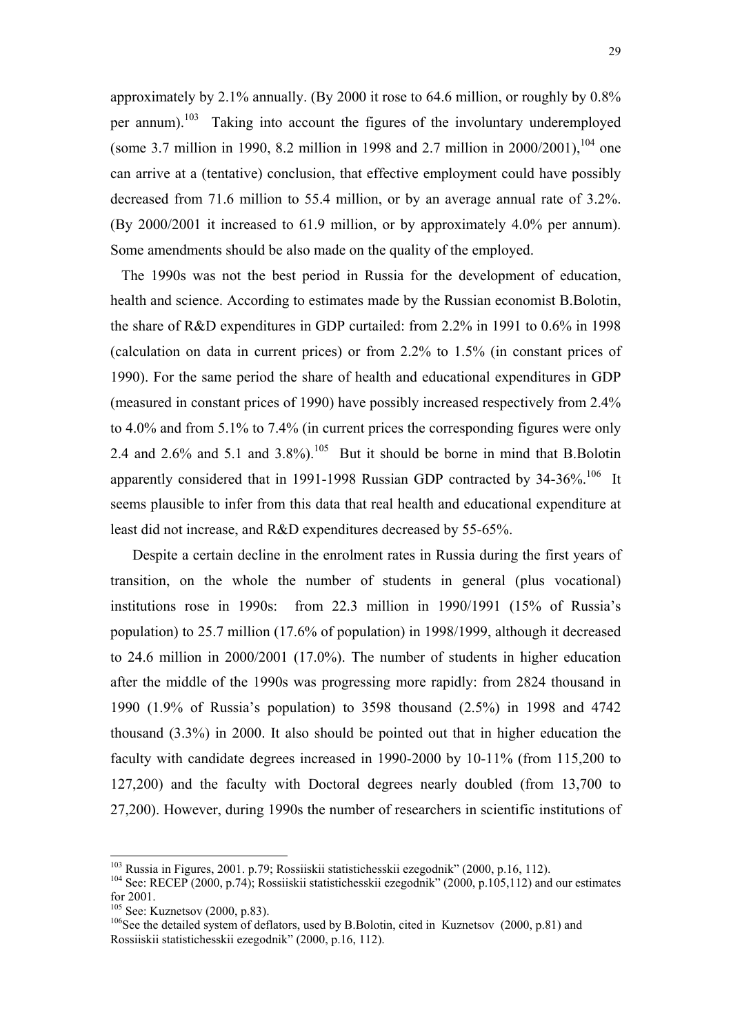approximately by 2.1% annually. (By 2000 it rose to 64.6 million, or roughly by 0.8% per annum).[103] Taking into account the figures of the involuntary underemployed (some 3.7 million in 1990, 8.2 million in 1998 and 2.7 million in 2000/2001),[104] one can arrive at a (tentative) conclusion, that effective employment could have possibly decreased from 71.6 million to 55.4 million, or by an average annual rate of 3.2%. (By 2000/2001 it increased to 61.9 million, or by approximately 4.0% per annum). Some amendments should be also made on the quality of the employed.

The 1990s was not the best period in Russia for the development of education, health and science. According to estimates made by the Russian economist B.Bolotin, the share of R&D expenditures in GDP curtailed: from 2.2% in 1991 to 0.6% in 1998 (calculation on data in current prices) or from 2.2% to 1.5% (in constant prices of 1990). For the same period the share of health and educational expenditures in GDP (measured in constant prices of 1990) have possibly increased respectively from 2.4% to 4.0% and from 5.1% to 7.4% (in current prices the corresponding figures were only 2.4 and 2.6% and 5.1 and 3.8%).[105] But it should be borne in mind that B.Bolotin apparently considered that in 1991-1998 Russian GDP contracted by 34-36%.[106] It seems plausible to infer from this data that real health and educational expenditure at least did not increase, and R&D expenditures decreased by 55-65%.

Despite a certain decline in the enrolment rates in Russia during the first years of transition, on the whole the number of students in general (plus vocational) institutions rose in 1990s: from 22.3 million in 1990/1991 (15% of Russia's population) to 25.7 million (17.6% of population) in 1998/1999, although it decreased to 24.6 million in 2000/2001 (17.0%). The number of students in higher education after the middle of the 1990s was progressing more rapidly: from 2824 thousand in 1990 (1.9% of Russia's population) to 3598 thousand (2.5%) in 1998 and 4742 thousand (3.3%) in 2000. It also should be pointed out that in higher education the faculty with candidate degrees increased in 1990-2000 by 10-11% (from 115,200 to 127,200) and the faculty with Doctoral degrees nearly doubled (from 13,700 to 27,200). However, during 1990s the number of researchers in scientific institutions of

---

[103] Russia in Figures, 2001. p.79; Rossiiskii statistichesskii ezegodnik" (2000, p.16, 112).

[104] See: RECEP (2000, p.74); Rossiiskii statistichesskii ezegodnik" (2000, p.105,112) and our estimates for 2001.

[105] See: Kuznetsov (2000, p.83).

[106] See the detailed system of deflators, used by B.Bolotin, cited in Kuznetsov (2000, p.81) and Rossiiskii statistichesskii ezegodnik" (2000, p.16, 112).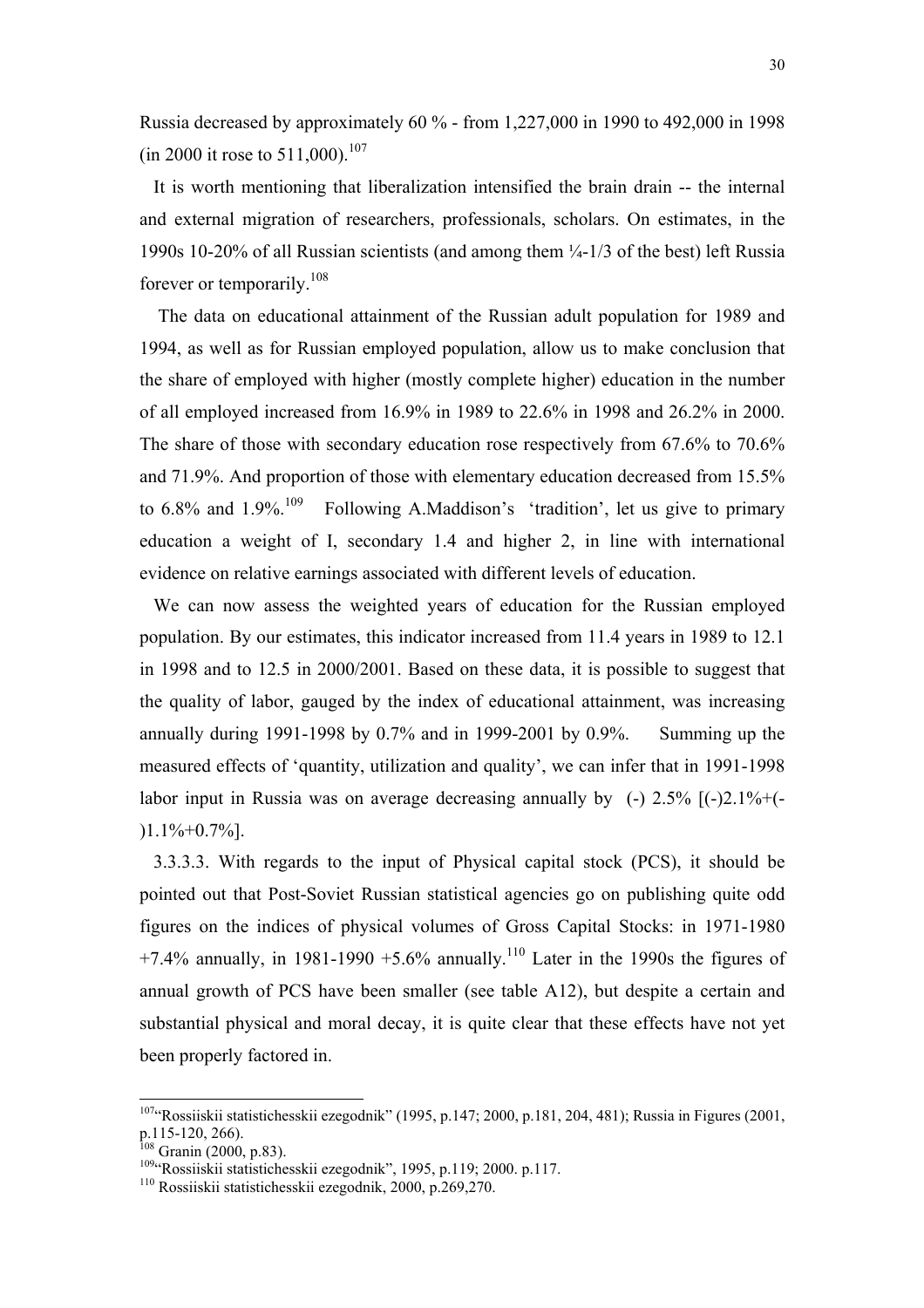Russia decreased by approximately 60 % - from 1,227,000 in 1990 to 492,000 in 1998 (in 2000 it rose to 511,000).[107]

It is worth mentioning that liberalization intensified the brain drain -- the internal and external migration of researchers, professionals, scholars. On estimates, in the 1990s 10-20% of all Russian scientists (and among them ¼-1/3 of the best) left Russia forever or temporarily.[108]

The data on educational attainment of the Russian adult population for 1989 and 1994, as well as for Russian employed population, allow us to make conclusion that the share of employed with higher (mostly complete higher) education in the number of all employed increased from 16.9% in 1989 to 22.6% in 1998 and 26.2% in 2000. The share of those with secondary education rose respectively from 67.6% to 70.6% and 71.9%. And proportion of those with elementary education decreased from 15.5% to 6.8% and 1.9%.[109] Following A.Maddison's 'tradition', let us give to primary education a weight of I, secondary 1.4 and higher 2, in line with international evidence on relative earnings associated with different levels of education.

We can now assess the weighted years of education for the Russian employed population. By our estimates, this indicator increased from 11.4 years in 1989 to 12.1 in 1998 and to 12.5 in 2000/2001. Based on these data, it is possible to suggest that the quality of labor, gauged by the index of educational attainment, was increasing annually during 1991-1998 by 0.7% and in 1999-2001 by 0.9%. Summing up the measured effects of 'quantity, utilization and quality', we can infer that in 1991-1998 labor input in Russia was on average decreasing annually by (-) 2.5% [(-)2.1%+(-)1.1%+0.7%].

3.3.3.3. With regards to the input of Physical capital stock (PCS), it should be pointed out that Post-Soviet Russian statistical agencies go on publishing quite odd figures on the indices of physical volumes of Gross Capital Stocks: in 1971-1980 +7.4% annually, in 1981-1990 +5.6% annually.[110] Later in the 1990s the figures of annual growth of PCS have been smaller (see table A12), but despite a certain and substantial physical and moral decay, it is quite clear that these effects have not yet been properly factored in.

---

[107] "Rossiiskii statistichesskii ezegodnik" (1995, p.147; 2000, p.181, 204, 481); Russia in Figures (2001, p.115-120, 266).

[108] Granin (2000, p.83).

[109] "Rossiiskii statistichesskii ezegodnik", 1995, p.119; 2000. p.117.

[110] Rossiiskii statistichesskii ezegodnik, 2000, p.269,270.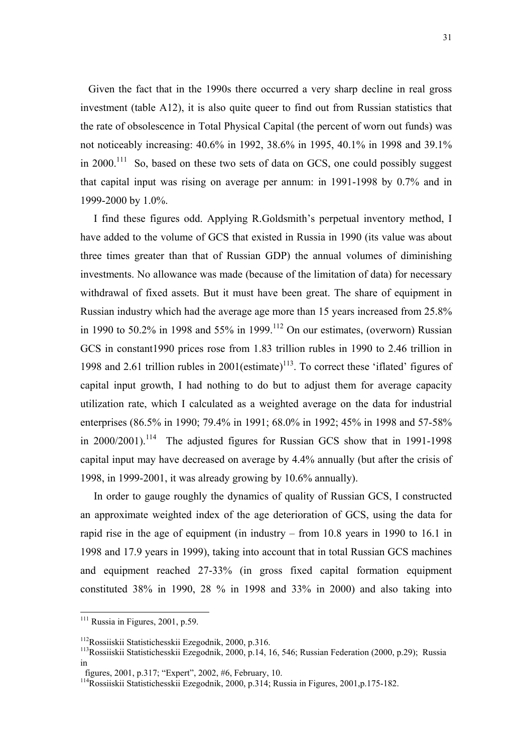Given the fact that in the 1990s there occurred a very sharp decline in real gross investment (table A12), it is also quite queer to find out from Russian statistics that the rate of obsolescence in Total Physical Capital (the percent of worn out funds) was not noticeably increasing: 40.6% in 1992, 38.6% in 1995, 40.1% in 1998 and 39.1% in 2000.[111] So, based on these two sets of data on GCS, one could possibly suggest that capital input was rising on average per annum: in 1991-1998 by 0.7% and in 1999-2000 by 1.0%.

I find these figures odd. Applying R.Goldsmith's perpetual inventory method, I have added to the volume of GCS that existed in Russia in 1990 (its value was about three times greater than that of Russian GDP) the annual volumes of diminishing investments. No allowance was made (because of the limitation of data) for necessary withdrawal of fixed assets. But it must have been great. The share of equipment in Russian industry which had the average age more than 15 years increased from 25.8% in 1990 to 50.2% in 1998 and 55% in 1999.[112] On our estimates, (overworn) Russian GCS in constant1990 prices rose from 1.83 trillion rubles in 1990 to 2.46 trillion in 1998 and 2.61 trillion rubles in 2001(estimate)[113]. To correct these 'iflated' figures of capital input growth, I had nothing to do but to adjust them for average capacity utilization rate, which I calculated as a weighted average on the data for industrial enterprises (86.5% in 1990; 79.4% in 1991; 68.0% in 1992; 45% in 1998 and 57-58% in 2000/2001).[114] The adjusted figures for Russian GCS show that in 1991-1998 capital input may have decreased on average by 4.4% annually (but after the crisis of 1998, in 1999-2001, it was already growing by 10.6% annually).

In order to gauge roughly the dynamics of quality of Russian GCS, I constructed an approximate weighted index of the age deterioration of GCS, using the data for rapid rise in the age of equipment (in industry – from 10.8 years in 1990 to 16.1 in 1998 and 17.9 years in 1999), taking into account that in total Russian GCS machines and equipment reached 27-33% (in gross fixed capital formation equipment constituted 38% in 1990, 28 % in 1998 and 33% in 2000) and also taking into

---

[111] Russia in Figures, 2001, p.59.

[112] Rossiiskii Statistichesskii Ezegodnik, 2000, p.316.

[113] Rossiiskii Statistichesskii Ezegodnik, 2000, p.14, 16, 546; Russian Federation (2000, p.29); Russia in figures, 2001, p.317; "Expert", 2002, #6, February, 10.

[114] Rossiiskii Statistichesskii Ezegodnik, 2000, p.314; Russia in Figures, 2001,p.175-182.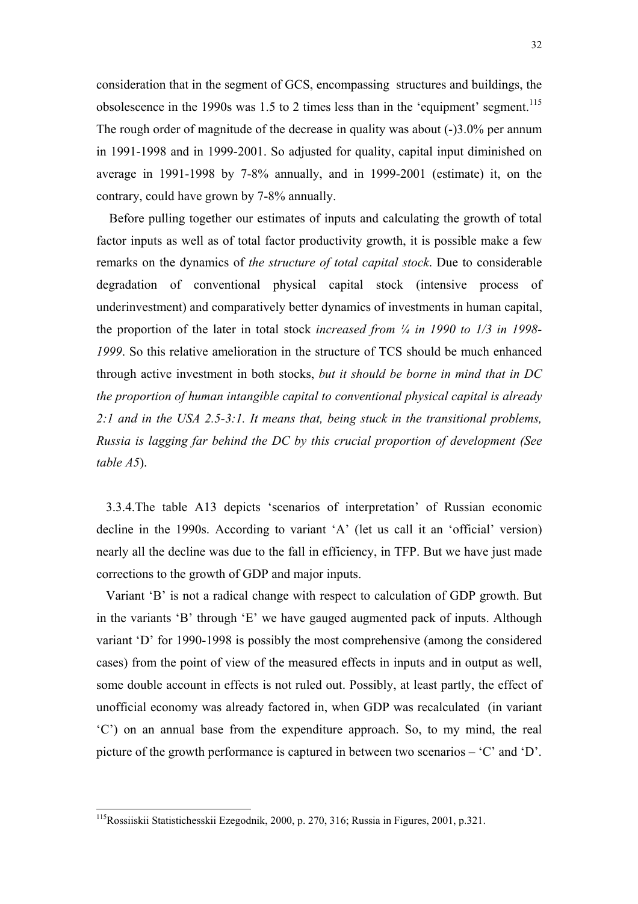consideration that in the segment of GCS, encompassing structures and buildings, the obsolescence in the 1990s was 1.5 to 2 times less than in the 'equipment' segment.[115] The rough order of magnitude of the decrease in quality was about (-)3.0% per annum in 1991-1998 and in 1999-2001. So adjusted for quality, capital input diminished on average in 1991-1998 by 7-8% annually, and in 1999-2001 (estimate) it, on the contrary, could have grown by 7-8% annually.

Before pulling together our estimates of inputs and calculating the growth of total factor inputs as well as of total factor productivity growth, it is possible make a few remarks on the dynamics of *the structure of total capital stock*. Due to considerable degradation of conventional physical capital stock (intensive process of underinvestment) and comparatively better dynamics of investments in human capital, the proportion of the later in total stock *increased from ¼ in 1990 to 1/3 in 1998-1999*. So this relative amelioration in the structure of TCS should be much enhanced through active investment in both stocks, *but it should be borne in mind that in DC the proportion of human intangible capital to conventional physical capital is already 2:1 and in the USA 2.5-3:1. It means that, being stuck in the transitional problems, Russia is lagging far behind the DC by this crucial proportion of development (See table A5*).

3.3.4.The table A13 depicts 'scenarios of interpretation' of Russian economic decline in the 1990s. According to variant 'A' (let us call it an 'official' version) nearly all the decline was due to the fall in efficiency, in TFP. But we have just made corrections to the growth of GDP and major inputs.

Variant 'B' is not a radical change with respect to calculation of GDP growth. But in the variants 'B' through 'E' we have gauged augmented pack of inputs. Although variant 'D' for 1990-1998 is possibly the most comprehensive (among the considered cases) from the point of view of the measured effects in inputs and in output as well, some double account in effects is not ruled out. Possibly, at least partly, the effect of unofficial economy was already factored in, when GDP was recalculated (in variant 'C') on an annual base from the expenditure approach. So, to my mind, the real picture of the growth performance is captured in between two scenarios – 'C' and 'D'.

[115] Rossiiskii Statistichesskii Ezegodnik, 2000, p. 270, 316; Russia in Figures, 2001, p.321.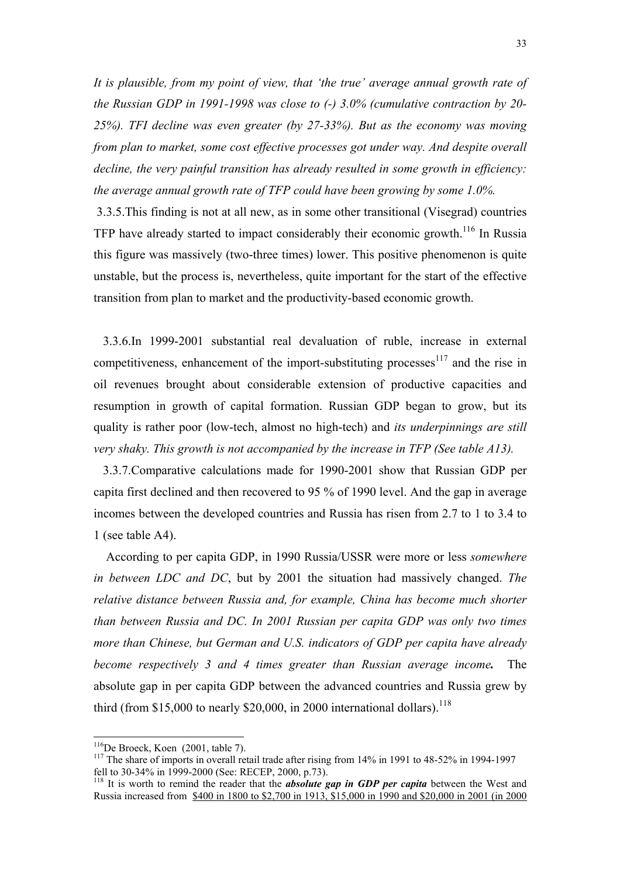*It is plausible, from my point of view, that 'the true' average annual growth rate of the Russian GDP in 1991-1998 was close to (-) 3.0% (cumulative contraction by 20-25%). TFI decline was even greater (by 27-33%). But as the economy was moving from plan to market, some cost effective processes got under way. And despite overall decline, the very painful transition has already resulted in some growth in efficiency: the average annual growth rate of TFP could have been growing by some 1.0%.*

3.3.5.This finding is not at all new, as in some other transitional (Visegrad) countries TFP have already started to impact considerably their economic growth.[116] In Russia this figure was massively (two-three times) lower. This positive phenomenon is quite unstable, but the process is, nevertheless, quite important for the start of the effective transition from plan to market and the productivity-based economic growth.

3.3.6.In 1999-2001 substantial real devaluation of ruble, increase in external competitiveness, enhancement of the import-substituting processes[117] and the rise in oil revenues brought about considerable extension of productive capacities and resumption in growth of capital formation. Russian GDP began to grow, but its quality is rather poor (low-tech, almost no high-tech) and *its underpinnings are still very shaky. This growth is not accompanied by the increase in TFP (See table A13).*

3.3.7.Comparative calculations made for 1990-2001 show that Russian GDP per capita first declined and then recovered to 95 % of 1990 level. And the gap in average incomes between the developed countries and Russia has risen from 2.7 to 1 to 3.4 to 1 (see table A4).

According to per capita GDP, in 1990 Russia/USSR were more or less *somewhere in between LDC and DC*, but by 2001 the situation had massively changed. *The relative distance between Russia and, for example, China has become much shorter than between Russia and DC. In 2001 Russian per capita GDP was only two times more than Chinese, but German and U.S. indicators of GDP per capita have already become respectively 3 and 4 times greater than Russian average income.* The absolute gap in per capita GDP between the advanced countries and Russia grew by third (from $15,000 to nearly $20,000, in 2000 international dollars).[118]

---

[116] De Broeck, Koen (2001, table 7).

[117] The share of imports in overall retail trade after rising from 14% in 1991 to 48-52% in 1994-1997 fell to 30-34% in 1999-2000 (See: RECEP, 2000, p.73).

[118] It is worth to remind the reader that the ***absolute gap in GDP per capita*** between the West and Russia increased from <u>$400 in 1800 to $2,700 in 1913, $15,000 in 1990 and $20,000 in 2001 (in 2000</u>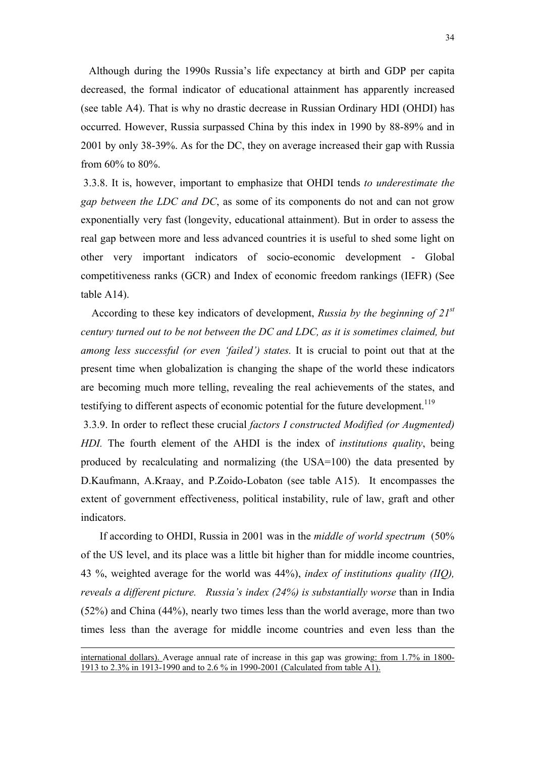Although during the 1990s Russia's life expectancy at birth and GDP per capita decreased, the formal indicator of educational attainment has apparently increased (see table A4). That is why no drastic decrease in Russian Ordinary HDI (OHDI) has occurred. However, Russia surpassed China by this index in 1990 by 88-89% and in 2001 by only 38-39%. As for the DC, they on average increased their gap with Russia from 60% to 80%.

3.3.8. It is, however, important to emphasize that OHDI tends *to underestimate the gap between the LDC and DC*, as some of its components do not and can not grow exponentially very fast (longevity, educational attainment). But in order to assess the real gap between more and less advanced countries it is useful to shed some light on other very important indicators of socio-economic development - Global competitiveness ranks (GCR) and Index of economic freedom rankings (IEFR) (See table A14).

According to these key indicators of development, *Russia by the beginning of 21st century turned out to be not between the DC and LDC, as it is sometimes claimed, but among less successful (or even 'failed') states.* It is crucial to point out that at the present time when globalization is changing the shape of the world these indicators are becoming much more telling, revealing the real achievements of the states, and testifying to different aspects of economic potential for the future development.[119]

3.3.9. In order to reflect these crucial *factors I constructed Modified (or Augmented) HDI.* The fourth element of the AHDI is the index of *institutions quality*, being produced by recalculating and normalizing (the USA=100) the data presented by D.Kaufmann, A.Kraay, and P.Zoido-Lobaton (see table A15). It encompasses the extent of government effectiveness, political instability, rule of law, graft and other indicators.

If according to OHDI, Russia in 2001 was in the *middle of world spectrum* (50% of the US level, and its place was a little bit higher than for middle income countries, 43 %, weighted average for the world was 44%), *index of institutions quality (IIQ), reveals a different picture. Russia's index (24%) is substantially worse* than in India (52%) and China (44%), nearly two times less than the world average, more than two times less than the average for middle income countries and even less than the

---

international dollars). Average annual rate of increase in this gap was growing: from 1.7% in 1800-1913 to 2.3% in 1913-1990 and to 2.6 % in 1990-2001 (Calculated from table A1).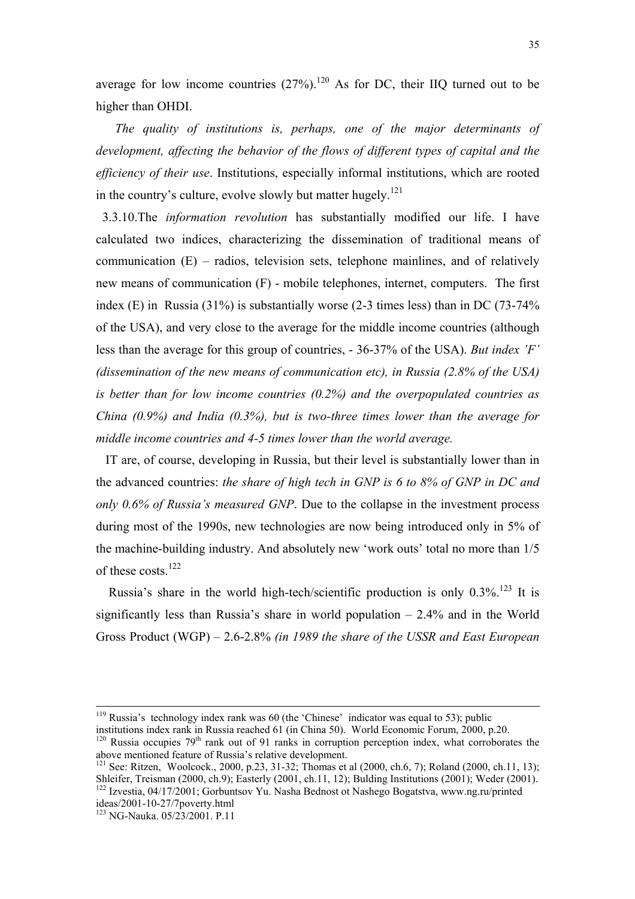average for low income countries (27%).[120] As for DC, their IIQ turned out to be higher than OHDI.

*The quality of institutions is, perhaps, one of the major determinants of development, affecting the behavior of the flows of different types of capital and the efficiency of their use*. Institutions, especially informal institutions, which are rooted in the country's culture, evolve slowly but matter hugely.[121]

3.3.10.The *information revolution* has substantially modified our life. I have calculated two indices, characterizing the dissemination of traditional means of communication (E) – radios, television sets, telephone mainlines, and of relatively new means of communication (F) - mobile telephones, internet, computers. The first index (E) in Russia (31%) is substantially worse (2-3 times less) than in DC (73-74% of the USA), and very close to the average for the middle income countries (although less than the average for this group of countries, - 36-37% of the USA). *But index 'F' (dissemination of the new means of communication etc), in Russia (2.8% of the USA) is better than for low income countries (0.2%) and the overpopulated countries as China (0.9%) and India (0.3%), but is two-three times lower than the average for middle income countries and 4-5 times lower than the world average.*

IT are, of course, developing in Russia, but their level is substantially lower than in the advanced countries: *the share of high tech in GNP is 6 to 8% of GNP in DC and only 0.6% of Russia's measured GNP*. Due to the collapse in the investment process during most of the 1990s, new technologies are now being introduced only in 5% of the machine-building industry. And absolutely new 'work outs' total no more than 1/5 of these costs.[122]

Russia's share in the world high-tech/scientific production is only 0.3%.[123] It is significantly less than Russia's share in world population – 2.4% and in the World Gross Product (WGP) – 2.6-2.8% *(in 1989 the share of the USSR and East European*

---

[119] Russia's technology index rank was 60 (the 'Chinese' indicator was equal to 53); public institutions index rank in Russia reached 61 (in China 50). World Economic Forum, 2000, p.20.

[120] Russia occupies 79th rank out of 91 ranks in corruption perception index, what corroborates the above mentioned feature of Russia's relative development.

[121] See: Ritzen, Woolcock., 2000, p.23, 31-32; Thomas et al (2000, ch.6, 7); Roland (2000, ch.11, 13); Shleifer, Treisman (2000, ch.9); Easterly (2001, ch.11, 12); Bulding Institutions (2001); Weder (2001).

[122] Izvestia, 04/17/2001; Gorbuntsov Yu. Nasha Bednost ot Nashego Bogatstva, www.ng.ru/printed ideas/2001-10-27/7poverty.html

[123] NG-Nauka. 05/23/2001. P.11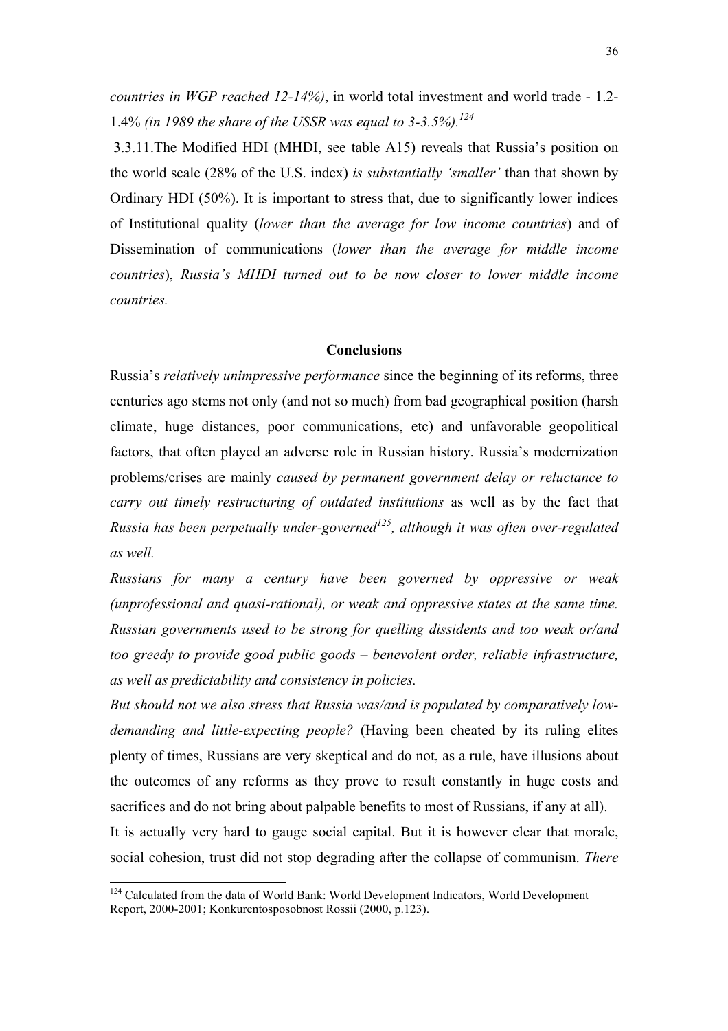*countries in WGP reached 12-14%)*, in world total investment and world trade - 1.2-1.4% *(in 1989 the share of the USSR was equal to 3-3.5%).*[124]

3.3.11.The Modified HDI (MHDI, see table A15) reveals that Russia's position on the world scale (28% of the U.S. index) *is substantially 'smaller'* than that shown by Ordinary HDI (50%). It is important to stress that, due to significantly lower indices of Institutional quality (*lower than the average for low income countries*) and of Dissemination of communications (*lower than the average for middle income countries*), *Russia's MHDI turned out to be now closer to lower middle income countries.*

## Conclusions

Russia's *relatively unimpressive performance* since the beginning of its reforms, three centuries ago stems not only (and not so much) from bad geographical position (harsh climate, huge distances, poor communications, etc) and unfavorable geopolitical factors, that often played an adverse role in Russian history. Russia's modernization problems/crises are mainly *caused by permanent government delay or reluctance to carry out timely restructuring of outdated institutions* as well as by the fact that *Russia has been perpetually under-governed*[125]*, although it was often over-regulated as well.*

*Russians for many a century have been governed by oppressive or weak (unprofessional and quasi-rational), or weak and oppressive states at the same time. Russian governments used to be strong for quelling dissidents and too weak or/and too greedy to provide good public goods – benevolent order, reliable infrastructure, as well as predictability and consistency in policies.*

*But should not we also stress that Russia was/and is populated by comparatively low-demanding and little-expecting people?* (Having been cheated by its ruling elites plenty of times, Russians are very skeptical and do not, as a rule, have illusions about the outcomes of any reforms as they prove to result constantly in huge costs and sacrifices and do not bring about palpable benefits to most of Russians, if any at all).

It is actually very hard to gauge social capital. But it is however clear that morale, social cohesion, trust did not stop degrading after the collapse of communism. *There*

---

[124] Calculated from the data of World Bank: World Development Indicators, World Development Report, 2000-2001; Konkurentosposobnost Rossii (2000, p.123).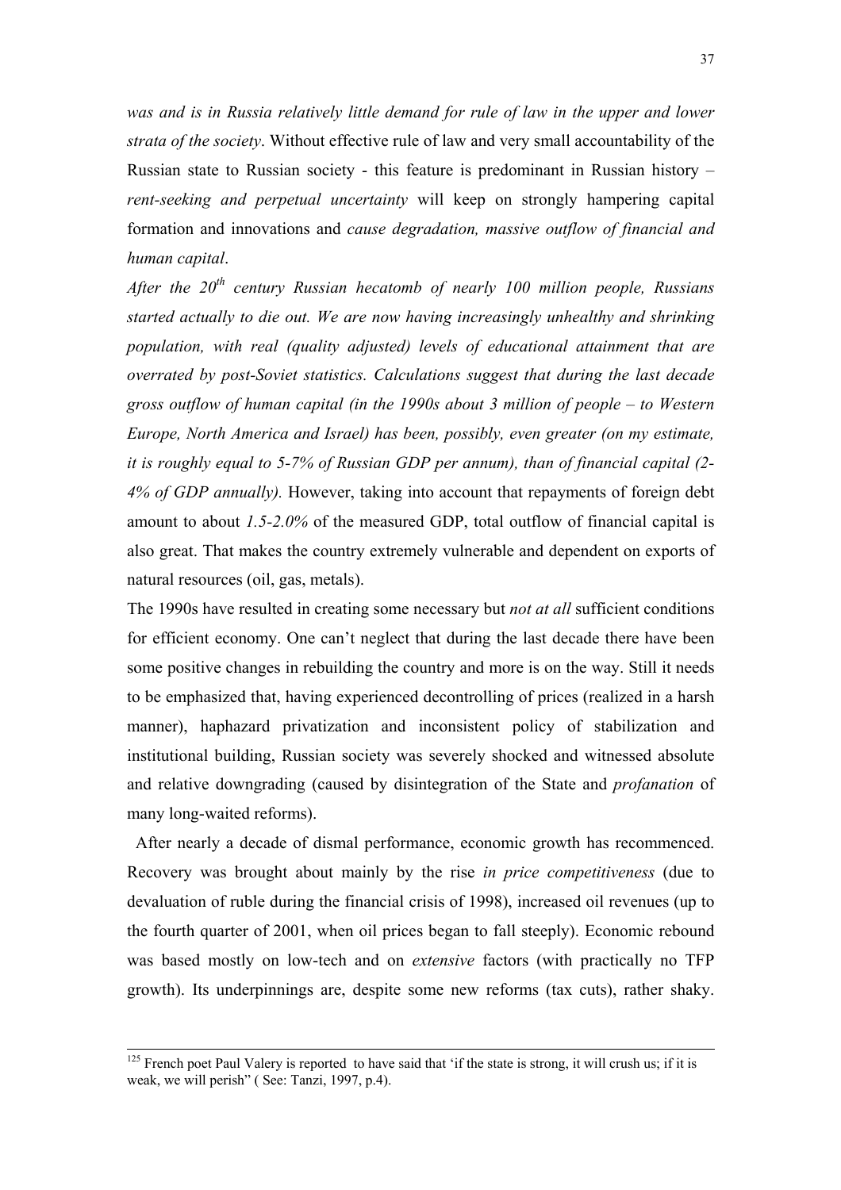*was and is in Russia relatively little demand for rule of law in the upper and lower strata of the society*. Without effective rule of law and very small accountability of the Russian state to Russian society - this feature is predominant in Russian history – *rent-seeking and perpetual uncertainty* will keep on strongly hampering capital formation and innovations and *cause degradation, massive outflow of financial and human capital*.

*After the 20th century Russian hecatomb of nearly 100 million people, Russians started actually to die out. We are now having increasingly unhealthy and shrinking population, with real (quality adjusted) levels of educational attainment that are overrated by post-Soviet statistics. Calculations suggest that during the last decade gross outflow of human capital (in the 1990s about 3 million of people – to Western Europe, North America and Israel) has been, possibly, even greater (on my estimate, it is roughly equal to 5-7% of Russian GDP per annum), than of financial capital (2-4% of GDP annually).* However, taking into account that repayments of foreign debt amount to about *1.5-2.0%* of the measured GDP, total outflow of financial capital is also great. That makes the country extremely vulnerable and dependent on exports of natural resources (oil, gas, metals).

The 1990s have resulted in creating some necessary but *not at all* sufficient conditions for efficient economy. One can't neglect that during the last decade there have been some positive changes in rebuilding the country and more is on the way. Still it needs to be emphasized that, having experienced decontrolling of prices (realized in a harsh manner), haphazard privatization and inconsistent policy of stabilization and institutional building, Russian society was severely shocked and witnessed absolute and relative downgrading (caused by disintegration of the State and *profanation* of many long-waited reforms).

After nearly a decade of dismal performance, economic growth has recommenced. Recovery was brought about mainly by the rise *in price competitiveness* (due to devaluation of ruble during the financial crisis of 1998), increased oil revenues (up to the fourth quarter of 2001, when oil prices began to fall steeply). Economic rebound was based mostly on low-tech and on *extensive* factors (with practically no TFP growth). Its underpinnings are, despite some new reforms (tax cuts), rather shaky.

---

[125] French poet Paul Valery is reported to have said that 'if the state is strong, it will crush us; if it is weak, we will perish" ( See: Tanzi, 1997, p.4).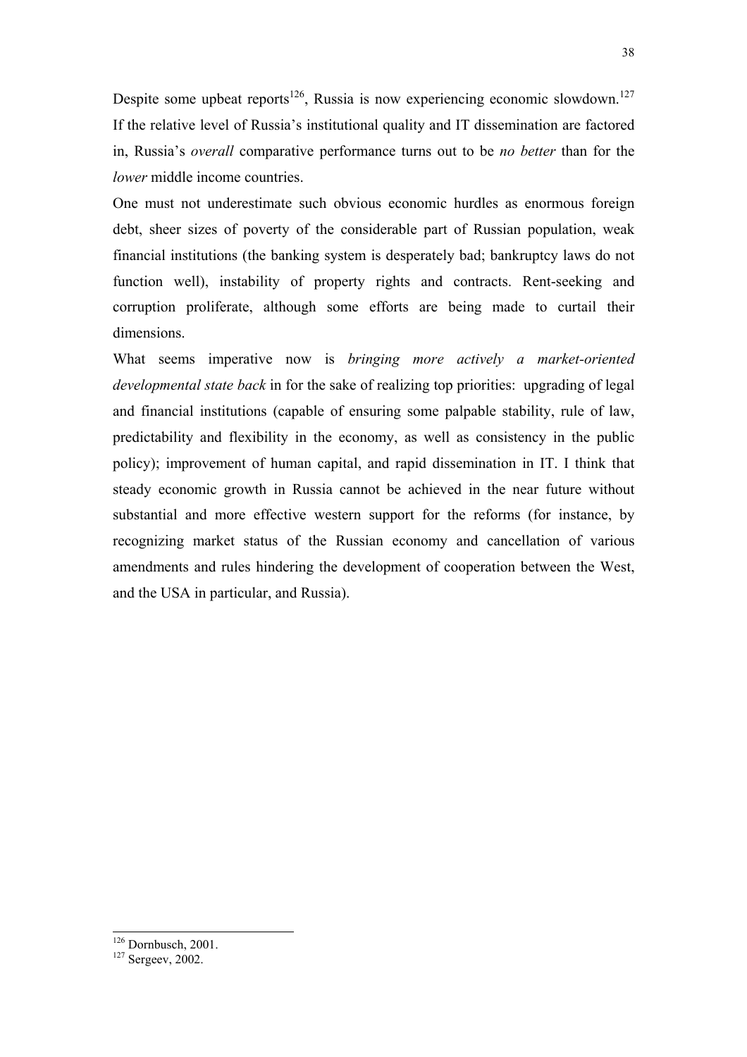Despite some upbeat reports[126], Russia is now experiencing economic slowdown.[127] If the relative level of Russia's institutional quality and IT dissemination are factored in, Russia's *overall* comparative performance turns out to be *no better* than for the *lower* middle income countries.

One must not underestimate such obvious economic hurdles as enormous foreign debt, sheer sizes of poverty of the considerable part of Russian population, weak financial institutions (the banking system is desperately bad; bankruptcy laws do not function well), instability of property rights and contracts. Rent-seeking and corruption proliferate, although some efforts are being made to curtail their dimensions.

What seems imperative now is *bringing more actively a market-oriented developmental state back* in for the sake of realizing top priorities: upgrading of legal and financial institutions (capable of ensuring some palpable stability, rule of law, predictability and flexibility in the economy, as well as consistency in the public policy); improvement of human capital, and rapid dissemination in IT. I think that steady economic growth in Russia cannot be achieved in the near future without substantial and more effective western support for the reforms (for instance, by recognizing market status of the Russian economy and cancellation of various amendments and rules hindering the development of cooperation between the West, and the USA in particular, and Russia).

---

[126] Dornbusch, 2001.

[127] Sergeev, 2002.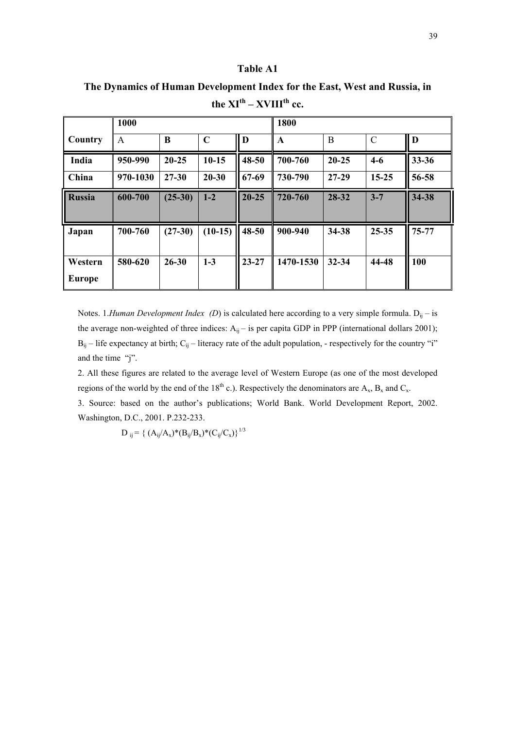**Table A1**

**The Dynamics of Human Development Index for the East, West and Russia, in the XI$^{th}$ – XVIII$^{th}$ cc.**

| | **1000** | | | | **1800** | | | |
|---|---|---|---|---|---|---|---|---|
| **Country** | A | **B** | **C** | **D** | **A** | B | C | **D** |
| **India** | **950-990** | **20-25** | **10-15** | **48-50** | **700-760** | **20-25** | **4-6** | **33-36** |
| **China** | **970-1030** | **27-30** | **20-30** | **67-69** | **730-790** | **27-29** | **15-25** | **56-58** |
| **Russia** | **600-700** | **(25-30)** | **1-2** | **20-25** | **720-760** | **28-32** | **3-7** | **34-38** |
| **Japan** | **700-760** | **(27-30)** | **(10-15)** | **48-50** | **900-940** | **34-38** | **25-35** | **75-77** |
| **Western Europe** | **580-620** | **26-30** | **1-3** | **23-27** | **1470-1530** | **32-34** | **44-48** | **100** |

Notes. 1.*Human Development Index (D)* is calculated here according to a very simple formula. $D_{ij}$ – is the average non-weighted of three indices: $A_{ij}$ – is per capita GDP in PPP (international dollars 2001); $B_{ij}$ – life expectancy at birth; $C_{ij}$ – literacy rate of the adult population, - respectively for the country "i" and the time "j".

2. All these figures are related to the average level of Western Europe (as one of the most developed regions of the world by the end of the 18$^{th}$ c.). Respectively the denominators are $A_x$, $B_x$ and $C_x$.

3. Source: based on the author's publications; World Bank. World Development Report, 2002. Washington, D.C., 2001. P.232-233.

$$D_{ij} = \{ (A_{ij}/A_x)*(B_{ij}/B_x)*(C_{ij}/C_x)\}^{1/3}$$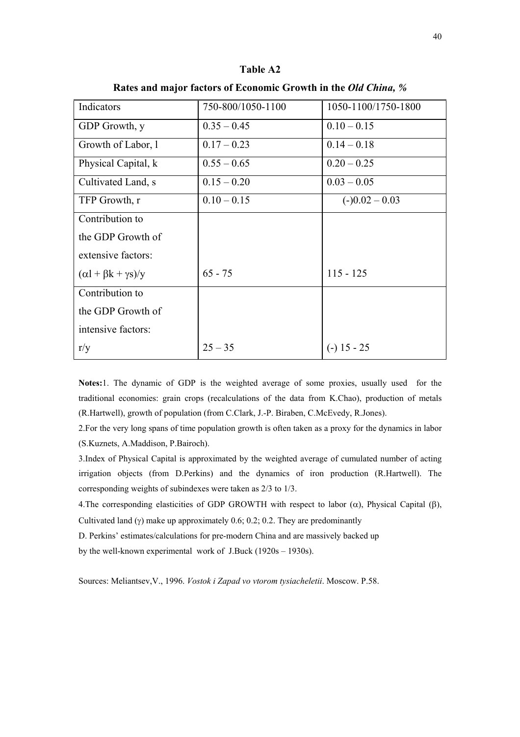**Table A2**

**Rates and major factors of Economic Growth in the *Old China*, %**

| Indicators | 750-800/1050-1100 | 1050-1100/1750-1800 |
|---|---|---|
| GDP Growth, y | 0.35 – 0.45 | 0.10 – 0.15 |
| Growth of Labor, l | 0.17 – 0.23 | 0.14 – 0.18 |
| Physical Capital, k | 0.55 – 0.65 | 0.20 – 0.25 |
| Cultivated Land, s | 0.15 – 0.20 | 0.03 – 0.05 |
| TFP Growth, r | 0.10 – 0.15 | (-)0.02 – 0.03 |
| Contribution to the GDP Growth of extensive factors: $(\alpha l + \beta k + \gamma s)/y$ | 65 - 75 | 115 - 125 |
| Contribution to the GDP Growth of intensive factors: r/y | 25 – 35 | (-) 15 - 25 |

**Notes:**1. The dynamic of GDP is the weighted average of some proxies, usually used for the traditional economies: grain crops (recalculations of the data from K.Chao), production of metals (R.Hartwell), growth of population (from C.Clark, J.-P. Biraben, C.McEvedy, R.Jones).

2.For the very long spans of time population growth is often taken as a proxy for the dynamics in labor (S.Kuznets, A.Maddison, P.Bairoch).

3.Index of Physical Capital is approximated by the weighted average of cumulated number of acting irrigation objects (from D.Perkins) and the dynamics of iron production (R.Hartwell). The corresponding weights of subindexes were taken as 2/3 to 1/3.

4.The corresponding elasticities of GDP GROWTH with respect to labor ($\alpha$), Physical Capital ($\beta$), Cultivated land ($\gamma$) make up approximately 0.6; 0.2; 0.2. They are predominantly D. Perkins' estimates/calculations for pre-modern China and are massively backed up by the well-known experimental work of J.Buck (1920s – 1930s).

Sources: Meliantsev,V., 1996. *Vostok i Zapad vo vtorom tysiacheletii*. Moscow. P.58.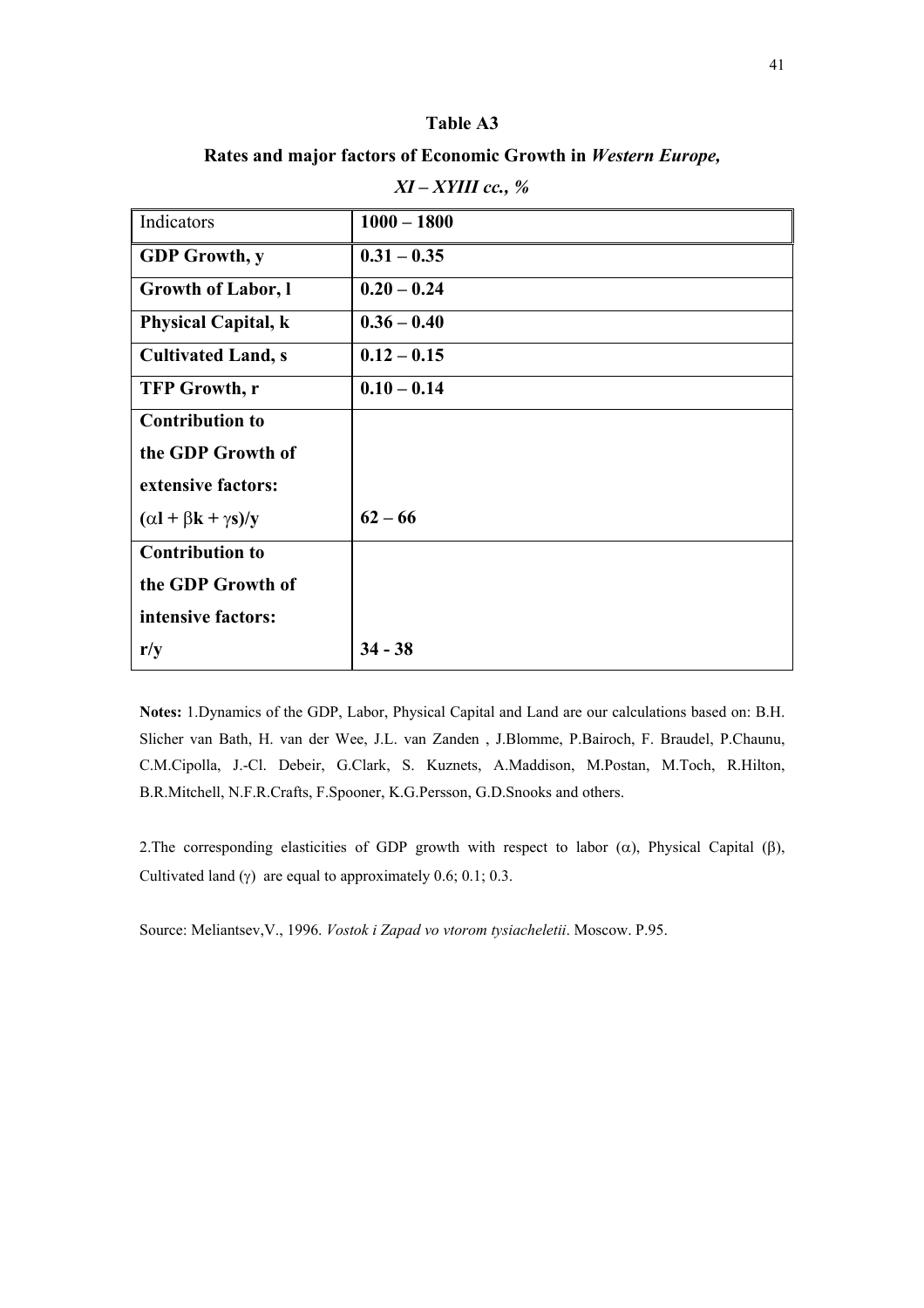**Table A3**

**Rates and major factors of Economic Growth in *Western Europe,***

***XI – XYIII cc., %***

| Indicators | **1000 – 1800** |
|---|---|
| **GDP Growth, y** | **0.31 – 0.35** |
| **Growth of Labor, l** | **0.20 – 0.24** |
| **Physical Capital, k** | **0.36 – 0.40** |
| **Cultivated Land, s** | **0.12 – 0.15** |
| **TFP Growth, r** | **0.10 – 0.14** |
| **Contribution to the GDP Growth of extensive factors: $(\alpha l + \beta k + \gamma s)/y$** | **62 – 66** |
| **Contribution to the GDP Growth of intensive factors: r/y** | **34 - 38** |

**Notes:** 1.Dynamics of the GDP, Labor, Physical Capital and Land are our calculations based on: B.H. Slicher van Bath, H. van der Wee, J.L. van Zanden , J.Blomme, P.Bairoch, F. Braudel, P.Chaunu, C.M.Cipolla, J.-Cl. Debeir, G.Clark, S. Kuznets, A.Maddison, M.Postan, M.Toch, R.Hilton, B.R.Mitchell, N.F.R.Crafts, F.Spooner, K.G.Persson, G.D.Snooks and others.

2.The corresponding elasticities of GDP growth with respect to labor ($\alpha$), Physical Capital ($\beta$), Cultivated land ($\gamma$) are equal to approximately 0.6; 0.1; 0.3.

Source: Meliantsev,V., 1996. *Vostok i Zapad vo vtorom tysiacheletii*. Moscow. P.95.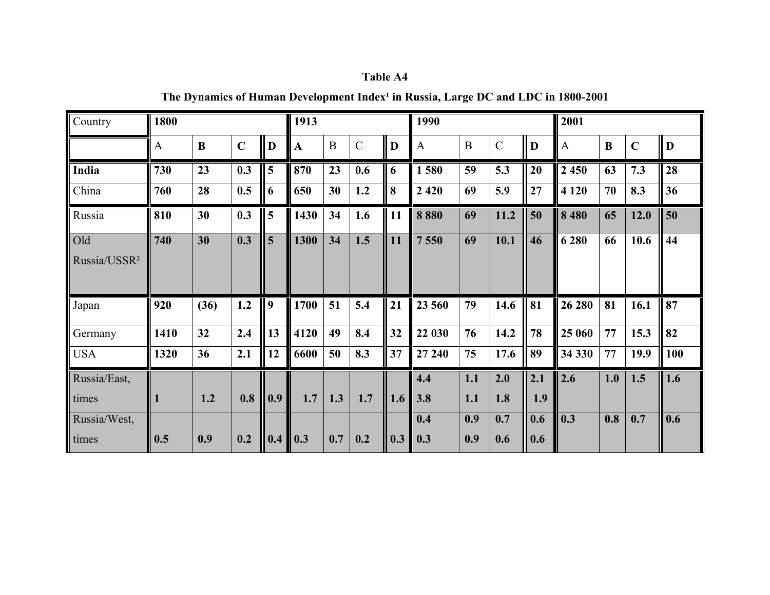**Table A4**

**The Dynamics of Human Development Index[1] in Russia, Large DC and LDC in 1800-2001**

| Country | 1800 | | | | 1913 | | | | 1990 | | | | 2001 | | | |
|---|---|---|---|---|---|---|---|---|---|---|---|---|---|---|---|---|
| | A | B | C | D | A | B | C | D | A | B | C | D | A | B | C | D |
| **India** | 730 | 23 | 0.3 | 5 | 870 | 23 | 0.6 | 6 | 1 580 | 59 | 5.3 | 20 | 2 450 | 63 | 7.3 | 28 |
| China | 760 | 28 | 0.5 | 6 | 650 | 30 | 1.2 | 8 | 2 420 | 69 | 5.9 | 27 | 4 120 | 70 | 8.3 | 36 |
| Russia | 810 | 30 | 0.3 | 5 | 1430 | 34 | 1.6 | 11 | 8 880 | 69 | 11.2 | 50 | 8 480 | 65 | 12.0 | 50 |
| Old Russia/USSR[2] | 740 | 30 | 0.3 | 5 | 1300 | 34 | 1.5 | 11 | 7 550 | 69 | 10.1 | 46 | 6 280 | 66 | 10.6 | 44 |
| Japan | 920 | (36) | 1.2 | 9 | 1700 | 51 | 5.4 | 21 | 23 560 | 79 | 14.6 | 81 | 26 280 | 81 | 16.1 | 87 |
| Germany | 1410 | 32 | 2.4 | 13 | 4120 | 49 | 8.4 | 32 | 22 030 | 76 | 14.2 | 78 | 25 060 | 77 | 15.3 | 82 |
| USA | 1320 | 36 | 2.1 | 12 | 6600 | 50 | 8.3 | 37 | 27 240 | 75 | 17.6 | 89 | 34 330 | 77 | 19.9 | 100 |
| Russia/East, times | 1 | 1.2 | 0.8 | 0.9 | 1.7 | 1.3 | 1.7 | 1.6 | 4.4<br>3.8 | 1.1<br>1.1 | 2.0<br>1.8 | 2.1<br>1.9 | 2.6 | 1.0 | 1.5 | 1.6 |
| Russia/West, times | 0.5 | 0.9 | 0.2 | 0.4 | 0.3 | 0.7 | 0.2 | 0.3 | 0.4<br>0.3 | 0.9<br>0.9 | 0.7<br>0.6 | 0.6<br>0.6 | 0.3 | 0.8 | 0.7 | 0.6 |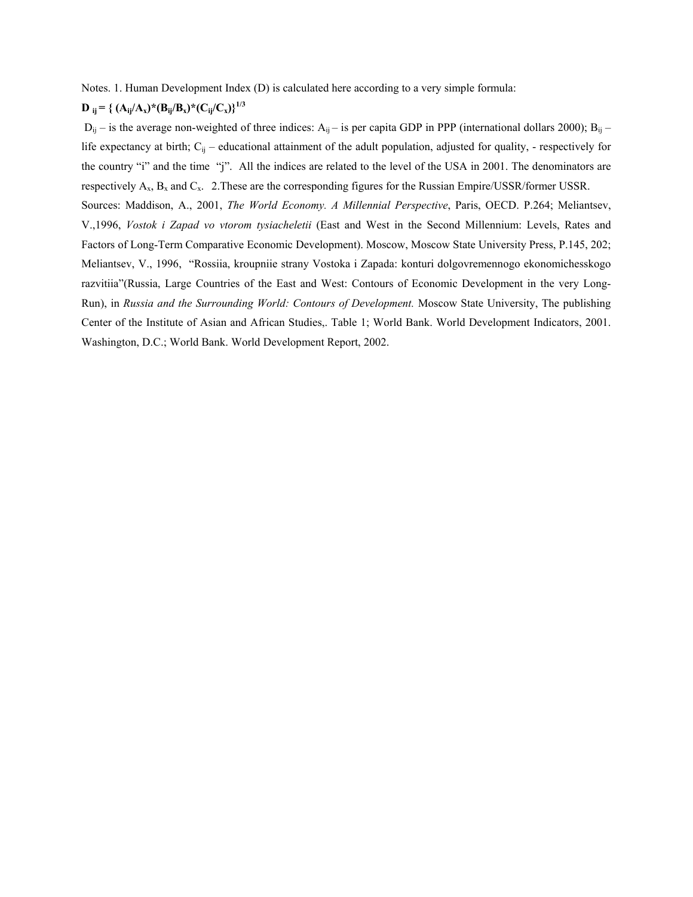Notes. 1. Human Development Index (D) is calculated here according to a very simple formula:

$$D_{ij} = \{ (A_{ij}/A_x)*(B_{ij}/B_x)*(C_{ij}/C_x)\}^{1/3}$$

$D_{ij}$ – is the average non-weighted of three indices: $A_{ij}$ – is per capita GDP in PPP (international dollars 2000); $B_{ij}$ – life expectancy at birth; $C_{ij}$ – educational attainment of the adult population, adjusted for quality, - respectively for the country "i" and the time "j". All the indices are related to the level of the USA in 2001. The denominators are respectively $A_x$, $B_x$ and $C_x$. 2.These are the corresponding figures for the Russian Empire/USSR/former USSR.

Sources: Maddison, A., 2001, *The World Economy. A Millennial Perspective*, Paris, OECD. P.264; Meliantsev, V.,1996, *Vostok i Zapad vo vtorom tysiacheletii* (East and West in the Second Millennium: Levels, Rates and Factors of Long-Term Comparative Economic Development). Moscow, Moscow State University Press, P.145, 202; Meliantsev, V., 1996, "Rossiia, kroupniie strany Vostoka i Zapada: konturi dolgovremennogo ekonomichesskogo razvitiia"(Russia, Large Countries of the East and West: Contours of Economic Development in the very Long-Run), in *Russia and the Surrounding World: Contours of Development.* Moscow State University, The publishing Center of the Institute of Asian and African Studies,. Table 1; World Bank. World Development Indicators, 2001. Washington, D.C.; World Bank. World Development Report, 2002.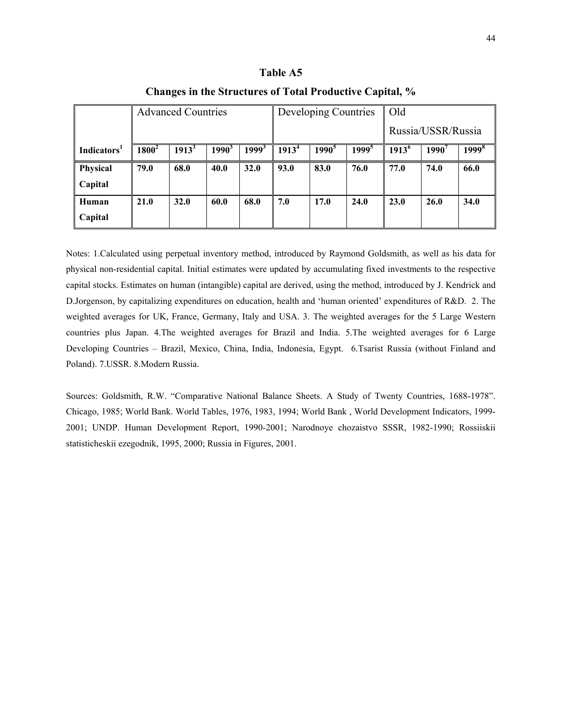# Table A5

## Changes in the Structures of Total Productive Capital, %

| | Advanced Countries | | | | Developing Countries | | | Old Russia/USSR/Russia | | |
|---|---|---|---|---|---|---|---|---|---|---|
| **Indicators[1]** | **1800[2]** | **1913[3]** | **1990[3]** | **1999[3]** | **1913[4]** | **1990[5]** | **1999[5]** | **1913[6]** | **1990[7]** | **1999[8]** |
| **Physical Capital** | **79.0** | **68.0** | **40.0** | **32.0** | **93.0** | **83.0** | **76.0** | **77.0** | **74.0** | **66.0** |
| **Human Capital** | **21.0** | **32.0** | **60.0** | **68.0** | **7.0** | **17.0** | **24.0** | **23.0** | **26.0** | **34.0** |

Notes: 1.Calculated using perpetual inventory method, introduced by Raymond Goldsmith, as well as his data for physical non-residential capital. Initial estimates were updated by accumulating fixed investments to the respective capital stocks. Estimates on human (intangible) capital are derived, using the method, introduced by J. Kendrick and D.Jorgenson, by capitalizing expenditures on education, health and 'human oriented' expenditures of R&D. 2. The weighted averages for UK, France, Germany, Italy and USA. 3. The weighted averages for the 5 Large Western countries plus Japan. 4.The weighted averages for Brazil and India. 5.The weighted averages for 6 Large Developing Countries – Brazil, Mexico, China, India, Indonesia, Egypt. 6.Tsarist Russia (without Finland and Poland). 7.USSR. 8.Modern Russia.

Sources: Goldsmith, R.W. "Comparative National Balance Sheets. A Study of Twenty Countries, 1688-1978". Chicago, 1985; World Bank. World Tables, 1976, 1983, 1994; World Bank , World Development Indicators, 1999-2001; UNDP. Human Development Report, 1990-2001; Narodnoye chozaistvo SSSR, 1982-1990; Rossiiskii statisticheskii ezegodnik, 1995, 2000; Russia in Figures, 2001.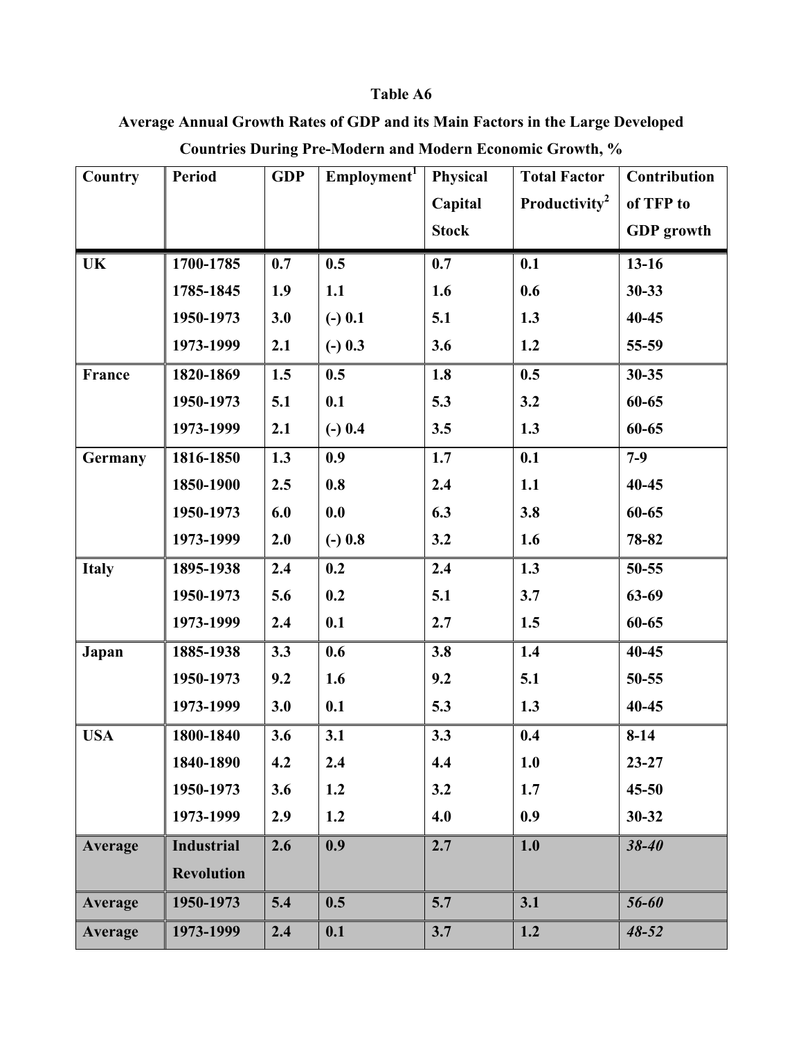**Table A6**

**Average Annual Growth Rates of GDP and its Main Factors in the Large Developed Countries During Pre-Modern and Modern Economic Growth, %**

| Country | Period | GDP | Employment[1] | Physical Capital Stock | Total Factor Productivity[2] | Contribution of TFP to GDP growth |
|---|---|---|---|---|---|---|
| **UK** | 1700-1785 | 0.7 | 0.5 | 0.7 | 0.1 | 13-16 |
| | 1785-1845 | 1.9 | 1.1 | 1.6 | 0.6 | 30-33 |
| | 1950-1973 | 3.0 | (-) 0.1 | 5.1 | 1.3 | 40-45 |
| | 1973-1999 | 2.1 | (-) 0.3 | 3.6 | 1.2 | 55-59 |
| **France** | 1820-1869 | 1.5 | 0.5 | 1.8 | 0.5 | 30-35 |
| | 1950-1973 | 5.1 | 0.1 | 5.3 | 3.2 | 60-65 |
| | 1973-1999 | 2.1 | (-) 0.4 | 3.5 | 1.3 | 60-65 |
| **Germany** | 1816-1850 | 1.3 | 0.9 | 1.7 | 0.1 | 7-9 |
| | 1850-1900 | 2.5 | 0.8 | 2.4 | 1.1 | 40-45 |
| | 1950-1973 | 6.0 | 0.0 | 6.3 | 3.8 | 60-65 |
| | 1973-1999 | 2.0 | (-) 0.8 | 3.2 | 1.6 | 78-82 |
| **Italy** | 1895-1938 | 2.4 | 0.2 | 2.4 | 1.3 | 50-55 |
| | 1950-1973 | 5.6 | 0.2 | 5.1 | 3.7 | 63-69 |
| | 1973-1999 | 2.4 | 0.1 | 2.7 | 1.5 | 60-65 |
| **Japan** | 1885-1938 | 3.3 | 0.6 | 3.8 | 1.4 | 40-45 |
| | 1950-1973 | 9.2 | 1.6 | 9.2 | 5.1 | 50-55 |
| | 1973-1999 | 3.0 | 0.1 | 5.3 | 1.3 | 40-45 |
| **USA** | 1800-1840 | 3.6 | 3.1 | 3.3 | 0.4 | 8-14 |
| | 1840-1890 | 4.2 | 2.4 | 4.4 | 1.0 | 23-27 |
| | 1950-1973 | 3.6 | 1.2 | 3.2 | 1.7 | 45-50 |
| | 1973-1999 | 2.9 | 1.2 | 4.0 | 0.9 | 30-32 |
| **Average** | **Industrial Revolution** | 2.6 | 0.9 | 2.7 | 1.0 | *38-40* |
| **Average** | 1950-1973 | 5.4 | 0.5 | 5.7 | 3.1 | *56-60* |
| **Average** | 1973-1999 | 2.4 | 0.1 | 3.7 | 1.2 | *48-52* |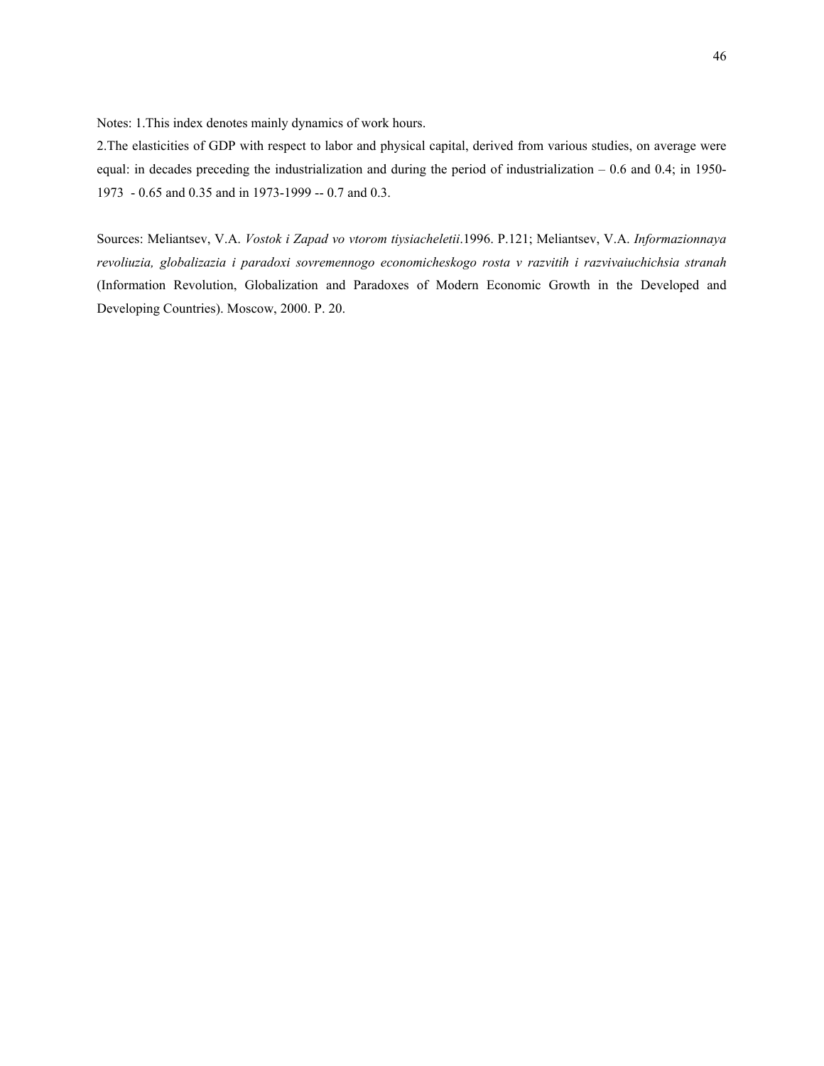Notes: 1.This index denotes mainly dynamics of work hours.

2.The elasticities of GDP with respect to labor and physical capital, derived from various studies, on average were equal: in decades preceding the industrialization and during the period of industrialization – 0.6 and 0.4; in 1950-1973 - 0.65 and 0.35 and in 1973-1999 -- 0.7 and 0.3.

Sources: Meliantsev, V.A. *Vostok i Zapad vo vtorom tiysiacheletii*.1996. P.121; Meliantsev, V.A. *Informazionnaya revoliuzia, globalizazia i paradoxi sovremennogo economicheskogo rosta v razvitih i razvivaiuchichsia stranah* (Information Revolution, Globalization and Paradoxes of Modern Economic Growth in the Developed and Developing Countries). Moscow, 2000. P. 20.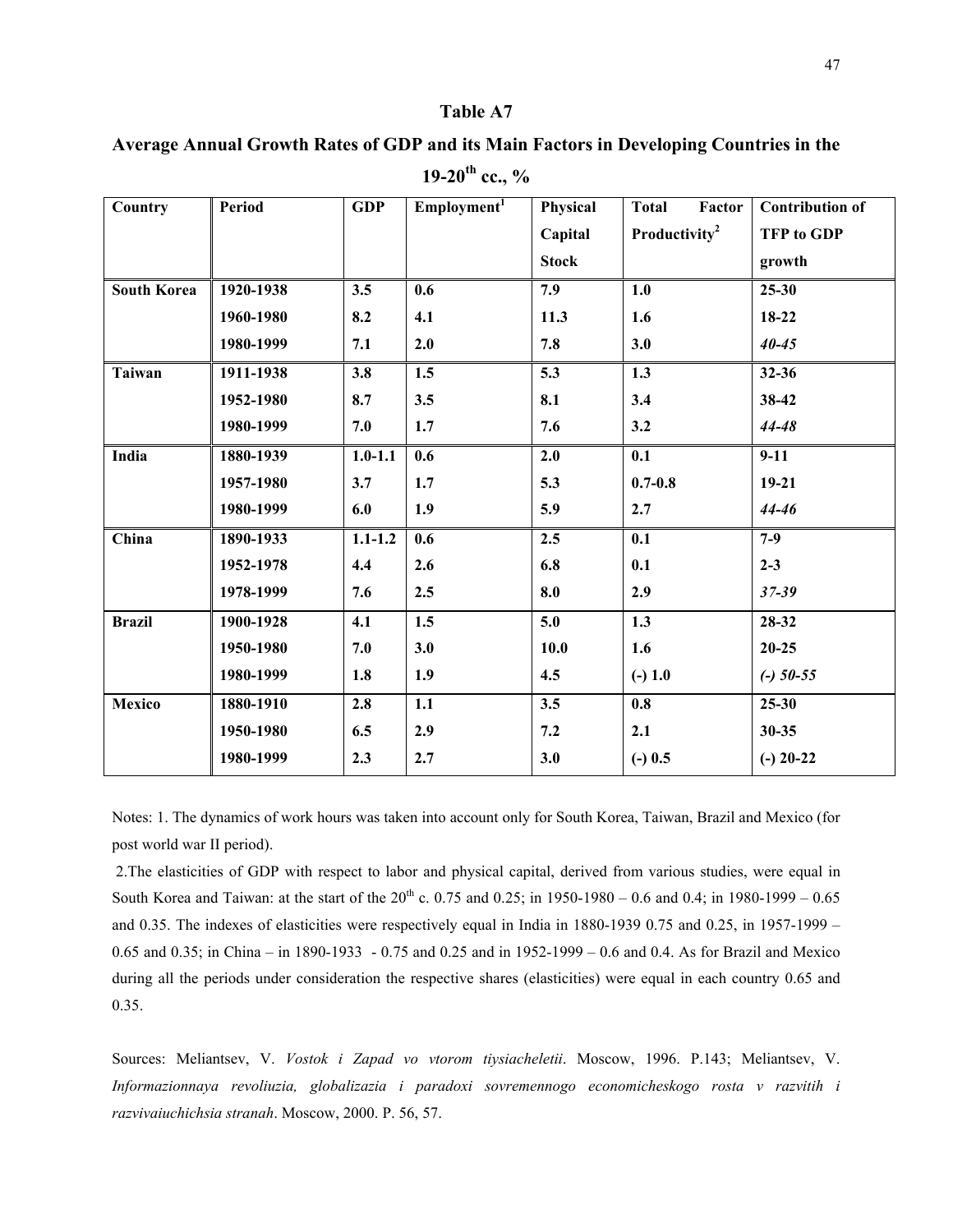## Table A7

## Average Annual Growth Rates of GDP and its Main Factors in Developing Countries in the 19-20th cc., %

| Country | Period | GDP | Employment[1] | Physical Capital Stock | Total Factor Productivity[2] | Contribution of TFP to GDP growth |
|---|---|---|---|---|---|---|
| **South Korea** | **1920-1938** | **3.5** | **0.6** | **7.9** | **1.0** | **25-30** |
| | **1960-1980** | **8.2** | **4.1** | **11.3** | **1.6** | **18-22** |
| | **1980-1999** | **7.1** | **2.0** | **7.8** | **3.0** | ***40-45*** |
| **Taiwan** | **1911-1938** | **3.8** | **1.5** | **5.3** | **1.3** | **32-36** |
| | **1952-1980** | **8.7** | **3.5** | **8.1** | **3.4** | **38-42** |
| | **1980-1999** | **7.0** | **1.7** | **7.6** | **3.2** | ***44-48*** |
| **India** | **1880-1939** | **1.0-1.1** | **0.6** | **2.0** | **0.1** | **9-11** |
| | **1957-1980** | **3.7** | **1.7** | **5.3** | **0.7-0.8** | **19-21** |
| | **1980-1999** | **6.0** | **1.9** | **5.9** | **2.7** | ***44-46*** |
| **China** | **1890-1933** | **1.1-1.2** | **0.6** | **2.5** | **0.1** | **7-9** |
| | **1952-1978** | **4.4** | **2.6** | **6.8** | **0.1** | **2-3** |
| | **1978-1999** | **7.6** | **2.5** | **8.0** | **2.9** | ***37-39*** |
| **Brazil** | **1900-1928** | **4.1** | **1.5** | **5.0** | **1.3** | **28-32** |
| | **1950-1980** | **7.0** | **3.0** | **10.0** | **1.6** | **20-25** |
| | **1980-1999** | **1.8** | **1.9** | **4.5** | **(-) 1.0** | ***(-) 50-55*** |
| **Mexico** | **1880-1910** | **2.8** | **1.1** | **3.5** | **0.8** | **25-30** |
| | **1950-1980** | **6.5** | **2.9** | **7.2** | **2.1** | **30-35** |
| | **1980-1999** | **2.3** | **2.7** | **3.0** | **(-) 0.5** | **(-) 20-22** |

Notes: 1. The dynamics of work hours was taken into account only for South Korea, Taiwan, Brazil and Mexico (for post world war II period).

2.The elasticities of GDP with respect to labor and physical capital, derived from various studies, were equal in South Korea and Taiwan: at the start of the 20th c. 0.75 and 0.25; in 1950-1980 – 0.6 and 0.4; in 1980-1999 – 0.65 and 0.35. The indexes of elasticities were respectively equal in India in 1880-1939 0.75 and 0.25, in 1957-1999 – 0.65 and 0.35; in China – in 1890-1933 - 0.75 and 0.25 and in 1952-1999 – 0.6 and 0.4. As for Brazil and Mexico during all the periods under consideration the respective shares (elasticities) were equal in each country 0.65 and 0.35.

Sources: Meliantsev, V. *Vostok i Zapad vo vtorom tiysiacheletii*. Moscow, 1996. P.143; Meliantsev, V. *Informazionnaya revoliuzia, globalizazia i paradoxi sovremennogo economicheskogo rosta v razvitih i razvivaiuchichsia stranah*. Moscow, 2000. P. 56, 57.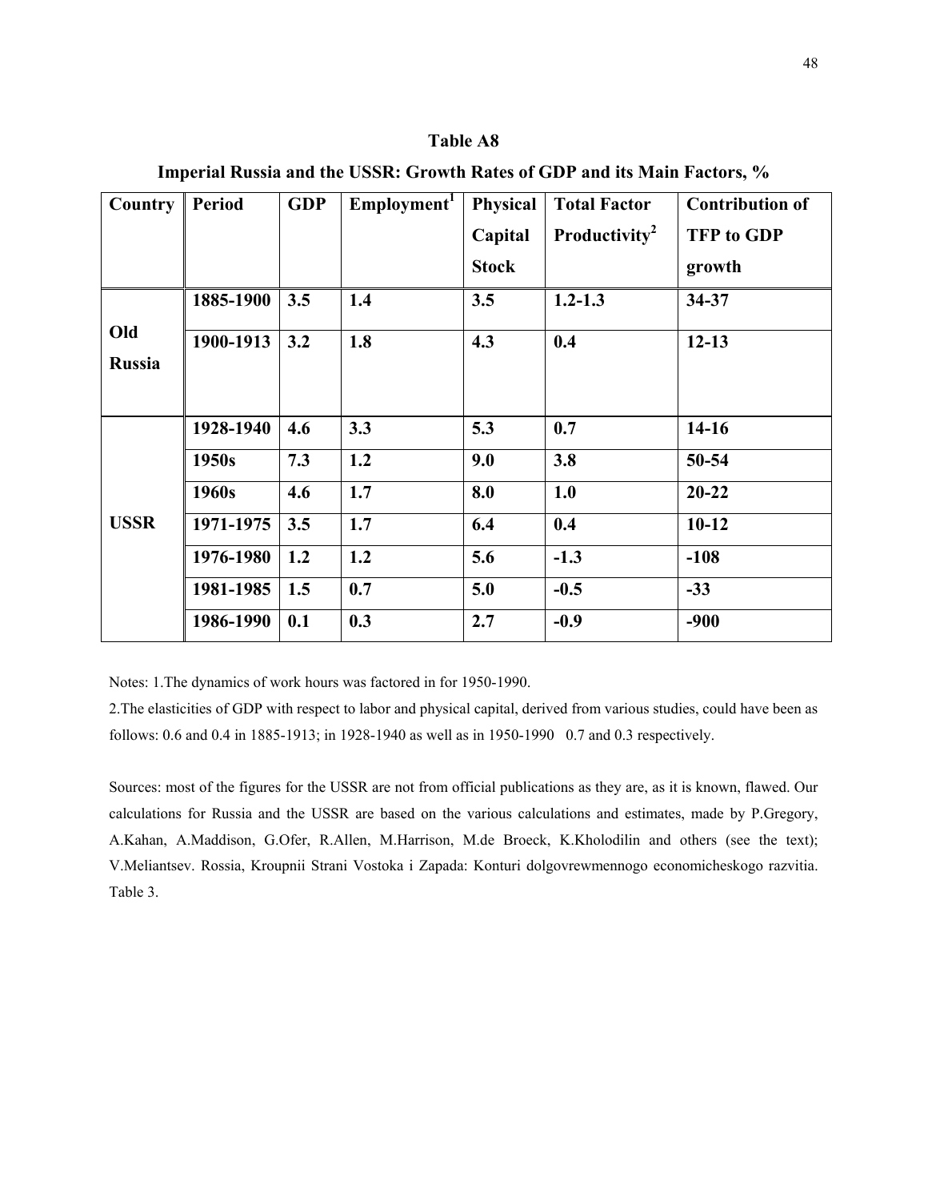**Table A8**

**Imperial Russia and the USSR: Growth Rates of GDP and its Main Factors, %**

| Country | Period | GDP | Employment[1] | Physical Capital Stock | Total Factor Productivity[2] | Contribution of TFP to GDP growth |
|---|---|---|---|---|---|---|
| Old Russia | 1885-1900 | 3.5 | 1.4 | 3.5 | 1.2-1.3 | 34-37 |
| | 1900-1913 | 3.2 | 1.8 | 4.3 | 0.4 | 12-13 |
| USSR | 1928-1940 | 4.6 | 3.3 | 5.3 | 0.7 | 14-16 |
| | 1950s | 7.3 | 1.2 | 9.0 | 3.8 | 50-54 |
| | 1960s | 4.6 | 1.7 | 8.0 | 1.0 | 20-22 |
| | 1971-1975 | 3.5 | 1.7 | 6.4 | 0.4 | 10-12 |
| | 1976-1980 | 1.2 | 1.2 | 5.6 | -1.3 | -108 |
| | 1981-1985 | 1.5 | 0.7 | 5.0 | -0.5 | -33 |
| | 1986-1990 | 0.1 | 0.3 | 2.7 | -0.9 | -900 |

Notes: 1.The dynamics of work hours was factored in for 1950-1990.

2.The elasticities of GDP with respect to labor and physical capital, derived from various studies, could have been as follows: 0.6 and 0.4 in 1885-1913; in 1928-1940 as well as in 1950-1990 0.7 and 0.3 respectively.

Sources: most of the figures for the USSR are not from official publications as they are, as it is known, flawed. Our calculations for Russia and the USSR are based on the various calculations and estimates, made by P.Gregory, A.Kahan, A.Maddison, G.Ofer, R.Allen, M.Harrison, M.de Broeck, K.Kholodilin and others (see the text); V.Meliantsev. Rossia, Kroupnii Strani Vostoka i Zapada: Konturi dolgovrewmennogo economicheskogo razvitia. Table 3.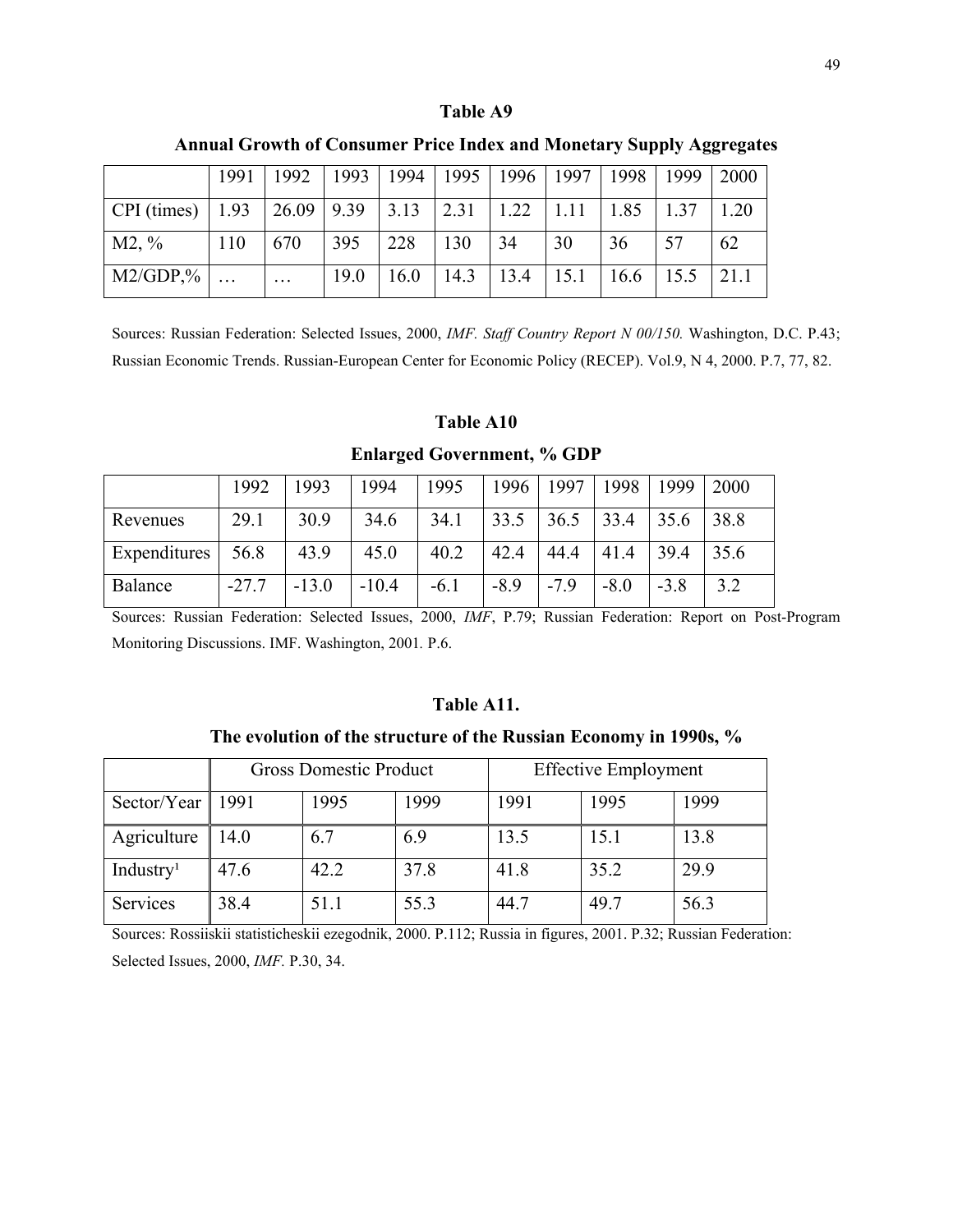### Table A9

### Annual Growth of Consumer Price Index and Monetary Supply Aggregates

| | 1991 | 1992 | 1993 | 1994 | 1995 | 1996 | 1997 | 1998 | 1999 | 2000 |
|---|---|---|---|---|---|---|---|---|---|---|
| CPI (times) | 1.93 | 26.09 | 9.39 | 3.13 | 2.31 | 1.22 | 1.11 | 1.85 | 1.37 | 1.20 |
| M2, % | 110 | 670 | 395 | 228 | 130 | 34 | 30 | 36 | 57 | 62 |
| M2/GDP,% | … | … | 19.0 | 16.0 | 14.3 | 13.4 | 15.1 | 16.6 | 15.5 | 21.1 |

Sources: Russian Federation: Selected Issues, 2000, *IMF. Staff Country Report N 00/150.* Washington, D.C. P.43; Russian Economic Trends. Russian-European Center for Economic Policy (RECEP). Vol.9, N 4, 2000. P.7, 77, 82.

### Table A10

### Enlarged Government, % GDP

| | 1992 | 1993 | 1994 | 1995 | 1996 | 1997 | 1998 | 1999 | 2000 |
|---|---|---|---|---|---|---|---|---|---|
| Revenues | 29.1 | 30.9 | 34.6 | 34.1 | 33.5 | 36.5 | 33.4 | 35.6 | 38.8 |
| Expenditures | 56.8 | 43.9 | 45.0 | 40.2 | 42.4 | 44.4 | 41.4 | 39.4 | 35.6 |
| Balance | -27.7 | -13.0 | -10.4 | -6.1 | -8.9 | -7.9 | -8.0 | -3.8 | 3.2 |

Sources: Russian Federation: Selected Issues, 2000, *IMF*, P.79; Russian Federation: Report on Post-Program Monitoring Discussions. IMF. Washington, 2001. P.6.

### Table A11.

### The evolution of the structure of the Russian Economy in 1990s, %

| | Gross Domestic Product | | | Effective Employment | | |
|---|---|---|---|---|---|---|
| Sector/Year | 1991 | 1995 | 1999 | 1991 | 1995 | 1999 |
| Agriculture | 14.0 | 6.7 | 6.9 | 13.5 | 15.1 | 13.8 |
| Industry[1] | 47.6 | 42.2 | 37.8 | 41.8 | 35.2 | 29.9 |
| Services | 38.4 | 51.1 | 55.3 | 44.7 | 49.7 | 56.3 |

Sources: Rossiiskii statisticheskii ezegodnik, 2000. P.112; Russia in figures, 2001. P.32; Russian Federation: Selected Issues, 2000, *IMF*. P.30, 34.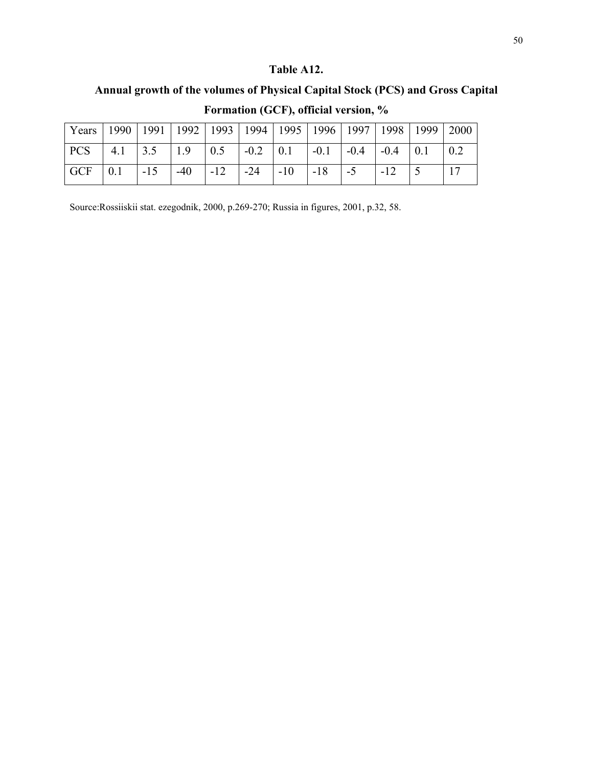**Table A12.**

**Annual growth of the volumes of Physical Capital Stock (PCS) and Gross Capital Formation (GCF), official version, %**

| Years | 1990 | 1991 | 1992 | 1993 | 1994 | 1995 | 1996 | 1997 | 1998 | 1999 | 2000 |
|---|---|---|---|---|---|---|---|---|---|---|---|
| PCS | 4.1 | 3.5 | 1.9 | 0.5 | -0.2 | 0.1 | -0.1 | -0.4 | -0.4 | 0.1 | 0.2 |
| GCF | 0.1 | -15 | -40 | -12 | -24 | -10 | -18 | -5 | -12 | 5 | 17 |

Source:Rossiiskii stat. ezegodnik, 2000, p.269-270; Russia in figures, 2001, p.32, 58.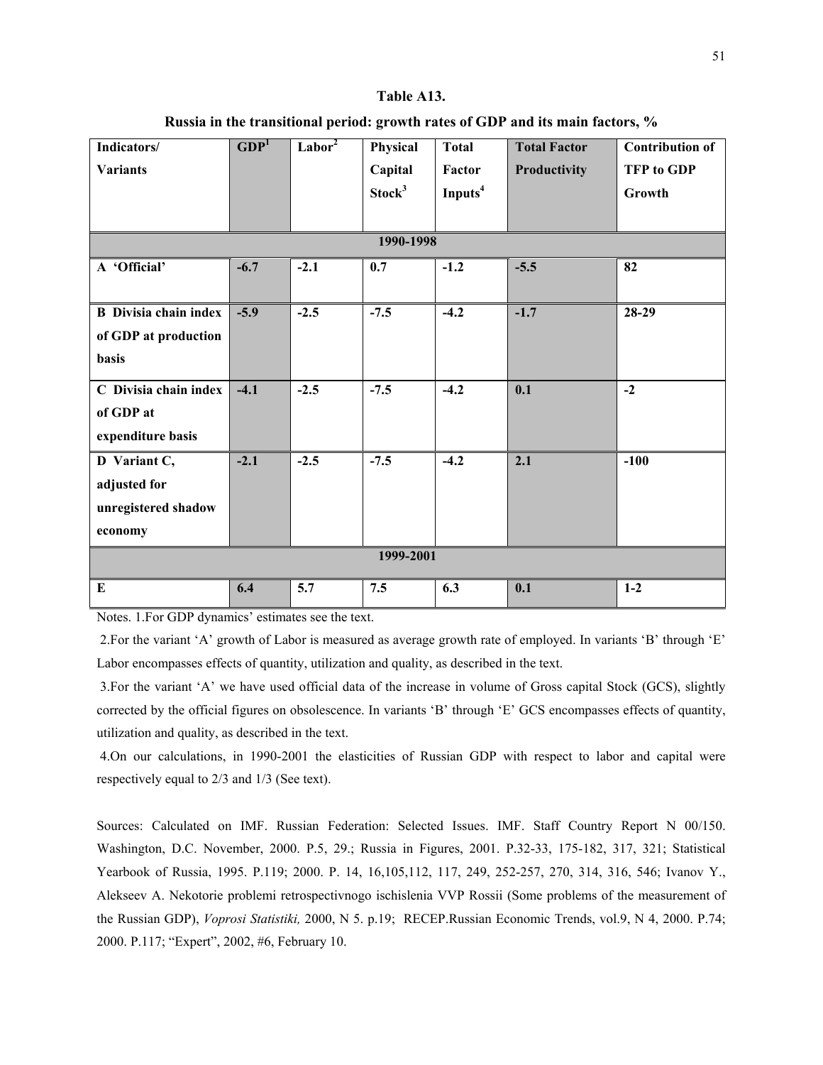**Table A13.**

**Russia in the transitional period: growth rates of GDP and its main factors, %**

| Indicators/ Variants | GDP[1] | Labor[2] | Physical Capital Stock[3] | Total Factor Inputs[4] | Total Factor Productivity | Contribution of TFP to GDP Growth |
|---|---|---|---|---|---|---|
| **1990-1998** | | | | | | |
| **A 'Official'** | **-6.7** | **-2.1** | **0.7** | **-1.2** | **-5.5** | **82** |
| **B Divisia chain index of GDP at production basis** | **-5.9** | **-2.5** | **-7.5** | **-4.2** | **-1.7** | **28-29** |
| **C Divisia chain index of GDP at expenditure basis** | **-4.1** | **-2.5** | **-7.5** | **-4.2** | **0.1** | **-2** |
| **D Variant C, adjusted for unregistered shadow economy** | **-2.1** | **-2.5** | **-7.5** | **-4.2** | **2.1** | **-100** |
| **1999-2001** | | | | | | |
| **E** | **6.4** | **5.7** | **7.5** | **6.3** | **0.1** | **1-2** |

Notes. 1.For GDP dynamics' estimates see the text.

2.For the variant 'A' growth of Labor is measured as average growth rate of employed. In variants 'B' through 'E' Labor encompasses effects of quantity, utilization and quality, as described in the text.

3.For the variant 'A' we have used official data of the increase in volume of Gross capital Stock (GCS), slightly corrected by the official figures on obsolescence. In variants 'B' through 'E' GCS encompasses effects of quantity, utilization and quality, as described in the text.

4.On our calculations, in 1990-2001 the elasticities of Russian GDP with respect to labor and capital were respectively equal to 2/3 and 1/3 (See text).

Sources: Calculated on IMF. Russian Federation: Selected Issues. IMF. Staff Country Report N 00/150. Washington, D.C. November, 2000. P.5, 29.; Russia in Figures, 2001. P.32-33, 175-182, 317, 321; Statistical Yearbook of Russia, 1995. P.119; 2000. P. 14, 16,105,112, 117, 249, 252-257, 270, 314, 316, 546; Ivanov Y., Alekseev A. Nekotorie problemi retrospectivnogo ischislenia VVP Rossii (Some problems of the measurement of the Russian GDP), *Voprosi Statistiki,* 2000, N 5. p.19; RECEP.Russian Economic Trends, vol.9, N 4, 2000. P.74; 2000. P.117; "Expert", 2002, #6, February 10.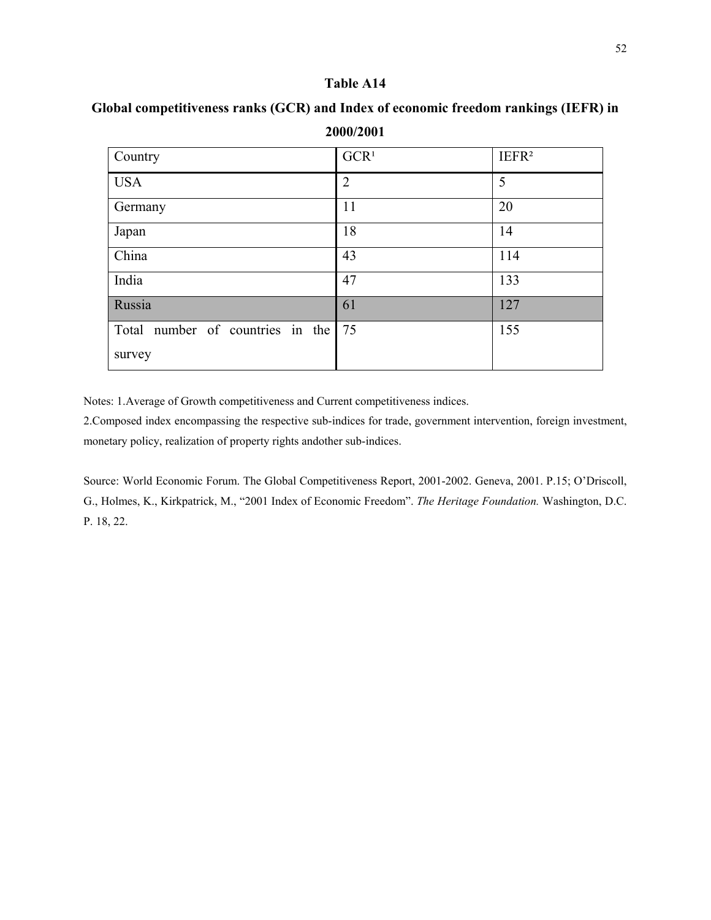**Table A14**

**Global competitiveness ranks (GCR) and Index of economic freedom rankings (IEFR) in 2000/2001**

| Country | GCR[1] | IEFR[2] |
|---|---|---|
| USA | 2 | 5 |
| Germany | 11 | 20 |
| Japan | 18 | 14 |
| China | 43 | 114 |
| India | 47 | 133 |
| Russia | 61 | 127 |
| Total number of countries in the survey | 75 | 155 |

Notes: 1.Average of Growth competitiveness and Current competitiveness indices.
2.Composed index encompassing the respective sub-indices for trade, government intervention, foreign investment, monetary policy, realization of property rights andother sub-indices.

Source: World Economic Forum. The Global Competitiveness Report, 2001-2002. Geneva, 2001. P.15; O'Driscoll, G., Holmes, K., Kirkpatrick, M., "2001 Index of Economic Freedom". *The Heritage Foundation.* Washington, D.C. P. 18, 22.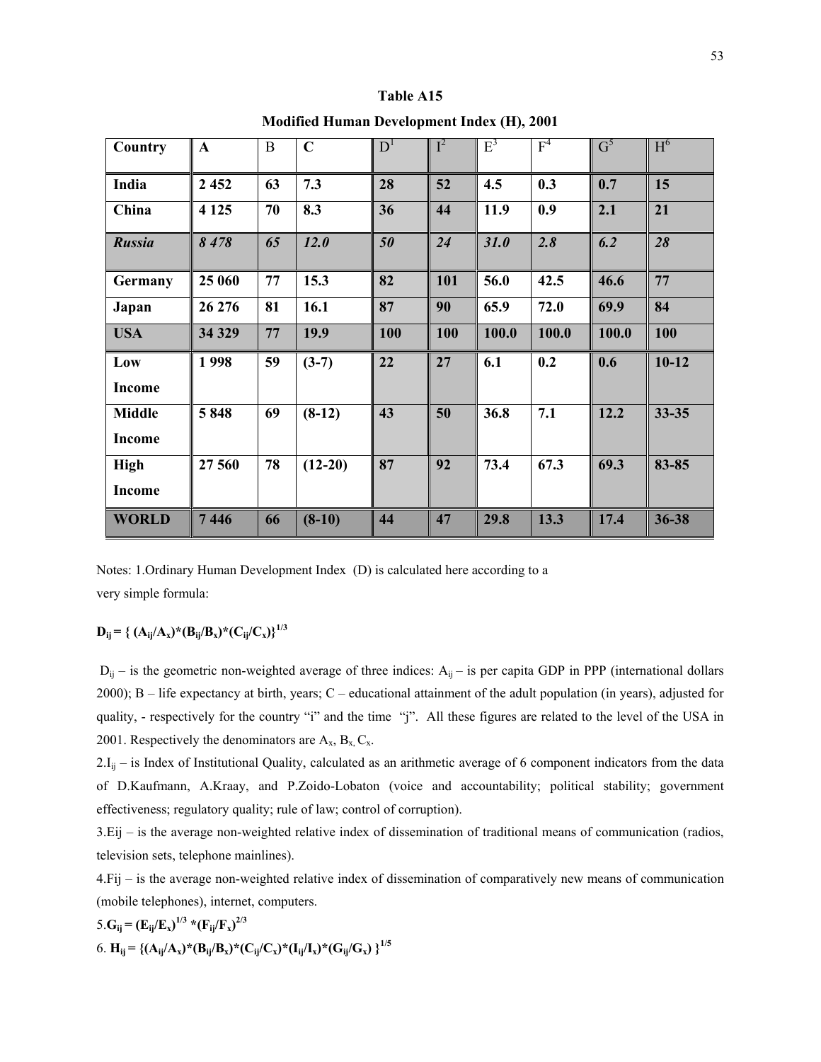**Table A15**

**Modified Human Development Index (H), 2001**

| Country | A | B | C | D[1] | I[2] | E[3] | F[4] | G[5] | H[6] |
|---|---|---|---|---|---|---|---|---|---|
| **India** | **2 452** | **63** | **7.3** | **28** | **52** | **4.5** | **0.3** | **0.7** | **15** |
| **China** | **4 125** | **70** | **8.3** | **36** | **44** | **11.9** | **0.9** | **2.1** | **21** |
| ***Russia*** | ***8 478*** | ***65*** | ***12.0*** | ***50*** | ***24*** | ***31.0*** | ***2.8*** | ***6.2*** | ***28*** |
| **Germany** | **25 060** | **77** | **15.3** | **82** | **101** | **56.0** | **42.5** | **46.6** | **77** |
| **Japan** | **26 276** | **81** | **16.1** | **87** | **90** | **65.9** | **72.0** | **69.9** | **84** |
| **USA** | **34 329** | **77** | **19.9** | **100** | **100** | **100.0** | **100.0** | **100.0** | **100** |
| **Low Income** | **1 998** | **59** | **(3-7)** | **22** | **27** | **6.1** | **0.2** | **0.6** | **10-12** |
| **Middle Income** | **5 848** | **69** | **(8-12)** | **43** | **50** | **36.8** | **7.1** | **12.2** | **33-35** |
| **High Income** | **27 560** | **78** | **(12-20)** | **87** | **92** | **73.4** | **67.3** | **69.3** | **83-85** |
| **WORLD** | **7 446** | **66** | **(8-10)** | **44** | **47** | **29.8** | **13.3** | **17.4** | **36-38** |

Notes: 1.Ordinary Human Development Index (D) is calculated here according to a very simple formula:

$$D_{ij} = \{ (A_{ij}/A_x)*(B_{ij}/B_x)*(C_{ij}/C_x)\}^{1/3}$$

$D_{ij}$ – is the geometric non-weighted average of three indices: $A_{ij}$ – is per capita GDP in PPP (international dollars 2000); B – life expectancy at birth, years; C – educational attainment of the adult population (in years), adjusted for quality, - respectively for the country "i" and the time "j". All these figures are related to the level of the USA in 2001. Respectively the denominators are $A_x$, $B_x$, $C_x$.

2.$I_{ij}$ – is Index of Institutional Quality, calculated as an arithmetic average of 6 component indicators from the data of D.Kaufmann, A.Kraay, and P.Zoido-Lobaton (voice and accountability; political stability; government effectiveness; regulatory quality; rule of law; control of corruption).

3.$E_{ij}$ – is the average non-weighted relative index of dissemination of traditional means of communication (radios, television sets, telephone mainlines).

4.$F_{ij}$ – is the average non-weighted relative index of dissemination of comparatively new means of communication (mobile telephones), internet, computers.

5.$G_{ij} = (E_{ij}/E_x)^{1/3} *(F_{ij}/F_x)^{2/3}$

6. $H_{ij} = \{(A_{ij}/A_x)*(B_{ij}/B_x)*(C_{ij}/C_x)*(I_{ij}/I_x)*(G_{ij}/G_x) \}^{1/5}$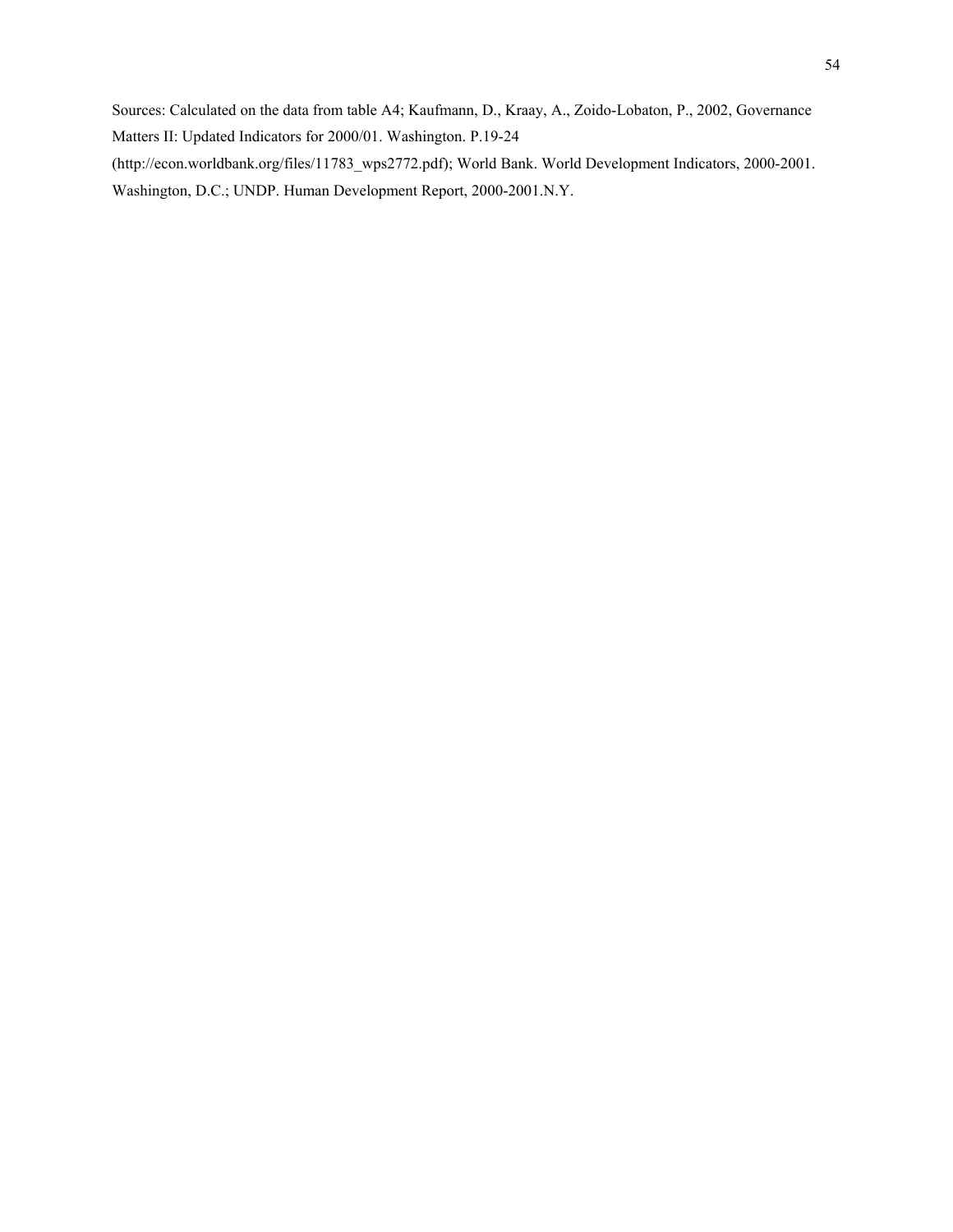Sources: Calculated on the data from table A4; Kaufmann, D., Kraay, A., Zoido-Lobaton, P., 2002, Governance Matters II: Updated Indicators for 2000/01. Washington. P.19-24 (http://econ.worldbank.org/files/11783_wps2772.pdf); World Bank. World Development Indicators, 2000-2001. Washington, D.C.; UNDP. Human Development Report, 2000-2001.N.Y.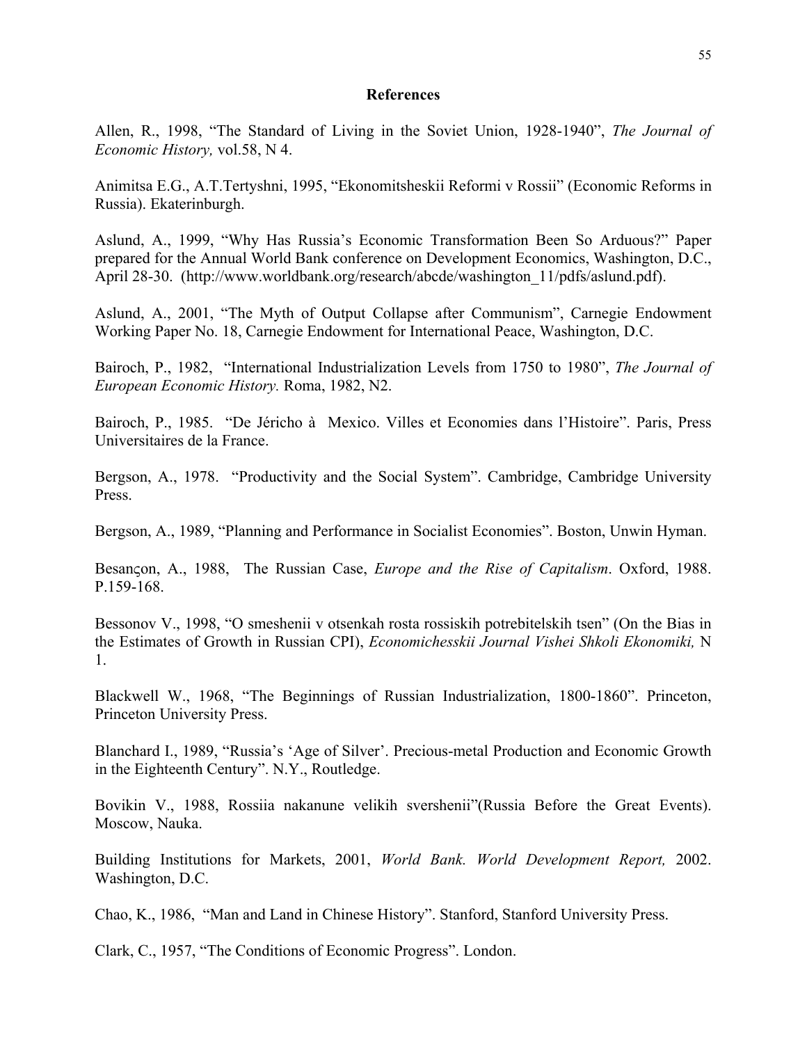## References

Allen, R., 1998, "The Standard of Living in the Soviet Union, 1928-1940", *The Journal of Economic History,* vol.58, N 4.

Animitsa E.G., A.T.Tertyshni, 1995, "Ekonomitsheskii Reformi v Rossii" (Economic Reforms in Russia). Ekaterinburgh.

Aslund, A., 1999, "Why Has Russia's Economic Transformation Been So Arduous?" Paper prepared for the Annual World Bank conference on Development Economics, Washington, D.C., April 28-30. (http://www.worldbank.org/research/abcde/washington_11/pdfs/aslund.pdf).

Aslund, A., 2001, "The Myth of Output Collapse after Communism", Carnegie Endowment Working Paper No. 18, Carnegie Endowment for International Peace, Washington, D.C.

Bairoch, P., 1982, "International Industrialization Levels from 1750 to 1980", *The Journal of European Economic History.* Roma, 1982, N2.

Bairoch, P., 1985. "De Jéricho à Mexico. Villes et Economies dans l'Histoire". Paris, Press Universitaires de la France.

Bergson, A., 1978. "Productivity and the Social System". Cambridge, Cambridge University Press.

Bergson, A., 1989, "Planning and Performance in Socialist Economies". Boston, Unwin Hyman.

Besançon, A., 1988, The Russian Case, *Europe and the Rise of Capitalism*. Oxford, 1988. P.159-168.

Bessonov V., 1998, "O smeshenii v otsenkah rosta rossiskih potrebitelskih tsen" (On the Bias in the Estimates of Growth in Russian CPI), *Economichesskii Journal Vishei Shkoli Ekonomiki,* N 1.

Blackwell W., 1968, "The Beginnings of Russian Industrialization, 1800-1860". Princeton, Princeton University Press.

Blanchard I., 1989, "Russia's 'Age of Silver'. Precious-metal Production and Economic Growth in the Eighteenth Century". N.Y., Routledge.

Bovikin V., 1988, Rossiia nakanune velikih svershenii"(Russia Before the Great Events). Moscow, Nauka.

Building Institutions for Markets, 2001, *World Bank. World Development Report,* 2002. Washington, D.C.

Chao, K., 1986, "Man and Land in Chinese History". Stanford, Stanford University Press.

Clark, C., 1957, "The Conditions of Economic Progress". London.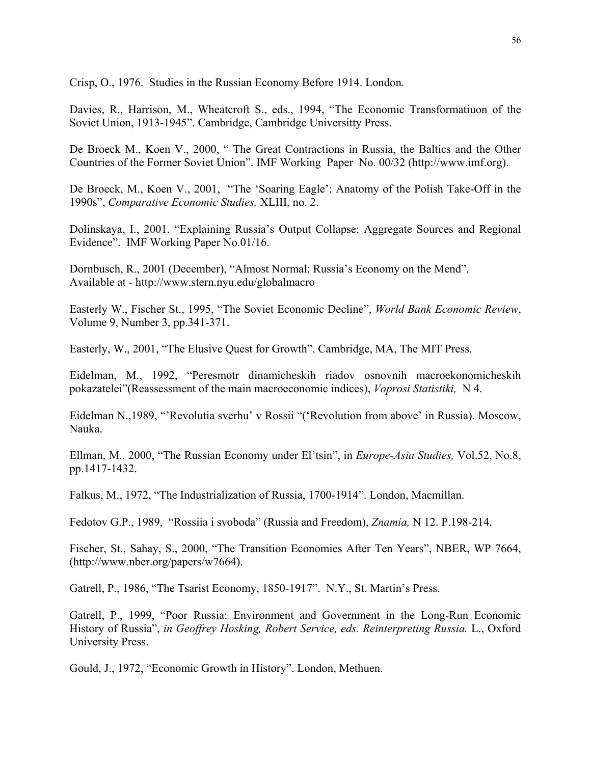Crisp, O., 1976. Studies in the Russian Economy Before 1914. London.

Davies, R., Harrison, M., Wheatcroft S., eds., 1994, "The Economic Transformatiuon of the Soviet Union, 1913-1945". Cambridge, Cambridge Universitty Press.

De Broeck M., Koen V., 2000, " The Great Contractions in Russia, the Baltics and the Other Countries of the Former Soviet Union". IMF Working Paper No. 00/32 (http://www.imf.org).

De Broeck, M., Koen V., 2001, "The 'Soaring Eagle': Anatomy of the Polish Take-Off in the 1990s", *Comparative Economic Studies,* XLIII, no. 2.

Dolinskaya, I., 2001, "Explaining Russia's Output Collapse: Aggregate Sources and Regional Evidence". IMF Working Paper No.01/16.

Dornbusch, R., 2001 (December), "Almost Normal: Russia's Economy on the Mend". Available at - http://www.stern.nyu.edu/globalmacro

Easterly W., Fischer St., 1995, "The Soviet Economic Decline", *World Bank Economic Review*, Volume 9, Number 3, pp.341-371.

Easterly, W., 2001, "The Elusive Quest for Growth". Cambridge, MA, The MIT Press.

Eidelman, M., 1992, "Peresmotr dinamicheskih riadov osnovnih macroekonomicheskih pokazatelei"(Reassessment of the main macroeconomic indices), *Voprosi Statistiki,* N 4.

Eidelman N.,1989, "'Revolutia sverhu' v Rossii "('Revolution from above' in Russia). Moscow, Nauka.

Ellman, M., 2000, "The Russian Economy under El'tsin", in *Europe-Asia Studies,* Vol.52, No.8, pp.1417-1432.

Falkus, M., 1972, "The Industrialization of Russia, 1700-1914". London, Macmillan.

Fedotov G.P., 1989, "Rossiia i svoboda" (Russia and Freedom), *Znamia,* N 12. P.198-214.

Fischer, St., Sahay, S., 2000, "The Transition Economies After Ten Years", NBER, WP 7664, (http://www.nber.org/papers/w7664).

Gatrell, P., 1986, "The Tsarist Economy, 1850-1917". N.Y., St. Martin's Press.

Gatrell, P., 1999, "Poor Russia: Environment and Government in the Long-Run Economic History of Russia", *in Geoffrey Hosking, Robert Service, eds. Reinterpreting Russia.* L., Oxford University Press.

Gould, J., 1972, "Economic Growth in History". London, Methuen.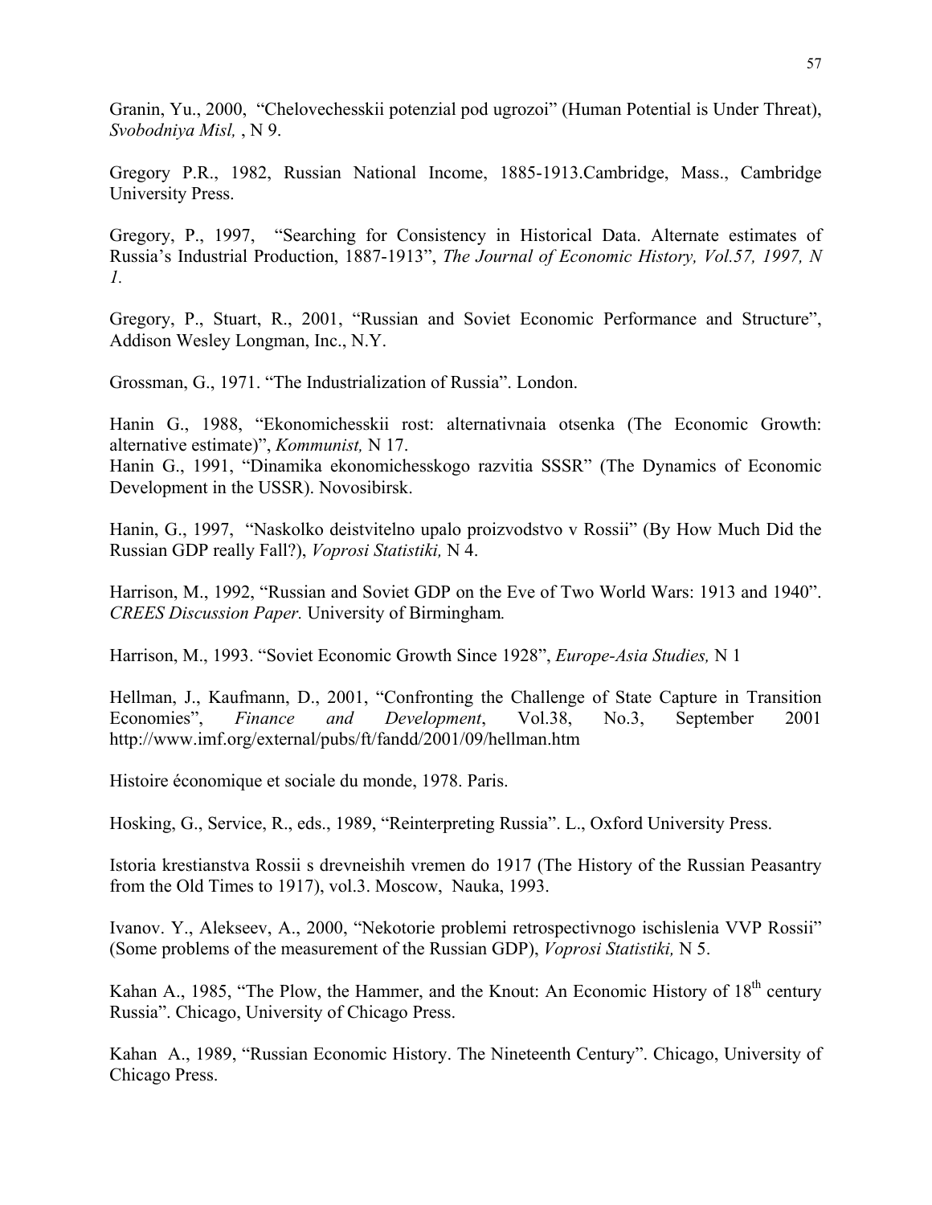Granin, Yu., 2000, "Chelovechesskii potenzial pod ugrozoi" (Human Potential is Under Threat), *Svobodniya Misl,* , N 9.

Gregory P.R., 1982, Russian National Income, 1885-1913.Cambridge, Mass., Cambridge University Press.

Gregory, P., 1997, "Searching for Consistency in Historical Data. Alternate estimates of Russia's Industrial Production, 1887-1913", *The Journal of Economic History, Vol.57, 1997, N 1.*

Gregory, P., Stuart, R., 2001, "Russian and Soviet Economic Performance and Structure", Addison Wesley Longman, Inc., N.Y.

Grossman, G., 1971. "The Industrialization of Russia". London.

Hanin G., 1988, "Ekonomichesskii rost: alternativnaia otsenka (The Economic Growth: alternative estimate)", *Kommunist,* N 17.
Hanin G., 1991, "Dinamika ekonomichesskogo razvitia SSSR" (The Dynamics of Economic Development in the USSR). Novosibirsk.

Hanin, G., 1997, "Naskolko deistvitelno upalo proizvodstvo v Rossii" (By How Much Did the Russian GDP really Fall?), *Voprosi Statistiki,* N 4.

Harrison, M., 1992, "Russian and Soviet GDP on the Eve of Two World Wars: 1913 and 1940". *CREES Discussion Paper.* University of Birmingham*.*

Harrison, M., 1993. "Soviet Economic Growth Since 1928", *Europe-Asia Studies,* N 1

Hellman, J., Kaufmann, D., 2001, "Confronting the Challenge of State Capture in Transition Economies", *Finance and Development*, Vol.38, No.3, September 2001 http://www.imf.org/external/pubs/ft/fandd/2001/09/hellman.htm

Histoire économique et sociale du monde, 1978. Paris.

Hosking, G., Service, R., eds., 1989, "Reinterpreting Russia". L., Oxford University Press.

Istoria krestianstva Rossii s drevneishih vremen do 1917 (The History of the Russian Peasantry from the Old Times to 1917), vol.3. Moscow, Nauka, 1993.

Ivanov. Y., Alekseev, A., 2000, "Nekotorie problemi retrospectivnogo ischislenia VVP Rossii" (Some problems of the measurement of the Russian GDP), *Voprosi Statistiki,* N 5.

Kahan A., 1985, "The Plow, the Hammer, and the Knout: An Economic History of 18th century Russia". Chicago, University of Chicago Press.

Kahan A., 1989, "Russian Economic History. The Nineteenth Century". Chicago, University of Chicago Press.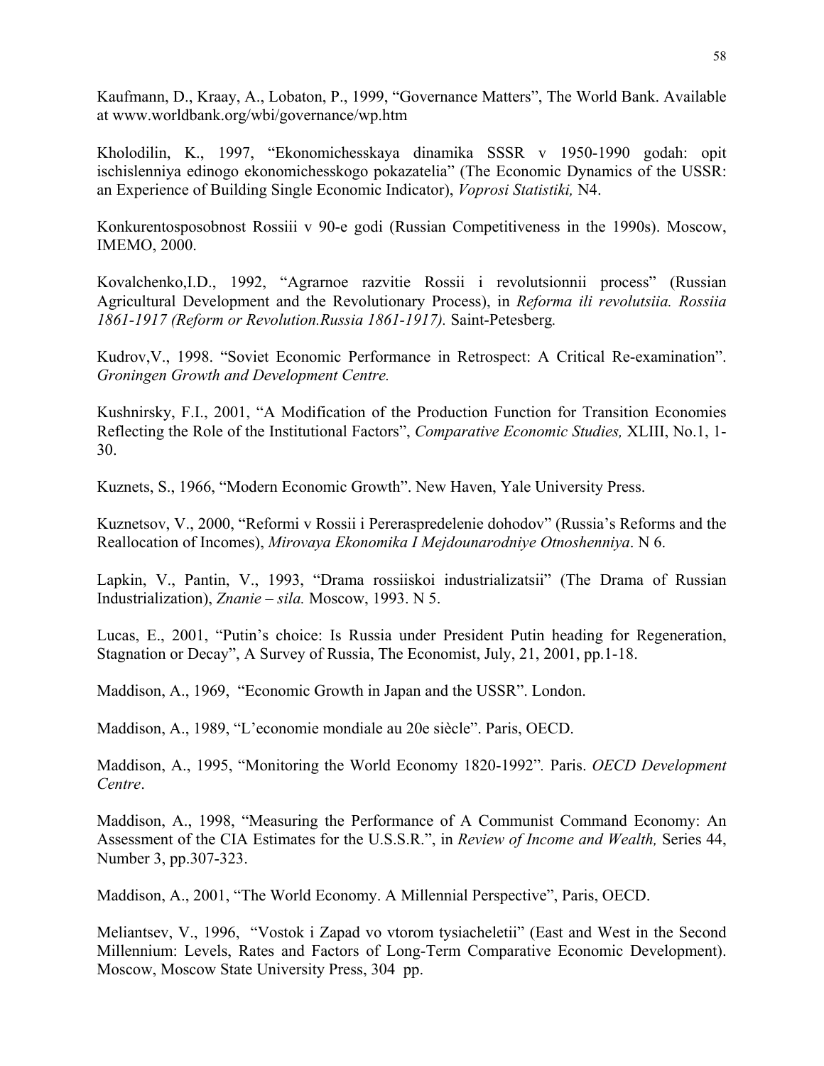Kaufmann, D., Kraay, A., Lobaton, P., 1999, “Governance Matters”, The World Bank. Available at www.worldbank.org/wbi/governance/wp.htm

Kholodilin, K., 1997, “Ekonomichesskaya dinamika SSSR v 1950-1990 godah: opit ischislenniya edinogo ekonomichesskogo pokazatelia” (The Economic Dynamics of the USSR: an Experience of Building Single Economic Indicator), *Voprosi Statistiki,* N4.

Konkurentosposobnost Rossiii v 90-e godi (Russian Competitiveness in the 1990s). Moscow, IMEMO, 2000.

Kovalchenko,I.D., 1992, “Agrarnoe razvitie Rossii i revolutsionnii process” (Russian Agricultural Development and the Revolutionary Process), in *Reforma ili revolutsiia. Rossiia 1861-1917 (Reform or Revolution.Russia 1861-1917).* Saint-Petesberg*.*

Kudrov,V., 1998. “Soviet Economic Performance in Retrospect: A Critical Re-examination”. *Groningen Growth and Development Centre.*

Kushnirsky, F.I., 2001, “A Modification of the Production Function for Transition Economies Reflecting the Role of the Institutional Factors”, *Comparative Economic Studies,* XLIII, No.1, 1-30.

Kuznets, S., 1966, “Modern Economic Growth”. New Haven, Yale University Press.

Kuznetsov, V., 2000, “Reformi v Rossii i Pererasspredelenie dohodov” (Russia’s Reforms and the Reallocation of Incomes), *Mirovaya Ekonomika I Mejdounarodniye Otnoshenniya*. N 6.

Lapkin, V., Pantin, V., 1993, “Drama rossiiskoi industrializatsii” (The Drama of Russian Industrialization), *Znanie – sila.* Moscow, 1993. N 5.

Lucas, E., 2001, “Putin’s choice: Is Russia under President Putin heading for Regeneration, Stagnation or Decay”, A Survey of Russia, The Economist, July, 21, 2001, pp.1-18.

Maddison, A., 1969, “Economic Growth in Japan and the USSR”. London.

Maddison, A., 1989, “L’economie mondiale au 20e siècle”. Paris, OECD.

Maddison, A., 1995, “Monitoring the World Economy 1820-1992”*.* Paris. *OECD Development Centre*.

Maddison, A., 1998, “Measuring the Performance of A Communist Command Economy: An Assessment of the CIA Estimates for the U.S.S.R.”, in *Review of Income and Wealth,* Series 44, Number 3, pp.307-323.

Maddison, A., 2001, “The World Economy. A Millennial Perspective”, Paris, OECD.

Meliantsev, V., 1996, “Vostok i Zapad vo vtorom tysiacheletii” (East and West in the Second Millennium: Levels, Rates and Factors of Long-Term Comparative Economic Development). Moscow, Moscow State University Press, 304 pp.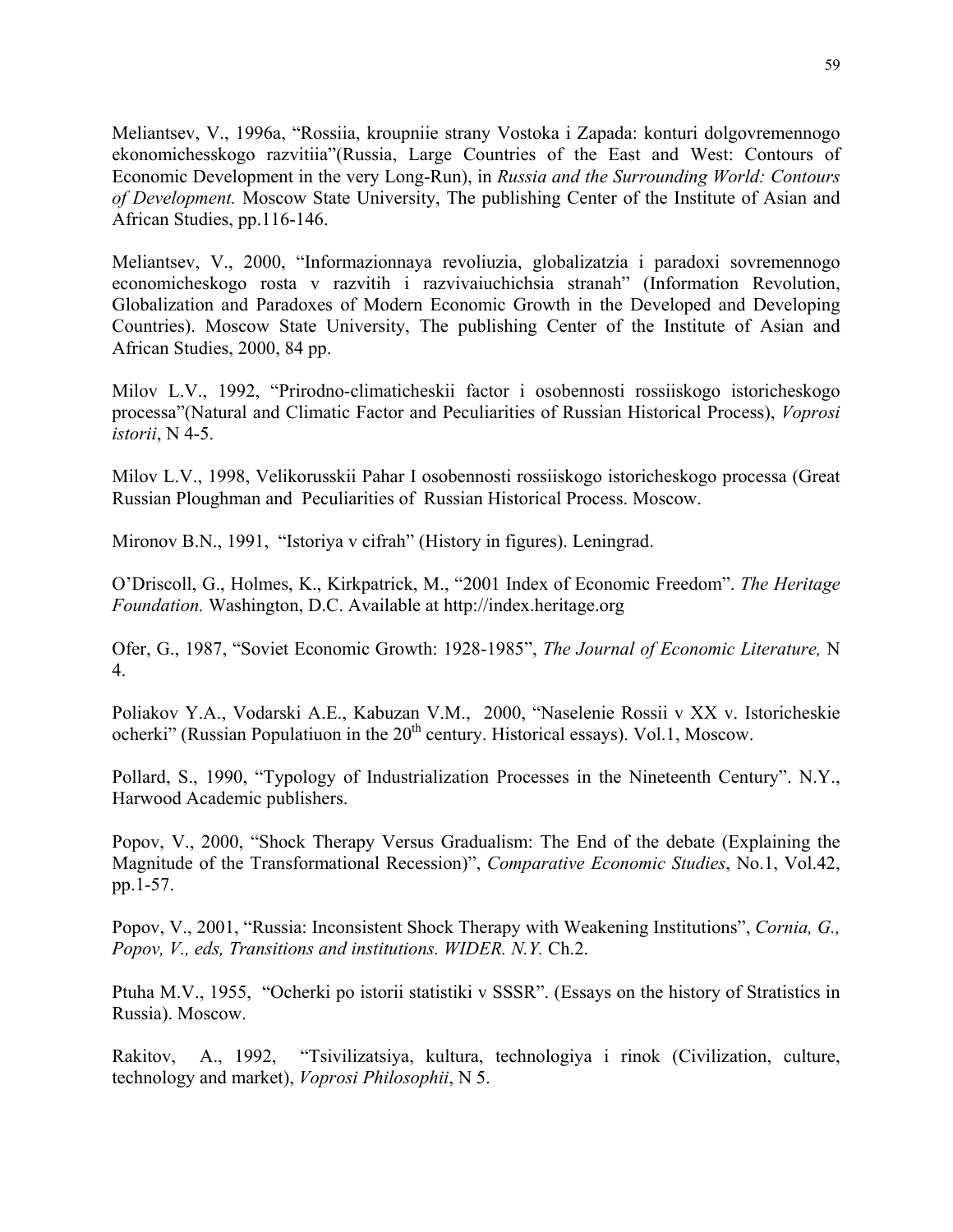Meliantsev, V., 1996a, “Rossiia, kroupniie strany Vostoka i Zapada: konturi dolgovremennogo ekonomichesskogo razvitiia”(Russia, Large Countries of the East and West: Contours of Economic Development in the very Long-Run), in *Russia and the Surrounding World: Contours of Development.* Moscow State University, The publishing Center of the Institute of Asian and African Studies, pp.116-146.

Meliantsev, V., 2000, “Informazionnaya revoliuzia, globalizatzia i paradoxi sovremennogo economicheskogo rosta v razvitih i razvivaiuchichsia stranah” (Information Revolution, Globalization and Paradoxes of Modern Economic Growth in the Developed and Developing Countries). Moscow State University, The publishing Center of the Institute of Asian and African Studies, 2000, 84 pp.

Milov L.V., 1992, “Prirodno-climaticheskii factor i osobennosti rossiiskogo istoricheskogo processa”(Natural and Climatic Factor and Peculiarities of Russian Historical Process), *Voprosi istorii*, N 4-5.

Milov L.V., 1998, Velikorusskii Pahar I osobennosti rossiiskogo istoricheskogo processa (Great Russian Ploughman and Peculiarities of Russian Historical Process. Moscow.

Mironov B.N., 1991, “Istoriya v cifrah” (History in figures). Leningrad.

O’Driscoll, G., Holmes, K., Kirkpatrick, M., “2001 Index of Economic Freedom”. *The Heritage Foundation.* Washington, D.C. Available at http://index.heritage.org

Ofer, G., 1987, “Soviet Economic Growth: 1928-1985”, *The Journal of Economic Literature,* N 4.

Poliakov Y.A., Vodarski A.E., Kabuzan V.M., 2000, “Naselenie Rossii v XX v. Istoricheskie ocherki” (Russian Populatiuon in the 20th century. Historical essays). Vol.1, Moscow.

Pollard, S., 1990, “Typology of Industrialization Processes in the Nineteenth Century”. N.Y., Harwood Academic publishers.

Popov, V., 2000, “Shock Therapy Versus Gradualism: The End of the debate (Explaining the Magnitude of the Transformational Recession)”, *Comparative Economic Studies*, No.1, Vol.42, pp.1-57.

Popov, V., 2001, “Russia: Inconsistent Shock Therapy with Weakening Institutions”, *Cornia, G., Popov, V., eds, Transitions and institutions. WIDER. N.Y.* Ch.2.

Ptuha M.V., 1955, “Ocherki po istorii statistiki v SSSR”. (Essays on the history of Stratistics in Russia). Moscow.

Rakitov, A., 1992, “Tsivilizatsiya, kultura, technologiya i rinok (Civilization, culture, technology and market), *Voprosi Philosophii*, N 5.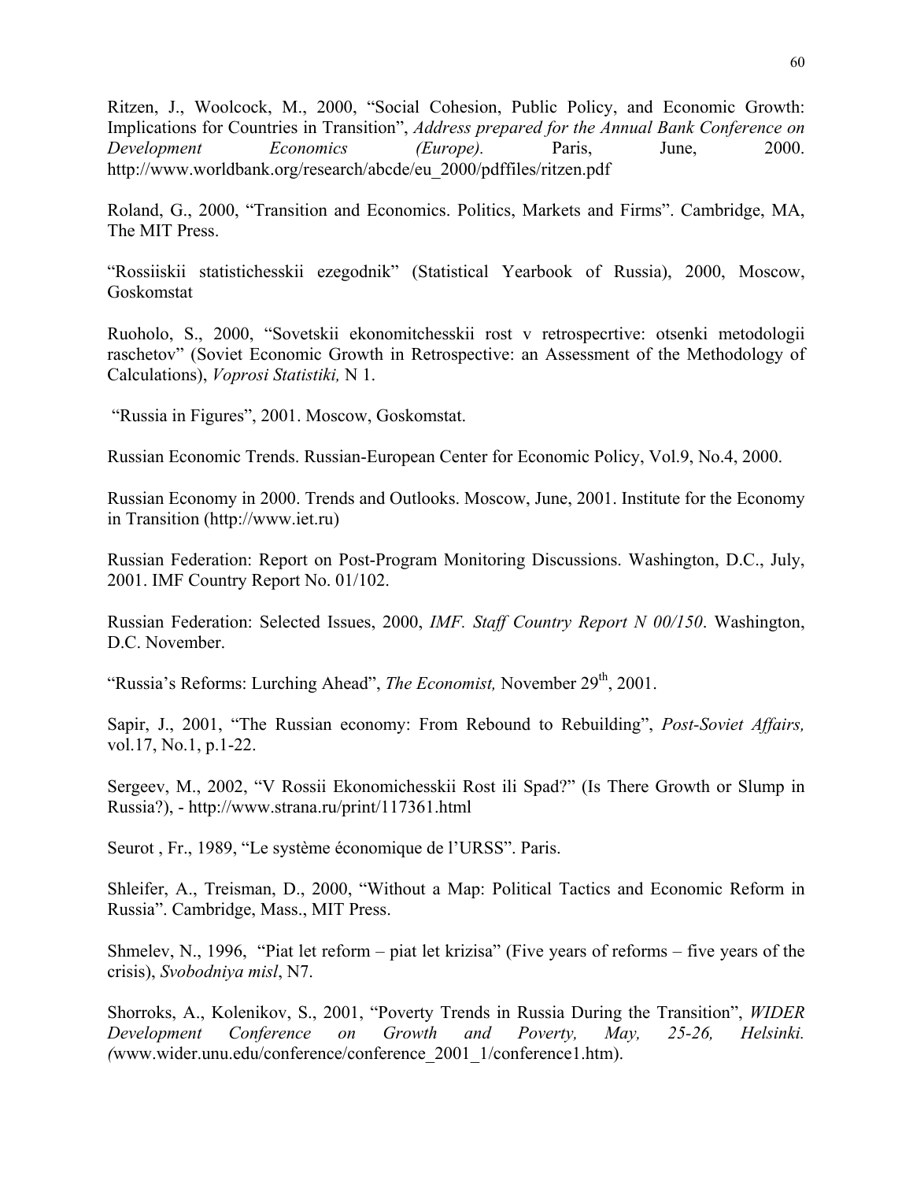Ritzen, J., Woolcock, M., 2000, “Social Cohesion, Public Policy, and Economic Growth: Implications for Countries in Transition”, *Address prepared for the Annual Bank Conference on Development Economics (Europe).* Paris, June, 2000. http://www.worldbank.org/research/abcde/eu_2000/pdffiles/ritzen.pdf

Roland, G., 2000, “Transition and Economics. Politics, Markets and Firms”. Cambridge, MA, The MIT Press.

“Rossiiskii statistichesskii ezegodnik” (Statistical Yearbook of Russia), 2000, Moscow, Goskomstat

Ruoholo, S., 2000, “Sovetskii ekonomitchesskii rost v retrospecrtive: otsenki metodologii raschetov” (Soviet Economic Growth in Retrospective: an Assessment of the Methodology of Calculations), *Voprosi Statistiki,* N 1.

“Russia in Figures”, 2001. Moscow, Goskomstat.

Russian Economic Trends. Russian-European Center for Economic Policy, Vol.9, No.4, 2000.

Russian Economy in 2000. Trends and Outlooks. Moscow, June, 2001. Institute for the Economy in Transition (http://www.iet.ru)

Russian Federation: Report on Post-Program Monitoring Discussions. Washington, D.C., July, 2001. IMF Country Report No. 01/102.

Russian Federation: Selected Issues, 2000, *IMF. Staff Country Report N 00/150*. Washington, D.C. November.

“Russia’s Reforms: Lurching Ahead”, *The Economist,* November 29th, 2001.

Sapir, J., 2001, “The Russian economy: From Rebound to Rebuilding”, *Post-Soviet Affairs,* vol.17, No.1, p.1-22.

Sergeev, M., 2002, “V Rossii Ekonomichesskii Rost ili Spad?” (Is There Growth or Slump in Russia?), - http://www.strana.ru/print/117361.html

Seurot , Fr., 1989, “Le système économique de l’URSS”. Paris.

Shleifer, A., Treisman, D., 2000, “Without a Map: Political Tactics and Economic Reform in Russia”. Cambridge, Mass., MIT Press.

Shmelev, N., 1996, “Piat let reform – piat let krizisa” (Five years of reforms – five years of the crisis), *Svobodniya misl*, N7.

Shorroks, A., Kolenikov, S., 2001, “Poverty Trends in Russia During the Transition”, *WIDER Development Conference on Growth and Poverty, May, 25-26, Helsinki. (*www.wider.unu.edu/conference/conference_2001_1/conference1.htm).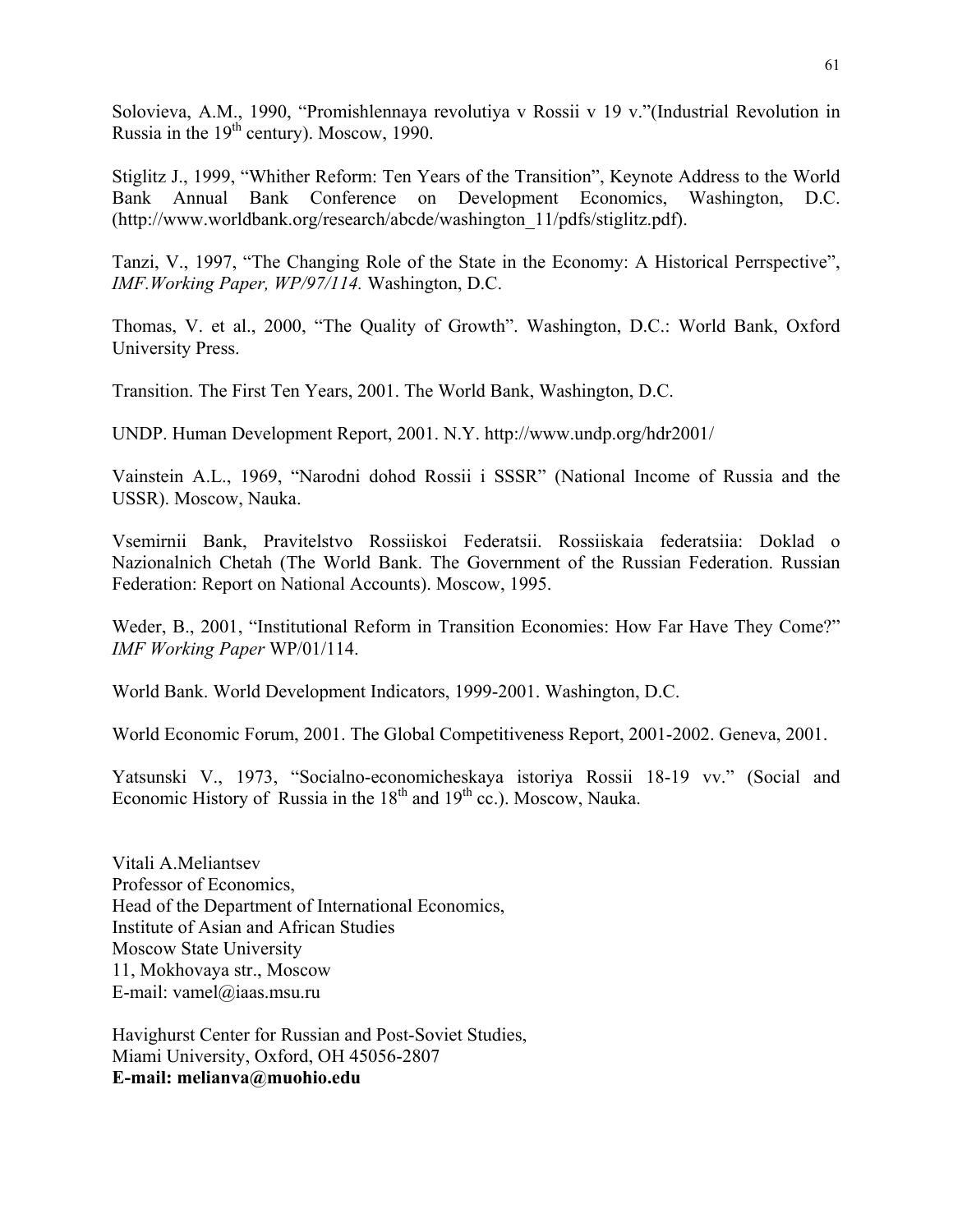Solovieva, A.M., 1990, "Promishlennaya revolutiya v Rossii v 19 v."(Industrial Revolution in Russia in the 19th century). Moscow, 1990.

Stiglitz J., 1999, "Whither Reform: Ten Years of the Transition", Keynote Address to the World Bank Annual Bank Conference on Development Economics, Washington, D.C. (http://www.worldbank.org/research/abcde/washington_11/pdfs/stiglitz.pdf).

Tanzi, V., 1997, "The Changing Role of the State in the Economy: A Historical Perrspective", *IMF.Working Paper, WP/97/114.* Washington, D.C.

Thomas, V. et al., 2000, "The Quality of Growth". Washington, D.C.: World Bank, Oxford University Press.

Transition. The First Ten Years, 2001. The World Bank, Washington, D.C.

UNDP. Human Development Report, 2001. N.Y. http://www.undp.org/hdr2001/

Vainstein A.L., 1969, "Narodni dohod Rossii i SSSR" (National Income of Russia and the USSR). Moscow, Nauka.

Vsemirnii Bank, Pravitelstvo Rossiiskoi Federatsii. Rossiiskaia federatsiia: Doklad o Nazionalnich Chetah (The World Bank. The Government of the Russian Federation. Russian Federation: Report on National Accounts). Moscow, 1995.

Weder, B., 2001, "Institutional Reform in Transition Economies: How Far Have They Come?" *IMF Working Paper* WP/01/114.

World Bank. World Development Indicators, 1999-2001. Washington, D.C.

World Economic Forum, 2001. The Global Competitiveness Report, 2001-2002. Geneva, 2001.

Yatsunski V., 1973, "Socialno-economicheskaya istoriya Rossii 18-19 vv." (Social and Economic History of Russia in the 18th and 19th cc.). Moscow, Nauka.

Vitali A.Meliantsev
Professor of Economics,
Head of the Department of International Economics,
Institute of Asian and African Studies
Moscow State University
11, Mokhovaya str., Moscow
E-mail: vamel@iaas.msu.ru

Havighurst Center for Russian and Post-Soviet Studies,
Miami University, Oxford, OH 45056-2807
**E-mail: melianva@muohio.edu**